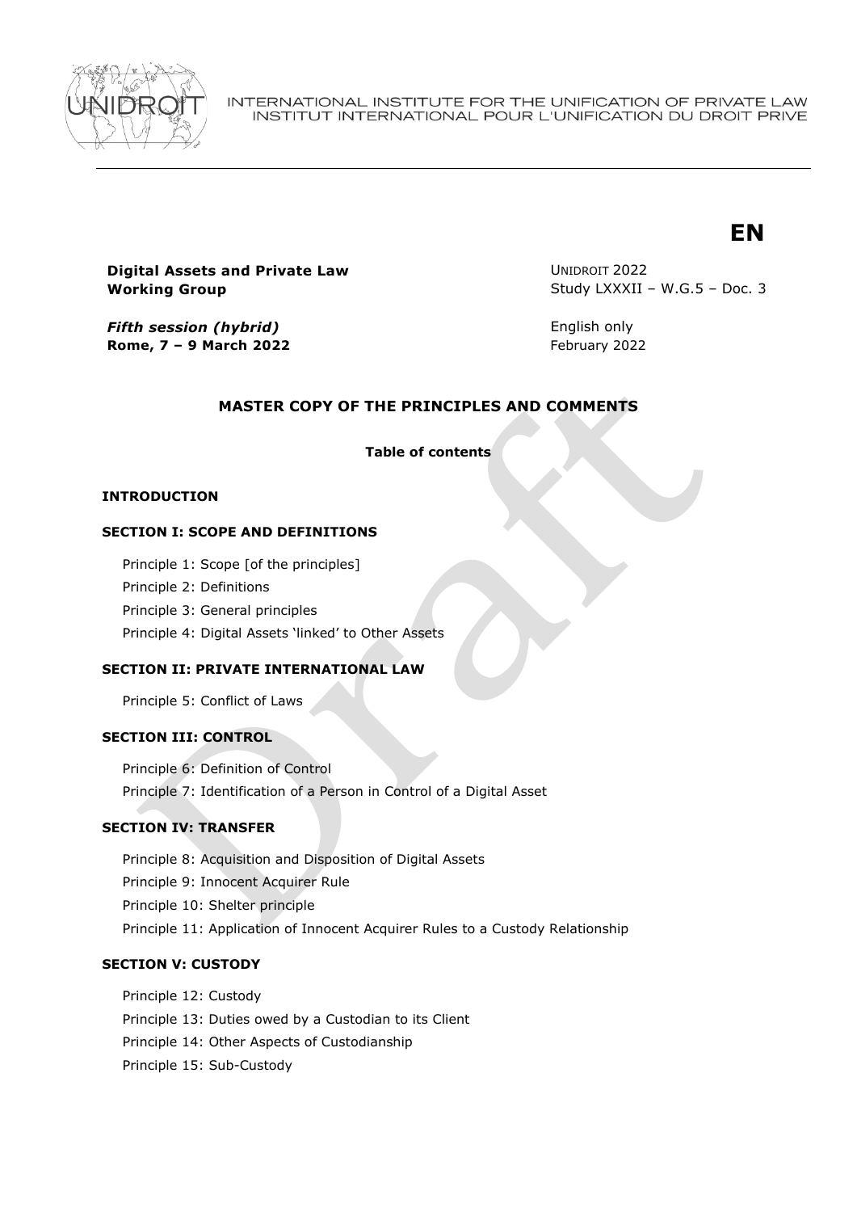INTERNATIONAL INSTITUTE FOR THE UNIFICATION OF PRIVATE LAW
INSTITUT INTERNATIONAL POUR L'UNIFICATION DU DROIT PRIVE

**EN**

**Digital Assets and Private Law Working Group**

UNIDROIT 2022
Study LXXXII – W.G.5 – Doc. 3

***Fifth session (hybrid)***
**Rome, 7 – 9 March 2022**

English only
February 2022

## MASTER COPY OF THE PRINCIPLES AND COMMENTS

**Table of contents**

**INTRODUCTION**

**SECTION I: SCOPE AND DEFINITIONS**

- Principle 1: Scope [of the principles]
- Principle 2: Definitions
- Principle 3: General principles
- Principle 4: Digital Assets 'linked' to Other Assets

**SECTION II: PRIVATE INTERNATIONAL LAW**

- Principle 5: Conflict of Laws

**SECTION III: CONTROL**

- Principle 6: Definition of Control
- Principle 7: Identification of a Person in Control of a Digital Asset

**SECTION IV: TRANSFER**

- Principle 8: Acquisition and Disposition of Digital Assets
- Principle 9: Innocent Acquirer Rule
- Principle 10: Shelter principle
- Principle 11: Application of Innocent Acquirer Rules to a Custody Relationship

**SECTION V: CUSTODY**

- Principle 12: Custody
- Principle 13: Duties owed by a Custodian to its Client
- Principle 14: Other Aspects of Custodianship
- Principle 15: Sub-Custody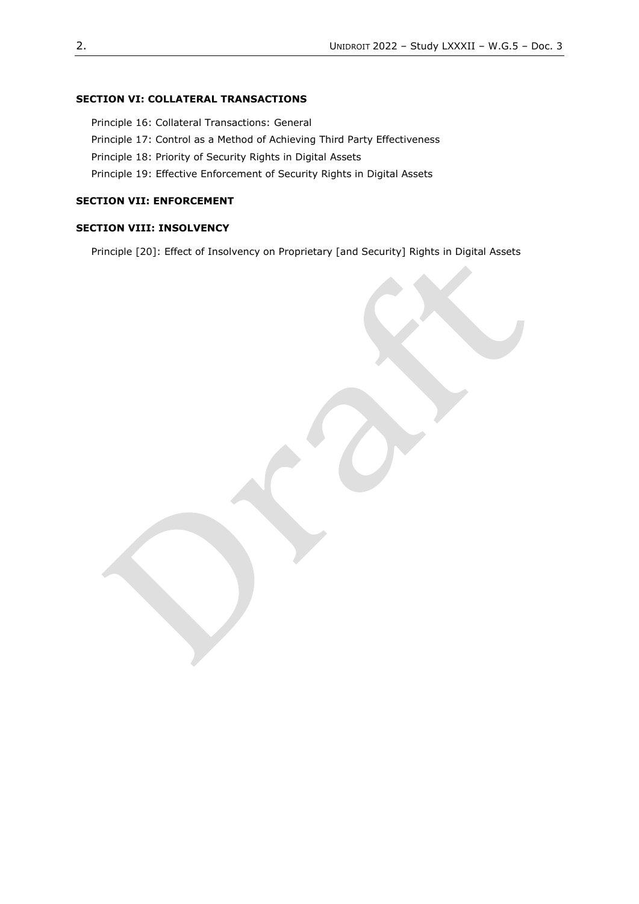**SECTION VI: COLLATERAL TRANSACTIONS**

Principle 16: Collateral Transactions: General

Principle 17: Control as a Method of Achieving Third Party Effectiveness

Principle 18: Priority of Security Rights in Digital Assets

Principle 19: Effective Enforcement of Security Rights in Digital Assets

**SECTION VII: ENFORCEMENT**

**SECTION VIII: INSOLVENCY**

Principle [20]: Effect of Insolvency on Proprietary [and Security] Rights in Digital Assets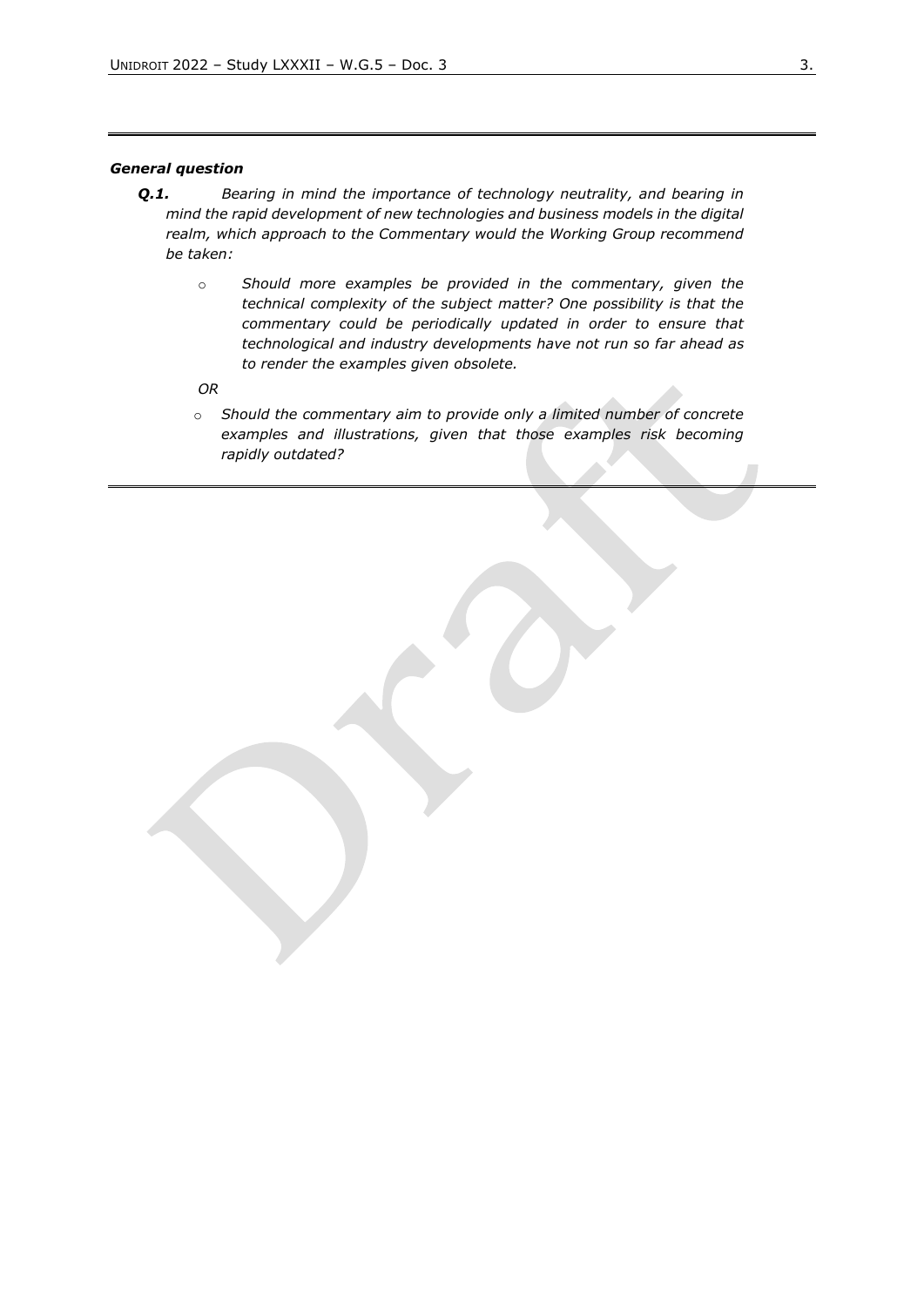***General question***

***Q.1.*** *Bearing in mind the importance of technology neutrality, and bearing in mind the rapid development of new technologies and business models in the digital realm, which approach to the Commentary would the Working Group recommend be taken:*

- *Should more examples be provided in the commentary, given the technical complexity of the subject matter? One possibility is that the commentary could be periodically updated in order to ensure that technological and industry developments have not run so far ahead as to render the examples given obsolete.*

*OR*

- *Should the commentary aim to provide only a limited number of concrete examples and illustrations, given that those examples risk becoming rapidly outdated?*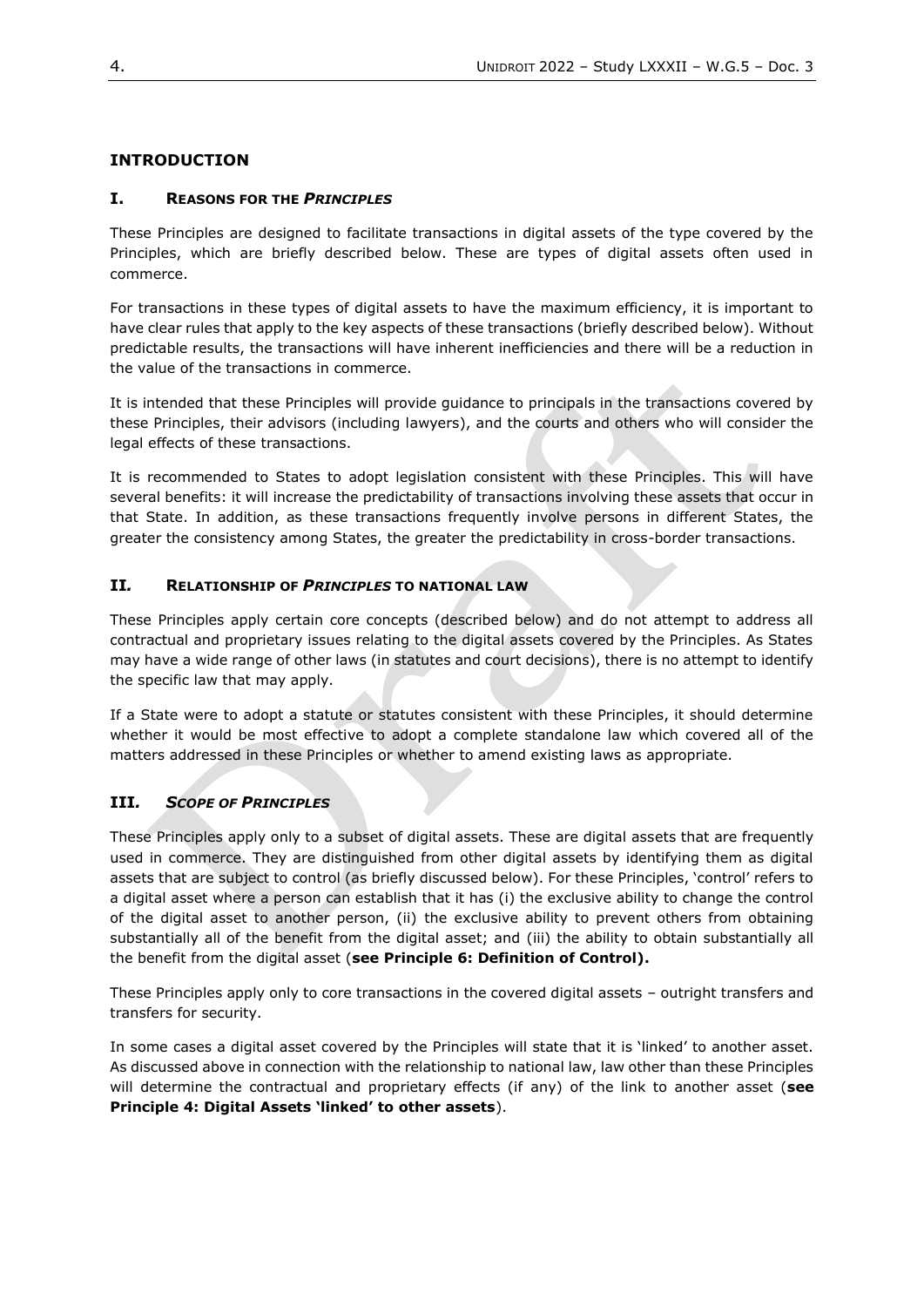## INTRODUCTION

### I. REASONS FOR THE *PRINCIPLES*

These Principles are designed to facilitate transactions in digital assets of the type covered by the Principles, which are briefly described below. These are types of digital assets often used in commerce.

For transactions in these types of digital assets to have the maximum efficiency, it is important to have clear rules that apply to the key aspects of these transactions (briefly described below). Without predictable results, the transactions will have inherent inefficiencies and there will be a reduction in the value of the transactions in commerce.

It is intended that these Principles will provide guidance to principals in the transactions covered by these Principles, their advisors (including lawyers), and the courts and others who will consider the legal effects of these transactions.

It is recommended to States to adopt legislation consistent with these Principles. This will have several benefits: it will increase the predictability of transactions involving these assets that occur in that State. In addition, as these transactions frequently involve persons in different States, the greater the consistency among States, the greater the predictability in cross-border transactions.

### II. RELATIONSHIP OF *PRINCIPLES* TO NATIONAL LAW

These Principles apply certain core concepts (described below) and do not attempt to address all contractual and proprietary issues relating to the digital assets covered by the Principles. As States may have a wide range of other laws (in statutes and court decisions), there is no attempt to identify the specific law that may apply.

If a State were to adopt a statute or statutes consistent with these Principles, it should determine whether it would be most effective to adopt a complete standalone law which covered all of the matters addressed in these Principles or whether to amend existing laws as appropriate.

### III. *SCOPE OF PRINCIPLES*

These Principles apply only to a subset of digital assets. These are digital assets that are frequently used in commerce. They are distinguished from other digital assets by identifying them as digital assets that are subject to control (as briefly discussed below). For these Principles, 'control' refers to a digital asset where a person can establish that it has (i) the exclusive ability to change the control of the digital asset to another person, (ii) the exclusive ability to prevent others from obtaining substantially all of the benefit from the digital asset; and (iii) the ability to obtain substantially all the benefit from the digital asset (**see Principle 6: Definition of Control).**

These Principles apply only to core transactions in the covered digital assets – outright transfers and transfers for security.

In some cases a digital asset covered by the Principles will state that it is 'linked' to another asset. As discussed above in connection with the relationship to national law, law other than these Principles will determine the contractual and proprietary effects (if any) of the link to another asset (**see Principle 4: Digital Assets 'linked' to other assets**).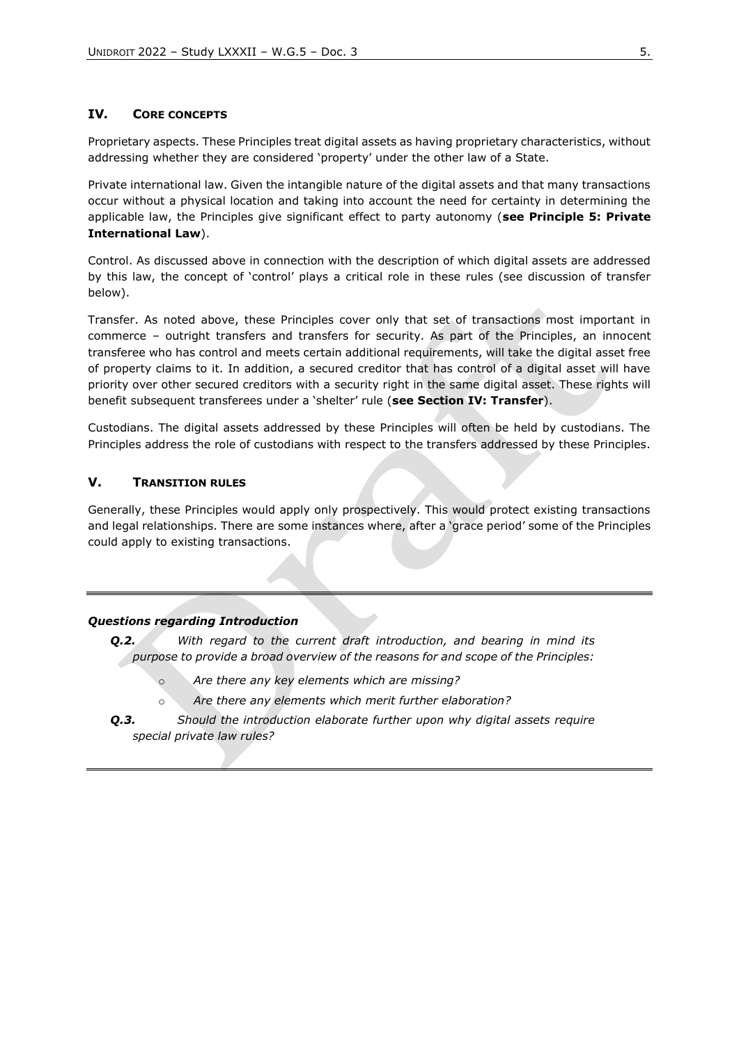## IV. CORE CONCEPTS

Proprietary aspects. These Principles treat digital assets as having proprietary characteristics, without addressing whether they are considered 'property' under the other law of a State.

Private international law. Given the intangible nature of the digital assets and that many transactions occur without a physical location and taking into account the need for certainty in determining the applicable law, the Principles give significant effect to party autonomy (**see Principle 5: Private International Law**).

Control. As discussed above in connection with the description of which digital assets are addressed by this law, the concept of 'control' plays a critical role in these rules (see discussion of transfer below).

Transfer. As noted above, these Principles cover only that set of transactions most important in commerce – outright transfers and transfers for security. As part of the Principles, an innocent transferee who has control and meets certain additional requirements, will take the digital asset free of property claims to it. In addition, a secured creditor that has control of a digital asset will have priority over other secured creditors with a security right in the same digital asset. These rights will benefit subsequent transferees under a 'shelter' rule (**see Section IV: Transfer**).

Custodians. The digital assets addressed by these Principles will often be held by custodians. The Principles address the role of custodians with respect to the transfers addressed by these Principles.

## V. TRANSITION RULES

Generally, these Principles would apply only prospectively. This would protect existing transactions and legal relationships. There are some instances where, after a 'grace period' some of the Principles could apply to existing transactions.

---

***Questions regarding Introduction***

***Q.2.*** *With regard to the current draft introduction, and bearing in mind its purpose to provide a broad overview of the reasons for and scope of the Principles:*

- *Are there any key elements which are missing?*
- *Are there any elements which merit further elaboration?*

***Q.3.*** *Should the introduction elaborate further upon why digital assets require special private law rules?*

---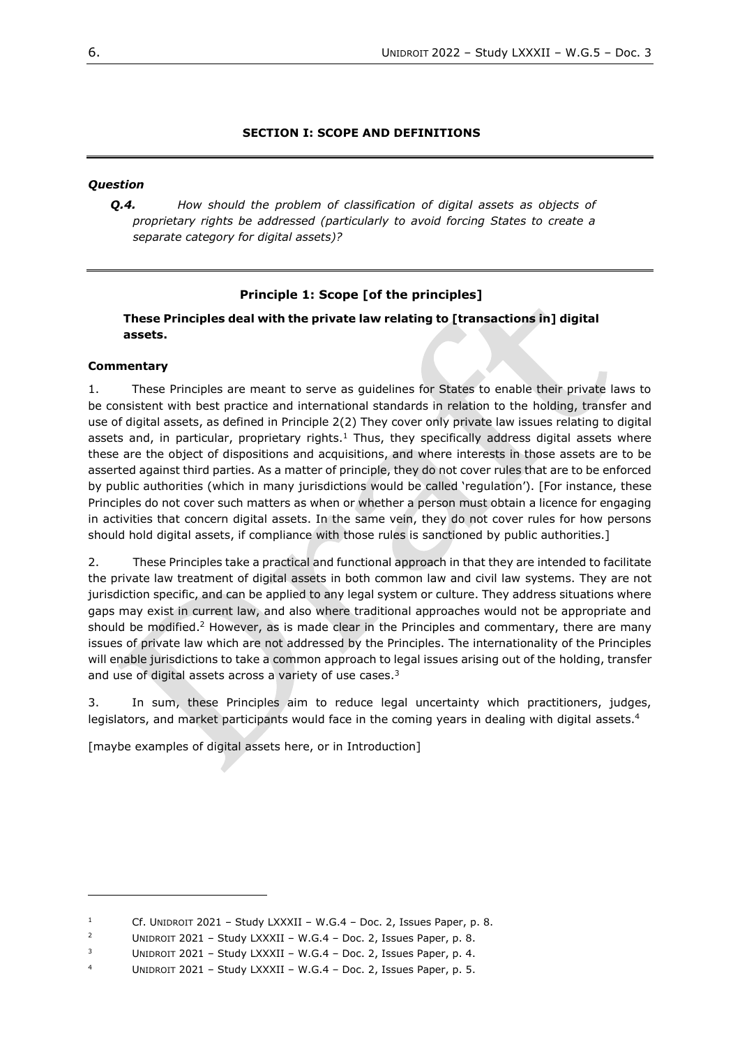### SECTION I: SCOPE AND DEFINITIONS

***Question***

***Q.4.*** *How should the problem of classification of digital assets as objects of proprietary rights be addressed (particularly to avoid forcing States to create a separate category for digital assets)?*

### Principle 1: Scope [of the principles]

**These Principles deal with the private law relating to [transactions in] digital assets.**

**Commentary**

1. These Principles are meant to serve as guidelines for States to enable their private laws to be consistent with best practice and international standards in relation to the holding, transfer and use of digital assets, as defined in Principle 2(2) They cover only private law issues relating to digital assets and, in particular, proprietary rights.[1] Thus, they specifically address digital assets where these are the object of dispositions and acquisitions, and where interests in those assets are to be asserted against third parties. As a matter of principle, they do not cover rules that are to be enforced by public authorities (which in many jurisdictions would be called 'regulation'). [For instance, these Principles do not cover such matters as when or whether a person must obtain a licence for engaging in activities that concern digital assets. In the same vein, they do not cover rules for how persons should hold digital assets, if compliance with those rules is sanctioned by public authorities.]

2. These Principles take a practical and functional approach in that they are intended to facilitate the private law treatment of digital assets in both common law and civil law systems. They are not jurisdiction specific, and can be applied to any legal system or culture. They address situations where gaps may exist in current law, and also where traditional approaches would not be appropriate and should be modified.[2] However, as is made clear in the Principles and commentary, there are many issues of private law which are not addressed by the Principles. The internationality of the Principles will enable jurisdictions to take a common approach to legal issues arising out of the holding, transfer and use of digital assets across a variety of use cases.[3]

3. In sum, these Principles aim to reduce legal uncertainty which practitioners, judges, legislators, and market participants would face in the coming years in dealing with digital assets.[4]

[maybe examples of digital assets here, or in Introduction]

---

[1] Cf. UNIDROIT 2021 – Study LXXXII – W.G.4 – Doc. 2, Issues Paper, p. 8.

[2] UNIDROIT 2021 – Study LXXXII – W.G.4 – Doc. 2, Issues Paper, p. 8.

[3] UNIDROIT 2021 – Study LXXXII – W.G.4 – Doc. 2, Issues Paper, p. 4.

[4] UNIDROIT 2021 – Study LXXXII – W.G.4 – Doc. 2, Issues Paper, p. 5.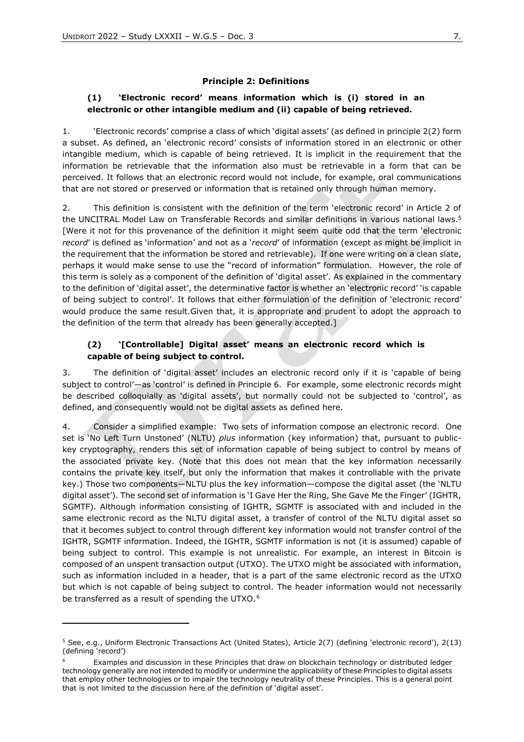### Principle 2: Definitions

**(1) 'Electronic record' means information which is (i) stored in an electronic or other intangible medium and (ii) capable of being retrieved.**

1. 'Electronic records' comprise a class of which 'digital assets' (as defined in principle 2(2) form a subset. As defined, an 'electronic record' consists of information stored in an electronic or other intangible medium, which is capable of being retrieved. It is implicit in the requirement that the information be retrievable that the information also must be retrievable in a form that can be perceived. It follows that an electronic record would not include, for example, oral communications that are not stored or preserved or information that is retained only through human memory.

2. This definition is consistent with the definition of the term 'electronic record' in Article 2 of the UNCITRAL Model Law on Transferable Records and similar definitions in various national laws.[5] [Were it not for this provenance of the definition it might seem quite odd that the term 'electronic *record*' is defined as 'information' and not as a '*record*' of information (except as might be implicit in the requirement that the information be stored and retrievable). If one were writing on a clean slate, perhaps it would make sense to use the "record of information" formulation. However, the role of this term is solely as a component of the definition of 'digital asset'. As explained in the commentary to the definition of 'digital asset', the determinative factor is whether an 'electronic record' 'is capable of being subject to control'. It follows that either formulation of the definition of 'electronic record' would produce the same result.Given that, it is appropriate and prudent to adopt the approach to the definition of the term that already has been generally accepted.]

**(2) '[Controllable] Digital asset' means an electronic record which is capable of being subject to control.**

3. The definition of 'digital asset' includes an electronic record only if it is 'capable of being subject to control'—as 'control' is defined in Principle 6. For example, some electronic records might be described colloquially as 'digital assets', but normally could not be subjected to 'control', as defined, and consequently would not be digital assets as defined here.

4. Consider a simplified example: Two sets of information compose an electronic record. One set is 'No Left Turn Unstoned' (NLTU) *plus* information (key information) that, pursuant to public-key cryptography, renders this set of information capable of being subject to control by means of the associated private key. (Note that this does not mean that the key information necessarily contains the private key itself, but only the information that makes it controllable with the private key.) Those two components—NLTU plus the key information—compose the digital asset (the 'NLTU digital asset'). The second set of information is 'I Gave Her the Ring, She Gave Me the Finger' (IGHTR, SGMTF). Although information consisting of IGHTR, SGMTF is associated with and included in the same electronic record as the NLTU digital asset, a transfer of control of the NLTU digital asset so that it becomes subject to control through different key information would not transfer control of the IGHTR, SGMTF information. Indeed, the IGHTR, SGMTF information is not (it is assumed) capable of being subject to control. This example is not unrealistic. For example, an interest in Bitcoin is composed of an unspent transaction output (UTXO). The UTXO might be associated with information, such as information included in a header, that is a part of the same electronic record as the UTXO but which is not capable of being subject to control. The header information would not necessarily be transferred as a result of spending the UTXO.[6]

---

[5] See, e.g., Uniform Electronic Transactions Act (United States), Article 2(7) (defining 'electronic record'), 2(13) (defining 'record')

[6] Examples and discussion in these Principles that draw on blockchain technology or distributed ledger technology generally are not intended to modify or undermine the applicability of these Principles to digital assets that employ other technologies or to impair the technology neutrality of these Principles. This is a general point that is not limited to the discussion here of the definition of 'digital asset'.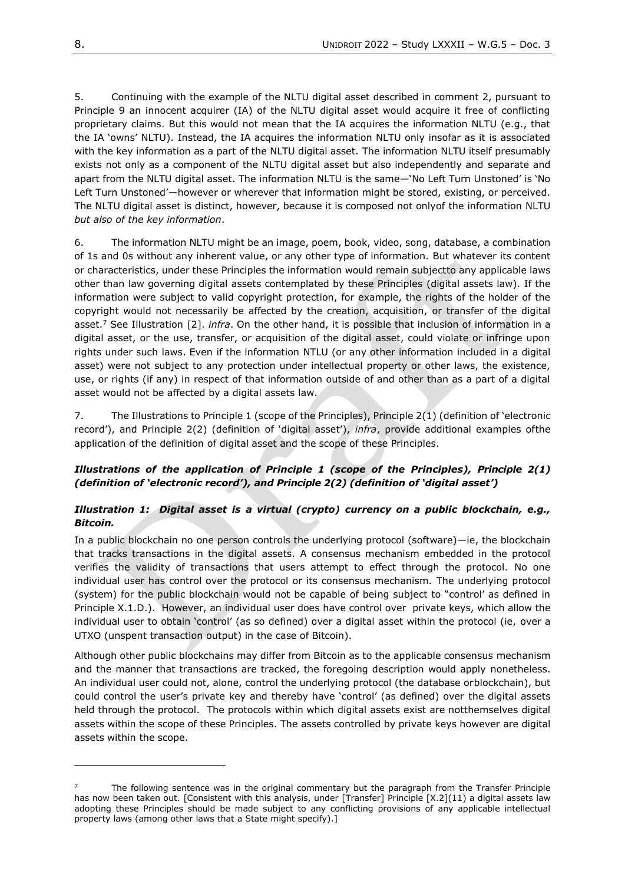5. Continuing with the example of the NLTU digital asset described in comment 2, pursuant to Principle 9 an innocent acquirer (IA) of the NLTU digital asset would acquire it free of conflicting proprietary claims. But this would not mean that the IA acquires the information NLTU (e.g., that the IA 'owns' NLTU). Instead, the IA acquires the information NLTU only insofar as it is associated with the key information as a part of the NLTU digital asset. The information NLTU itself presumably exists not only as a component of the NLTU digital asset but also independently and separate and apart from the NLTU digital asset. The information NLTU is the same—'No Left Turn Unstoned' is 'No Left Turn Unstoned'—however or wherever that information might be stored, existing, or perceived. The NLTU digital asset is distinct, however, because it is composed not onlyof the information NLTU *but also of the key information*.

6. The information NLTU might be an image, poem, book, video, song, database, a combination of 1s and 0s without any inherent value, or any other type of information. But whatever its content or characteristics, under these Principles the information would remain subjectto any applicable laws other than law governing digital assets contemplated by these Principles (digital assets law). If the information were subject to valid copyright protection, for example, the rights of the holder of the copyright would not necessarily be affected by the creation, acquisition, or transfer of the digital asset.[7] See Illustration [2]. *infra*. On the other hand, it is possible that inclusion of information in a digital asset, or the use, transfer, or acquisition of the digital asset, could violate or infringe upon rights under such laws. Even if the information NTLU (or any other information included in a digital asset) were not subject to any protection under intellectual property or other laws, the existence, use, or rights (if any) in respect of that information outside of and other than as a part of a digital asset would not be affected by a digital assets law.

7. The Illustrations to Principle 1 (scope of the Principles), Principle 2(1) (definition of 'electronic record'), and Principle 2(2) (definition of 'digital asset'), *infra*, provide additional examples ofthe application of the definition of digital asset and the scope of these Principles.

### *Illustrations of the application of Principle 1 (scope of the Principles), Principle 2(1) (definition of 'electronic record'), and Principle 2(2) (definition of 'digital asset')*

### *Illustration 1: Digital asset is a virtual (crypto) currency on a public blockchain, e.g., Bitcoin.*

In a public blockchain no one person controls the underlying protocol (software)—ie, the blockchain that tracks transactions in the digital assets. A consensus mechanism embedded in the protocol verifies the validity of transactions that users attempt to effect through the protocol. No one individual user has control over the protocol or its consensus mechanism. The underlying protocol (system) for the public blockchain would not be capable of being subject to "control' as defined in Principle X.1.D.). However, an individual user does have control over private keys, which allow the individual user to obtain 'control' (as so defined) over a digital asset within the protocol (ie, over a UTXO (unspent transaction output) in the case of Bitcoin).

Although other public blockchains may differ from Bitcoin as to the applicable consensus mechanism and the manner that transactions are tracked, the foregoing description would apply nonetheless. An individual user could not, alone, control the underlying protocol (the database orblockchain), but could control the user's private key and thereby have 'control' (as defined) over the digital assets held through the protocol. The protocols within which digital assets exist are notthemselves digital assets within the scope of these Principles. The assets controlled by private keys however are digital assets within the scope.

---

[7] The following sentence was in the original commentary but the paragraph from the Transfer Principle has now been taken out. [Consistent with this analysis, under [Transfer] Principle [X.2](11) a digital assets law adopting these Principles should be made subject to any conflicting provisions of any applicable intellectual property laws (among other laws that a State might specify).]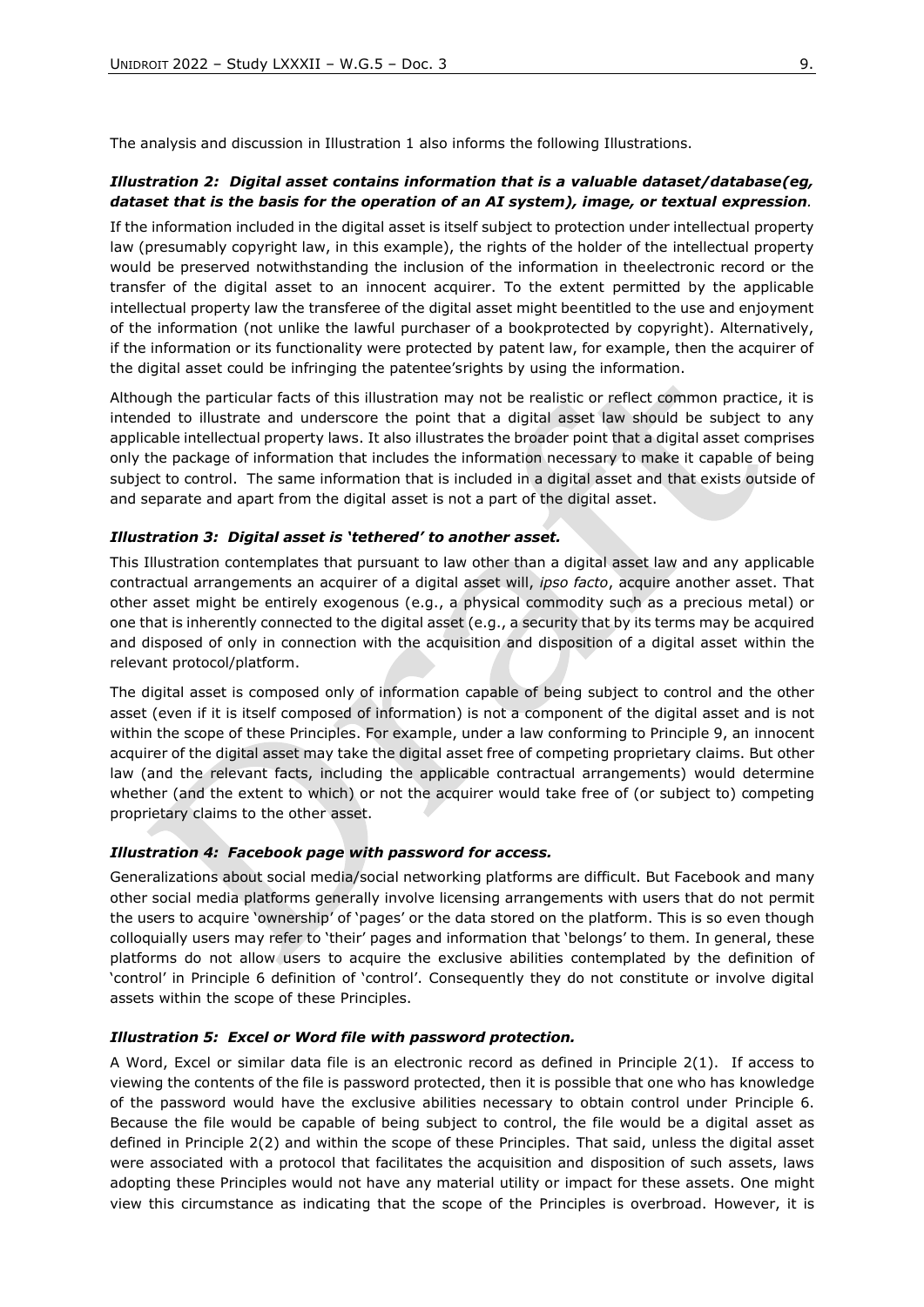The analysis and discussion in Illustration 1 also informs the following Illustrations.

***Illustration 2: Digital asset contains information that is a valuable dataset/database(eg, dataset that is the basis for the operation of an AI system), image, or textual expression*.**

If the information included in the digital asset is itself subject to protection under intellectual property law (presumably copyright law, in this example), the rights of the holder of the intellectual property would be preserved notwithstanding the inclusion of the information in theelectronic record or the transfer of the digital asset to an innocent acquirer. To the extent permitted by the applicable intellectual property law the transferee of the digital asset might beentitled to the use and enjoyment of the information (not unlike the lawful purchaser of a bookprotected by copyright). Alternatively, if the information or its functionality were protected by patent law, for example, then the acquirer of the digital asset could be infringing the patentee'srights by using the information.

Although the particular facts of this illustration may not be realistic or reflect common practice, it is intended to illustrate and underscore the point that a digital asset law should be subject to any applicable intellectual property laws. It also illustrates the broader point that a digital asset comprises only the package of information that includes the information necessary to make it capable of being subject to control. The same information that is included in a digital asset and that exists outside of and separate and apart from the digital asset is not a part of the digital asset.

***Illustration 3: Digital asset is 'tethered' to another asset.***

This Illustration contemplates that pursuant to law other than a digital asset law and any applicable contractual arrangements an acquirer of a digital asset will, *ipso facto*, acquire another asset. That other asset might be entirely exogenous (e.g., a physical commodity such as a precious metal) or one that is inherently connected to the digital asset (e.g., a security that by its terms may be acquired and disposed of only in connection with the acquisition and disposition of a digital asset within the relevant protocol/platform.

The digital asset is composed only of information capable of being subject to control and the other asset (even if it is itself composed of information) is not a component of the digital asset and is not within the scope of these Principles. For example, under a law conforming to Principle 9, an innocent acquirer of the digital asset may take the digital asset free of competing proprietary claims. But other law (and the relevant facts, including the applicable contractual arrangements) would determine whether (and the extent to which) or not the acquirer would take free of (or subject to) competing proprietary claims to the other asset.

***Illustration 4: Facebook page with password for access.***

Generalizations about social media/social networking platforms are difficult. But Facebook and many other social media platforms generally involve licensing arrangements with users that do not permit the users to acquire 'ownership' of 'pages' or the data stored on the platform. This is so even though colloquially users may refer to 'their' pages and information that 'belongs' to them. In general, these platforms do not allow users to acquire the exclusive abilities contemplated by the definition of 'control' in Principle 6 definition of 'control'. Consequently they do not constitute or involve digital assets within the scope of these Principles.

***Illustration 5: Excel or Word file with password protection.***

A Word, Excel or similar data file is an electronic record as defined in Principle 2(1). If access to viewing the contents of the file is password protected, then it is possible that one who has knowledge of the password would have the exclusive abilities necessary to obtain control under Principle 6. Because the file would be capable of being subject to control, the file would be a digital asset as defined in Principle 2(2) and within the scope of these Principles. That said, unless the digital asset were associated with a protocol that facilitates the acquisition and disposition of such assets, laws adopting these Principles would not have any material utility or impact for these assets. One might view this circumstance as indicating that the scope of the Principles is overbroad. However, it is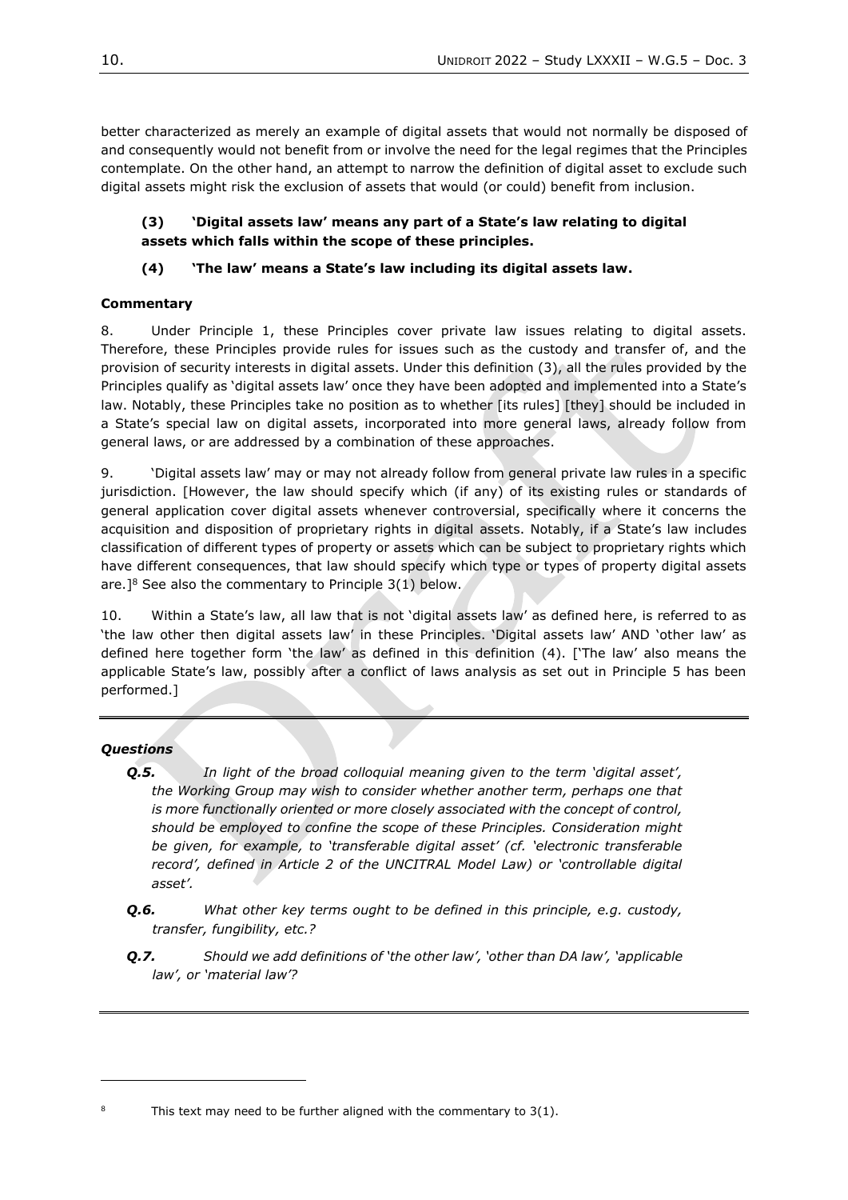better characterized as merely an example of digital assets that would not normally be disposed of and consequently would not benefit from or involve the need for the legal regimes that the Principles contemplate. On the other hand, an attempt to narrow the definition of digital asset to exclude such digital assets might risk the exclusion of assets that would (or could) benefit from inclusion.

**(3) 'Digital assets law' means any part of a State's law relating to digital assets which falls within the scope of these principles.**

**(4) 'The law' means a State's law including its digital assets law.**

**Commentary**

8. Under Principle 1, these Principles cover private law issues relating to digital assets. Therefore, these Principles provide rules for issues such as the custody and transfer of, and the provision of security interests in digital assets. Under this definition (3), all the rules provided by the Principles qualify as 'digital assets law' once they have been adopted and implemented into a State's law. Notably, these Principles take no position as to whether [its rules] [they] should be included in a State's special law on digital assets, incorporated into more general laws, already follow from general laws, or are addressed by a combination of these approaches.

9. 'Digital assets law' may or may not already follow from general private law rules in a specific jurisdiction. [However, the law should specify which (if any) of its existing rules or standards of general application cover digital assets whenever controversial, specifically where it concerns the acquisition and disposition of proprietary rights in digital assets. Notably, if a State's law includes classification of different types of property or assets which can be subject to proprietary rights which have different consequences, that law should specify which type or types of property digital assets are.][8] See also the commentary to Principle 3(1) below.

10. Within a State's law, all law that is not 'digital assets law' as defined here, is referred to as 'the law other then digital assets law' in these Principles. 'Digital assets law' AND 'other law' as defined here together form 'the law' as defined in this definition (4). ['The law' also means the applicable State's law, possibly after a conflict of laws analysis as set out in Principle 5 has been performed.]

***Questions***

- ***Q.5.*** *In light of the broad colloquial meaning given to the term 'digital asset', the Working Group may wish to consider whether another term, perhaps one that is more functionally oriented or more closely associated with the concept of control, should be employed to confine the scope of these Principles. Consideration might be given, for example, to 'transferable digital asset' (cf. 'electronic transferable record', defined in Article 2 of the UNCITRAL Model Law) or 'controllable digital asset'.*

- ***Q.6.*** *What other key terms ought to be defined in this principle, e.g. custody, transfer, fungibility, etc.?*

- ***Q.7.*** *Should we add definitions of 'the other law', 'other than DA law', 'applicable law', or 'material law'?*

---

[8] This text may need to be further aligned with the commentary to 3(1).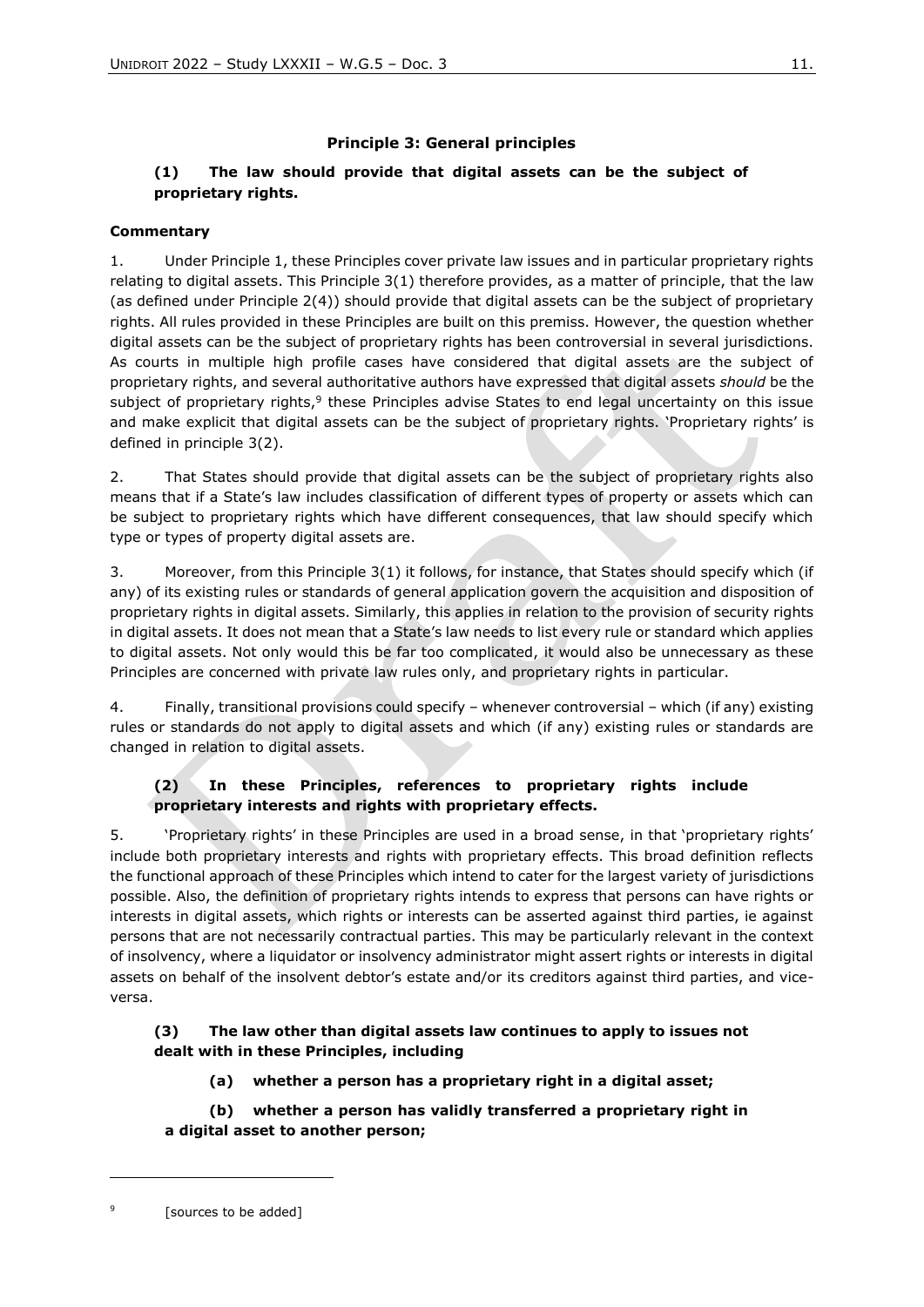### Principle 3: General principles

**(1) The law should provide that digital assets can be the subject of proprietary rights.**

**Commentary**

1. Under Principle 1, these Principles cover private law issues and in particular proprietary rights relating to digital assets. This Principle 3(1) therefore provides, as a matter of principle, that the law (as defined under Principle 2(4)) should provide that digital assets can be the subject of proprietary rights. All rules provided in these Principles are built on this premiss. However, the question whether digital assets can be the subject of proprietary rights has been controversial in several jurisdictions. As courts in multiple high profile cases have considered that digital assets are the subject of proprietary rights, and several authoritative authors have expressed that digital assets *should* be the subject of proprietary rights,[9] these Principles advise States to end legal uncertainty on this issue and make explicit that digital assets can be the subject of proprietary rights. 'Proprietary rights' is defined in principle 3(2).

2. That States should provide that digital assets can be the subject of proprietary rights also means that if a State's law includes classification of different types of property or assets which can be subject to proprietary rights which have different consequences, that law should specify which type or types of property digital assets are.

3. Moreover, from this Principle 3(1) it follows, for instance, that States should specify which (if any) of its existing rules or standards of general application govern the acquisition and disposition of proprietary rights in digital assets. Similarly, this applies in relation to the provision of security rights in digital assets. It does not mean that a State's law needs to list every rule or standard which applies to digital assets. Not only would this be far too complicated, it would also be unnecessary as these Principles are concerned with private law rules only, and proprietary rights in particular.

4. Finally, transitional provisions could specify – whenever controversial – which (if any) existing rules or standards do not apply to digital assets and which (if any) existing rules or standards are changed in relation to digital assets.

**(2) In these Principles, references to proprietary rights include proprietary interests and rights with proprietary effects.**

5. 'Proprietary rights' in these Principles are used in a broad sense, in that 'proprietary rights' include both proprietary interests and rights with proprietary effects. This broad definition reflects the functional approach of these Principles which intend to cater for the largest variety of jurisdictions possible. Also, the definition of proprietary rights intends to express that persons can have rights or interests in digital assets, which rights or interests can be asserted against third parties, ie against persons that are not necessarily contractual parties. This may be particularly relevant in the context of insolvency, where a liquidator or insolvency administrator might assert rights or interests in digital assets on behalf of the insolvent debtor's estate and/or its creditors against third parties, and vice-versa.

**(3) The law other than digital assets law continues to apply to issues not dealt with in these Principles, including**

**(a) whether a person has a proprietary right in a digital asset;**

**(b) whether a person has validly transferred a proprietary right in a digital asset to another person;**

---

[9] [sources to be added]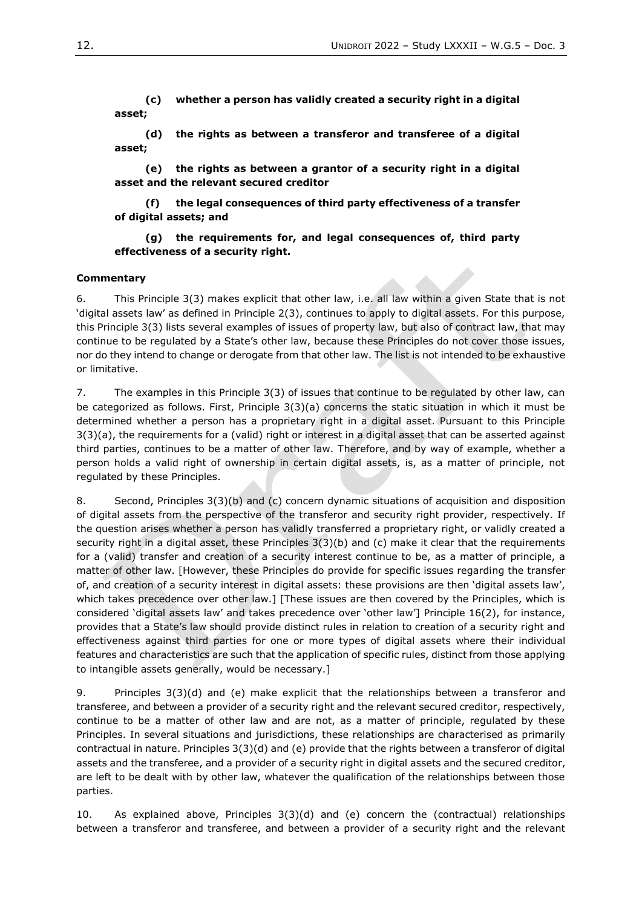**(c) whether a person has validly created a security right in a digital asset;**

**(d) the rights as between a transferor and transferee of a digital asset;**

**(e) the rights as between a grantor of a security right in a digital asset and the relevant secured creditor**

**(f) the legal consequences of third party effectiveness of a transfer of digital assets; and**

**(g) the requirements for, and legal consequences of, third party effectiveness of a security right.**

**Commentary**

6. This Principle 3(3) makes explicit that other law, i.e. all law within a given State that is not 'digital assets law' as defined in Principle 2(3), continues to apply to digital assets. For this purpose, this Principle 3(3) lists several examples of issues of property law, but also of contract law, that may continue to be regulated by a State's other law, because these Principles do not cover those issues, nor do they intend to change or derogate from that other law. The list is not intended to be exhaustive or limitative.

7. The examples in this Principle 3(3) of issues that continue to be regulated by other law, can be categorized as follows. First, Principle 3(3)(a) concerns the static situation in which it must be determined whether a person has a proprietary right in a digital asset. Pursuant to this Principle 3(3)(a), the requirements for a (valid) right or interest in a digital asset that can be asserted against third parties, continues to be a matter of other law. Therefore, and by way of example, whether a person holds a valid right of ownership in certain digital assets, is, as a matter of principle, not regulated by these Principles.

8. Second, Principles 3(3)(b) and (c) concern dynamic situations of acquisition and disposition of digital assets from the perspective of the transferor and security right provider, respectively. If the question arises whether a person has validly transferred a proprietary right, or validly created a security right in a digital asset, these Principles 3(3)(b) and (c) make it clear that the requirements for a (valid) transfer and creation of a security interest continue to be, as a matter of principle, a matter of other law. [However, these Principles do provide for specific issues regarding the transfer of, and creation of a security interest in digital assets: these provisions are then 'digital assets law', which takes precedence over other law.] [These issues are then covered by the Principles, which is considered 'digital assets law' and takes precedence over 'other law'] Principle 16(2), for instance, provides that a State's law should provide distinct rules in relation to creation of a security right and effectiveness against third parties for one or more types of digital assets where their individual features and characteristics are such that the application of specific rules, distinct from those applying to intangible assets generally, would be necessary.]

9. Principles 3(3)(d) and (e) make explicit that the relationships between a transferor and transferee, and between a provider of a security right and the relevant secured creditor, respectively, continue to be a matter of other law and are not, as a matter of principle, regulated by these Principles. In several situations and jurisdictions, these relationships are characterised as primarily contractual in nature. Principles 3(3)(d) and (e) provide that the rights between a transferor of digital assets and the transferee, and a provider of a security right in digital assets and the secured creditor, are left to be dealt with by other law, whatever the qualification of the relationships between those parties.

10. As explained above, Principles 3(3)(d) and (e) concern the (contractual) relationships between a transferor and transferee, and between a provider of a security right and the relevant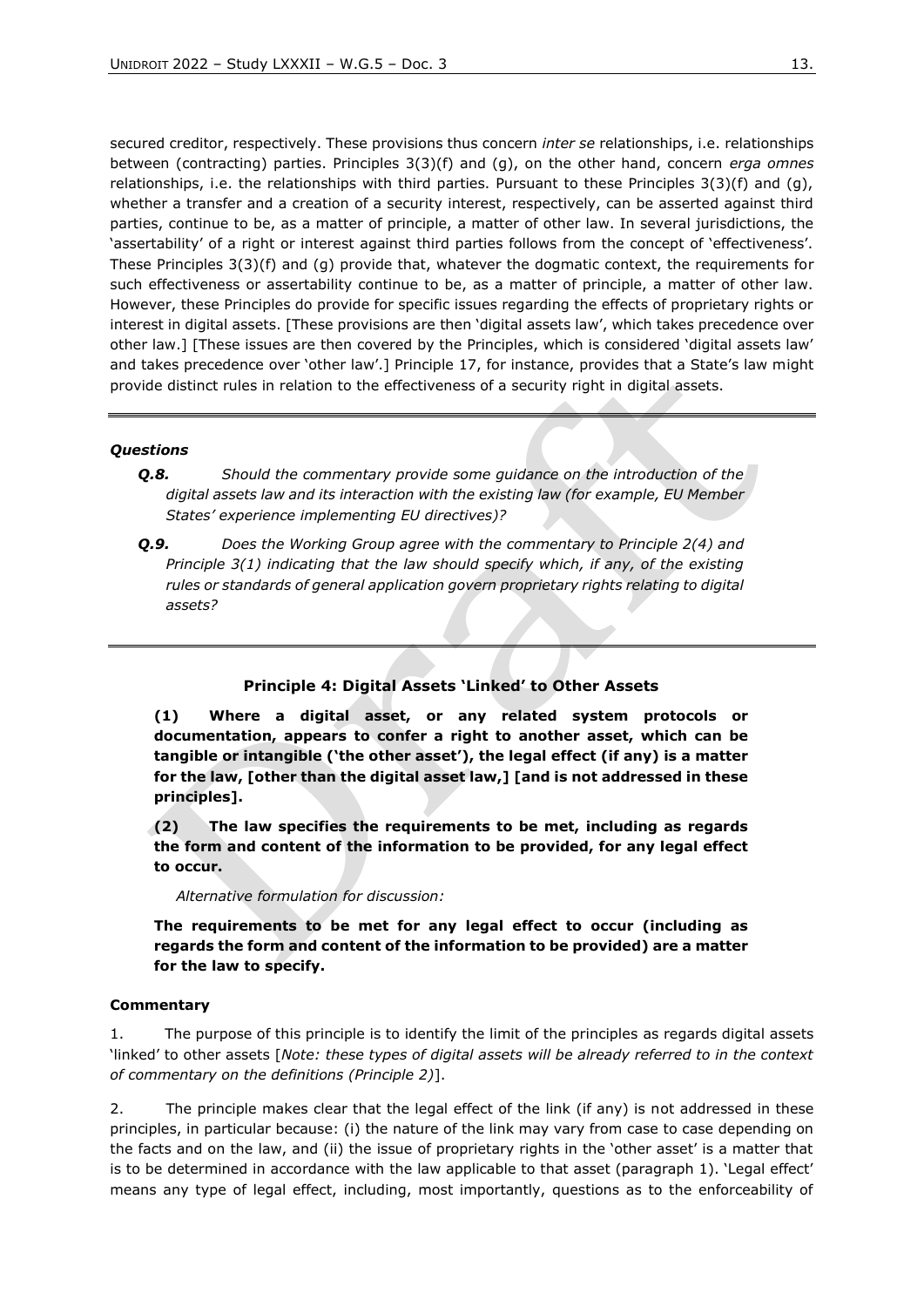secured creditor, respectively. These provisions thus concern *inter se* relationships, i.e. relationships between (contracting) parties. Principles 3(3)(f) and (g), on the other hand, concern *erga omnes* relationships, i.e. the relationships with third parties. Pursuant to these Principles 3(3)(f) and (g), whether a transfer and a creation of a security interest, respectively, can be asserted against third parties, continue to be, as a matter of principle, a matter of other law. In several jurisdictions, the 'assertability' of a right or interest against third parties follows from the concept of 'effectiveness'. These Principles 3(3)(f) and (g) provide that, whatever the dogmatic context, the requirements for such effectiveness or assertability continue to be, as a matter of principle, a matter of other law. However, these Principles do provide for specific issues regarding the effects of proprietary rights or interest in digital assets. [These provisions are then 'digital assets law', which takes precedence over other law.] [These issues are then covered by the Principles, which is considered 'digital assets law' and takes precedence over 'other law'.] Principle 17, for instance, provides that a State's law might provide distinct rules in relation to the effectiveness of a security right in digital assets.

---

***Questions***

- ***Q.8.*** *Should the commentary provide some guidance on the introduction of the digital assets law and its interaction with the existing law (for example, EU Member States' experience implementing EU directives)?*
- ***Q.9.*** *Does the Working Group agree with the commentary to Principle 2(4) and Principle 3(1) indicating that the law should specify which, if any, of the existing rules or standards of general application govern proprietary rights relating to digital assets?*

---

## Principle 4: Digital Assets 'Linked' to Other Assets

**(1) Where a digital asset, or any related system protocols or documentation, appears to confer a right to another asset, which can be tangible or intangible ('the other asset'), the legal effect (if any) is a matter for the law, [other than the digital asset law,] [and is not addressed in these principles].**

**(2) The law specifies the requirements to be met, including as regards the form and content of the information to be provided, for any legal effect to occur.**

*Alternative formulation for discussion:*

**The requirements to be met for any legal effect to occur (including as regards the form and content of the information to be provided) are a matter for the law to specify.**

**Commentary**

1. The purpose of this principle is to identify the limit of the principles as regards digital assets 'linked' to other assets [*Note: these types of digital assets will be already referred to in the context of commentary on the definitions (Principle 2)*].

2. The principle makes clear that the legal effect of the link (if any) is not addressed in these principles, in particular because: (i) the nature of the link may vary from case to case depending on the facts and on the law, and (ii) the issue of proprietary rights in the 'other asset' is a matter that is to be determined in accordance with the law applicable to that asset (paragraph 1). 'Legal effect' means any type of legal effect, including, most importantly, questions as to the enforceability of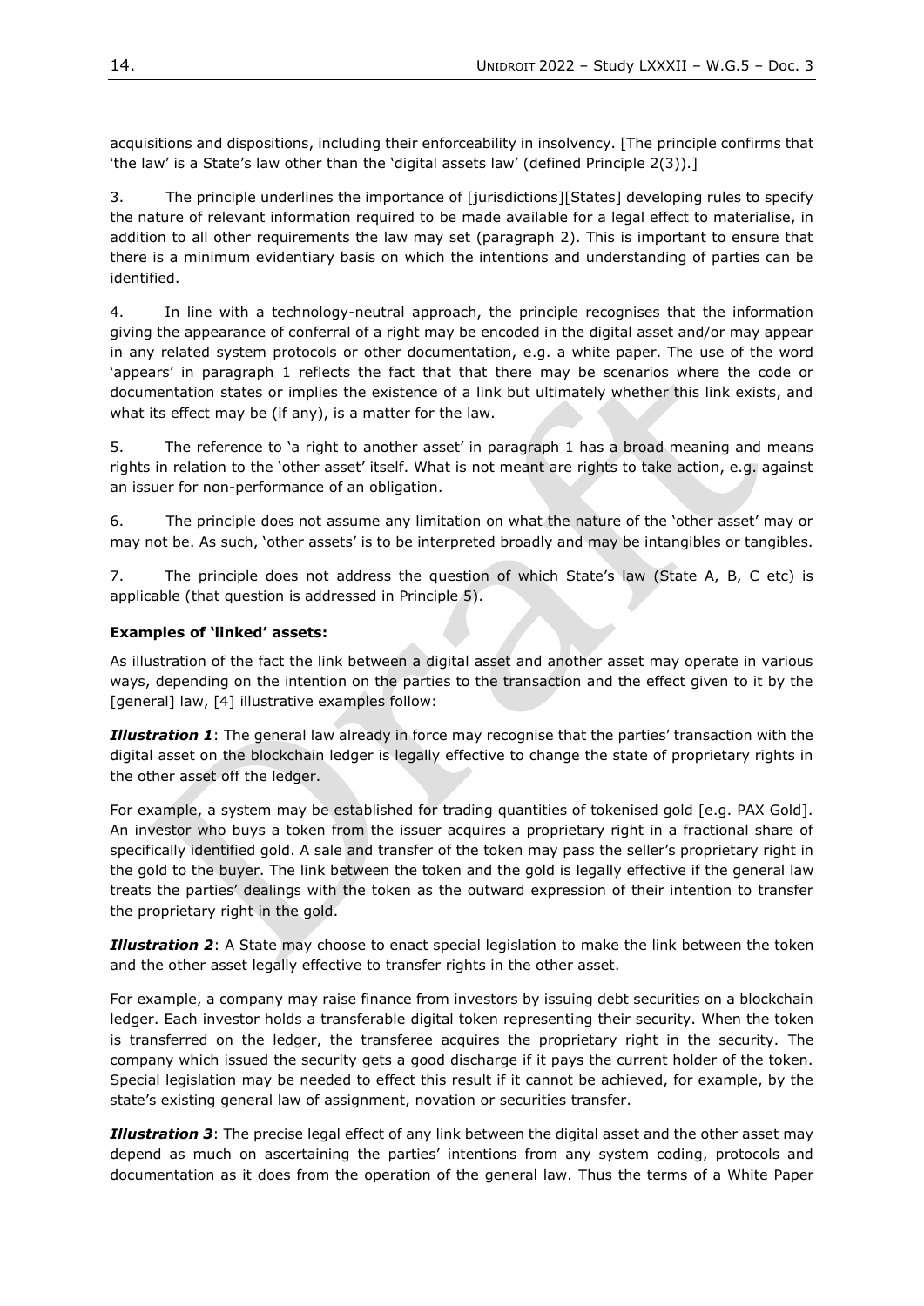acquisitions and dispositions, including their enforceability in insolvency. [The principle confirms that 'the law' is a State's law other than the 'digital assets law' (defined Principle 2(3)).]

3. The principle underlines the importance of [jurisdictions][States] developing rules to specify the nature of relevant information required to be made available for a legal effect to materialise, in addition to all other requirements the law may set (paragraph 2). This is important to ensure that there is a minimum evidentiary basis on which the intentions and understanding of parties can be identified.

4. In line with a technology-neutral approach, the principle recognises that the information giving the appearance of conferral of a right may be encoded in the digital asset and/or may appear in any related system protocols or other documentation, e.g. a white paper. The use of the word 'appears' in paragraph 1 reflects the fact that that there may be scenarios where the code or documentation states or implies the existence of a link but ultimately whether this link exists, and what its effect may be (if any), is a matter for the law.

5. The reference to 'a right to another asset' in paragraph 1 has a broad meaning and means rights in relation to the 'other asset' itself. What is not meant are rights to take action, e.g. against an issuer for non-performance of an obligation.

6. The principle does not assume any limitation on what the nature of the 'other asset' may or may not be. As such, 'other assets' is to be interpreted broadly and may be intangibles or tangibles.

7. The principle does not address the question of which State's law (State A, B, C etc) is applicable (that question is addressed in Principle 5).

**Examples of 'linked' assets:**

As illustration of the fact the link between a digital asset and another asset may operate in various ways, depending on the intention on the parties to the transaction and the effect given to it by the [general] law, [4] illustrative examples follow:

***Illustration 1***: The general law already in force may recognise that the parties' transaction with the digital asset on the blockchain ledger is legally effective to change the state of proprietary rights in the other asset off the ledger.

For example, a system may be established for trading quantities of tokenised gold [e.g. PAX Gold]. An investor who buys a token from the issuer acquires a proprietary right in a fractional share of specifically identified gold. A sale and transfer of the token may pass the seller's proprietary right in the gold to the buyer. The link between the token and the gold is legally effective if the general law treats the parties' dealings with the token as the outward expression of their intention to transfer the proprietary right in the gold.

***Illustration 2***: A State may choose to enact special legislation to make the link between the token and the other asset legally effective to transfer rights in the other asset.

For example, a company may raise finance from investors by issuing debt securities on a blockchain ledger. Each investor holds a transferable digital token representing their security. When the token is transferred on the ledger, the transferee acquires the proprietary right in the security. The company which issued the security gets a good discharge if it pays the current holder of the token. Special legislation may be needed to effect this result if it cannot be achieved, for example, by the state's existing general law of assignment, novation or securities transfer.

***Illustration 3***: The precise legal effect of any link between the digital asset and the other asset may depend as much on ascertaining the parties' intentions from any system coding, protocols and documentation as it does from the operation of the general law. Thus the terms of a White Paper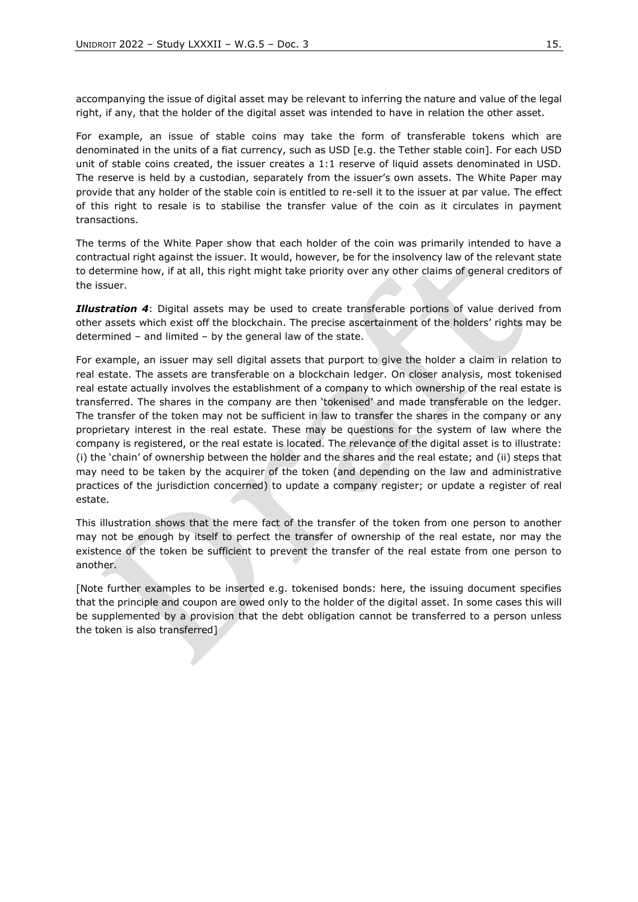accompanying the issue of digital asset may be relevant to inferring the nature and value of the legal right, if any, that the holder of the digital asset was intended to have in relation the other asset.

For example, an issue of stable coins may take the form of transferable tokens which are denominated in the units of a fiat currency, such as USD [e.g. the Tether stable coin]. For each USD unit of stable coins created, the issuer creates a 1:1 reserve of liquid assets denominated in USD. The reserve is held by a custodian, separately from the issuer's own assets. The White Paper may provide that any holder of the stable coin is entitled to re-sell it to the issuer at par value. The effect of this right to resale is to stabilise the transfer value of the coin as it circulates in payment transactions.

The terms of the White Paper show that each holder of the coin was primarily intended to have a contractual right against the issuer. It would, however, be for the insolvency law of the relevant state to determine how, if at all, this right might take priority over any other claims of general creditors of the issuer.

***Illustration 4***: Digital assets may be used to create transferable portions of value derived from other assets which exist off the blockchain. The precise ascertainment of the holders' rights may be determined – and limited – by the general law of the state.

For example, an issuer may sell digital assets that purport to give the holder a claim in relation to real estate. The assets are transferable on a blockchain ledger. On closer analysis, most tokenised real estate actually involves the establishment of a company to which ownership of the real estate is transferred. The shares in the company are then 'tokenised' and made transferable on the ledger. The transfer of the token may not be sufficient in law to transfer the shares in the company or any proprietary interest in the real estate. These may be questions for the system of law where the company is registered, or the real estate is located. The relevance of the digital asset is to illustrate: (i) the 'chain' of ownership between the holder and the shares and the real estate; and (ii) steps that may need to be taken by the acquirer of the token (and depending on the law and administrative practices of the jurisdiction concerned) to update a company register; or update a register of real estate.

This illustration shows that the mere fact of the transfer of the token from one person to another may not be enough by itself to perfect the transfer of ownership of the real estate, nor may the existence of the token be sufficient to prevent the transfer of the real estate from one person to another.

[Note further examples to be inserted e.g. tokenised bonds: here, the issuing document specifies that the principle and coupon are owed only to the holder of the digital asset. In some cases this will be supplemented by a provision that the debt obligation cannot be transferred to a person unless the token is also transferred]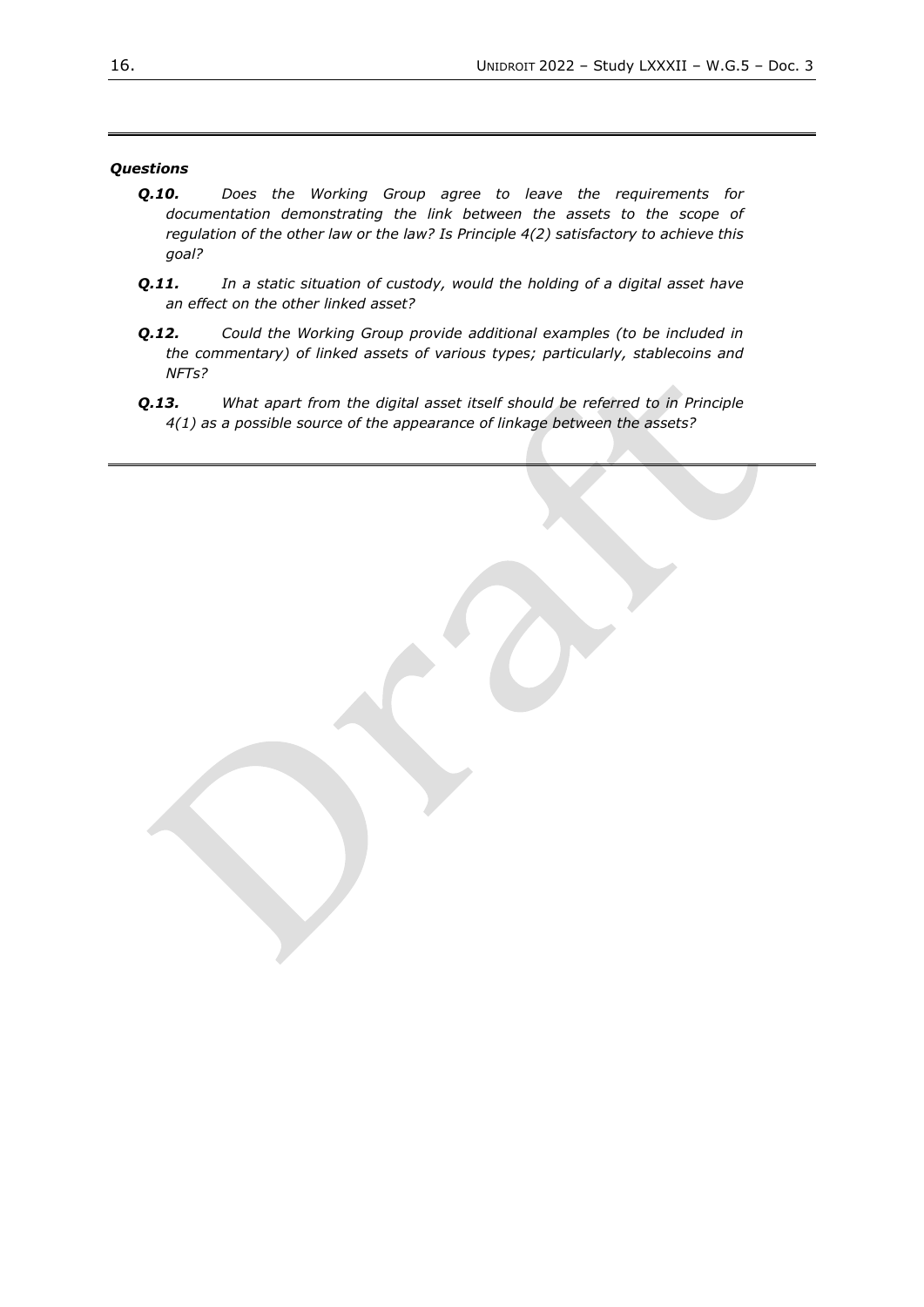***Questions***

- ***Q.10.*** *Does the Working Group agree to leave the requirements for documentation demonstrating the link between the assets to the scope of regulation of the other law or the law? Is Principle 4(2) satisfactory to achieve this goal?*

- ***Q.11.*** *In a static situation of custody, would the holding of a digital asset have an effect on the other linked asset?*

- ***Q.12.*** *Could the Working Group provide additional examples (to be included in the commentary) of linked assets of various types; particularly, stablecoins and NFTs?*

- ***Q.13.*** *What apart from the digital asset itself should be referred to in Principle 4(1) as a possible source of the appearance of linkage between the assets?*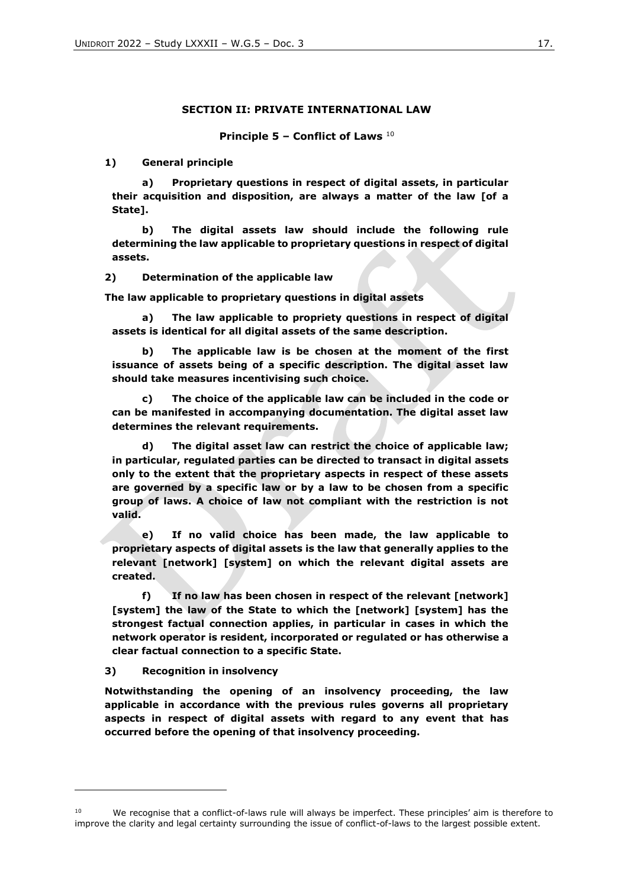## SECTION II: PRIVATE INTERNATIONAL LAW

### Principle 5 – Conflict of Laws [10]

**1) General principle**

**a) Proprietary questions in respect of digital assets, in particular their acquisition and disposition, are always a matter of the law [of a State].**

**b) The digital assets law should include the following rule determining the law applicable to proprietary questions in respect of digital assets.**

**2) Determination of the applicable law**

**The law applicable to proprietary questions in digital assets**

**a) The law applicable to propriety questions in respect of digital assets is identical for all digital assets of the same description.**

**b) The applicable law is be chosen at the moment of the first issuance of assets being of a specific description. The digital asset law should take measures incentivising such choice.**

**c) The choice of the applicable law can be included in the code or can be manifested in accompanying documentation. The digital asset law determines the relevant requirements.**

**d) The digital asset law can restrict the choice of applicable law; in particular, regulated parties can be directed to transact in digital assets only to the extent that the proprietary aspects in respect of these assets are governed by a specific law or by a law to be chosen from a specific group of laws. A choice of law not compliant with the restriction is not valid.**

**e) If no valid choice has been made, the law applicable to proprietary aspects of digital assets is the law that generally applies to the relevant [network] [system] on which the relevant digital assets are created.**

**f) If no law has been chosen in respect of the relevant [network] [system] the law of the State to which the [network] [system] has the strongest factual connection applies, in particular in cases in which the network operator is resident, incorporated or regulated or has otherwise a clear factual connection to a specific State.**

**3) Recognition in insolvency**

**Notwithstanding the opening of an insolvency proceeding, the law applicable in accordance with the previous rules governs all proprietary aspects in respect of digital assets with regard to any event that has occurred before the opening of that insolvency proceeding.**

---

[10] We recognise that a conflict-of-laws rule will always be imperfect. These principles' aim is therefore to improve the clarity and legal certainty surrounding the issue of conflict-of-laws to the largest possible extent.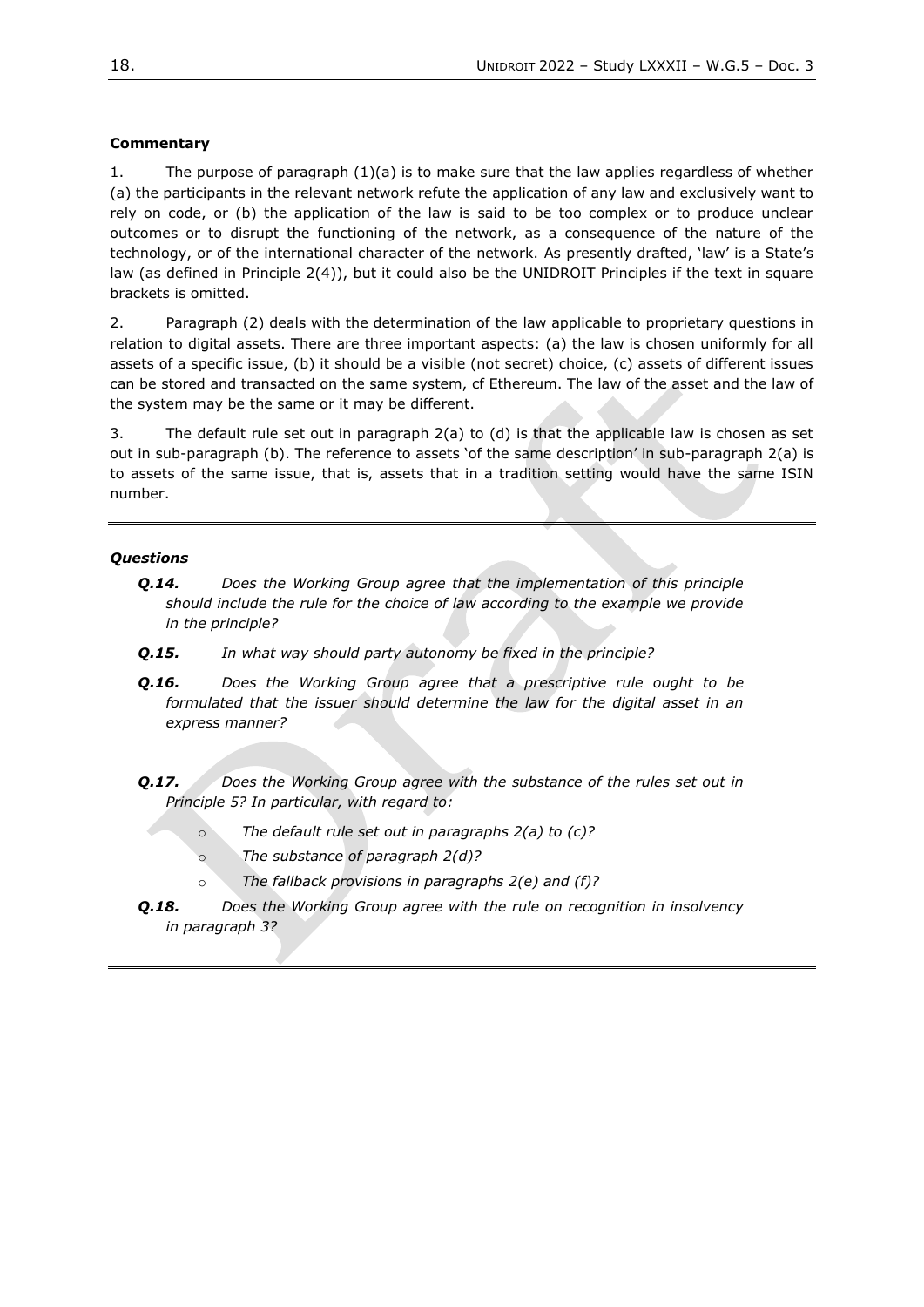**Commentary**

1. The purpose of paragraph (1)(a) is to make sure that the law applies regardless of whether (a) the participants in the relevant network refute the application of any law and exclusively want to rely on code, or (b) the application of the law is said to be too complex or to produce unclear outcomes or to disrupt the functioning of the network, as a consequence of the nature of the technology, or of the international character of the network. As presently drafted, 'law' is a State's law (as defined in Principle 2(4)), but it could also be the UNIDROIT Principles if the text in square brackets is omitted.

2. Paragraph (2) deals with the determination of the law applicable to proprietary questions in relation to digital assets. There are three important aspects: (a) the law is chosen uniformly for all assets of a specific issue, (b) it should be a visible (not secret) choice, (c) assets of different issues can be stored and transacted on the same system, cf Ethereum. The law of the asset and the law of the system may be the same or it may be different.

3. The default rule set out in paragraph 2(a) to (d) is that the applicable law is chosen as set out in sub-paragraph (b). The reference to assets 'of the same description' in sub-paragraph 2(a) is to assets of the same issue, that is, assets that in a tradition setting would have the same ISIN number.

---

***Questions***

- ***Q.14.*** *Does the Working Group agree that the implementation of this principle should include the rule for the choice of law according to the example we provide in the principle?*
- ***Q.15.*** *In what way should party autonomy be fixed in the principle?*
- ***Q.16.*** *Does the Working Group agree that a prescriptive rule ought to be formulated that the issuer should determine the law for the digital asset in an express manner?*
- ***Q.17.*** *Does the Working Group agree with the substance of the rules set out in Principle 5? In particular, with regard to:*
  - *The default rule set out in paragraphs 2(a) to (c)?*
  - *The substance of paragraph 2(d)?*
  - *The fallback provisions in paragraphs 2(e) and (f)?*
- ***Q.18.*** *Does the Working Group agree with the rule on recognition in insolvency in paragraph 3?*

---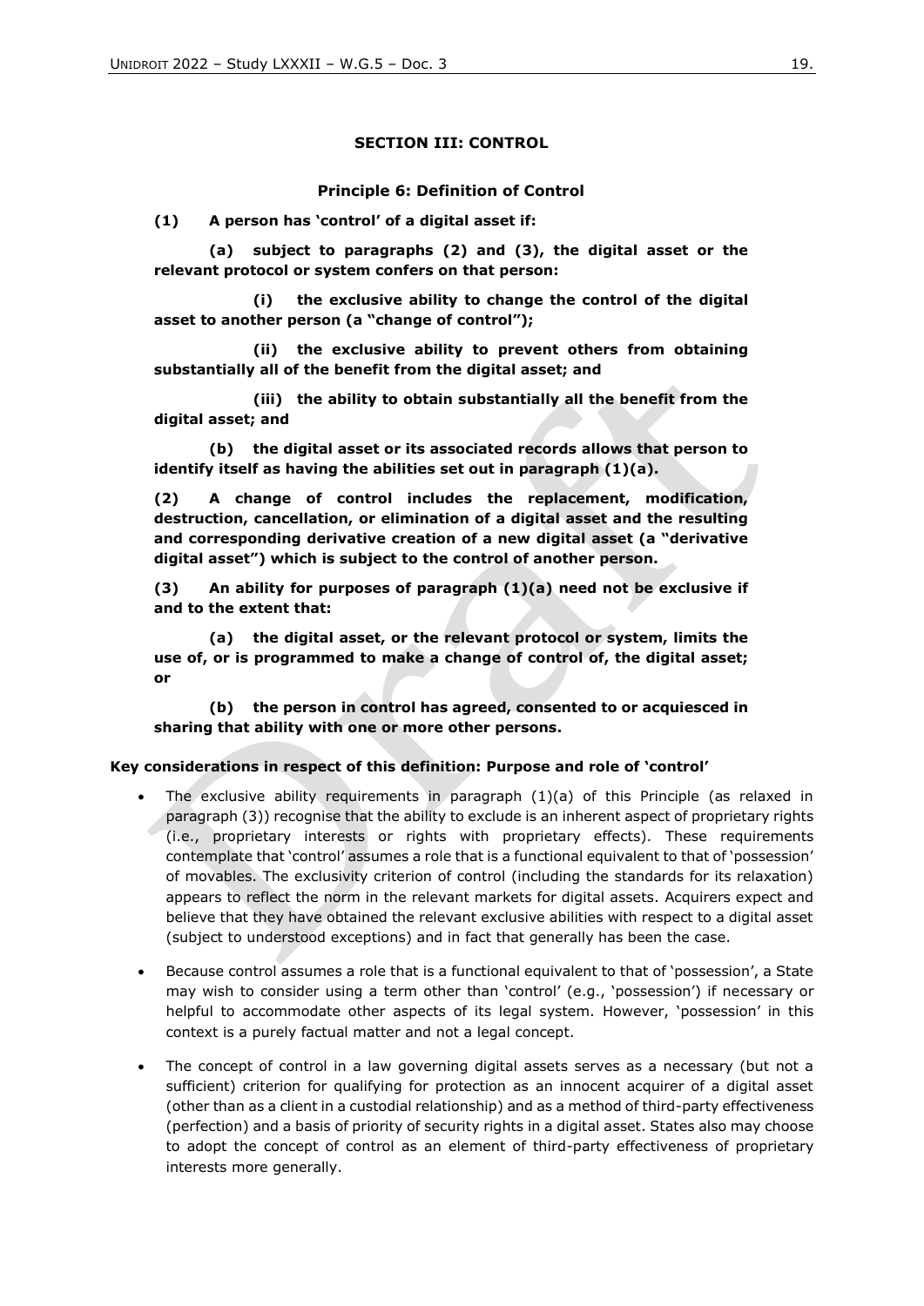## SECTION III: CONTROL

### Principle 6: Definition of Control

**(1) A person has 'control' of a digital asset if:**

**(a) subject to paragraphs (2) and (3), the digital asset or the relevant protocol or system confers on that person:**

**(i) the exclusive ability to change the control of the digital asset to another person (a "change of control");**

**(ii) the exclusive ability to prevent others from obtaining substantially all of the benefit from the digital asset; and**

**(iii) the ability to obtain substantially all the benefit from the digital asset; and**

**(b) the digital asset or its associated records allows that person to identify itself as having the abilities set out in paragraph (1)(a).**

**(2) A change of control includes the replacement, modification, destruction, cancellation, or elimination of a digital asset and the resulting and corresponding derivative creation of a new digital asset (a "derivative digital asset") which is subject to the control of another person.**

**(3) An ability for purposes of paragraph (1)(a) need not be exclusive if and to the extent that:**

**(a) the digital asset, or the relevant protocol or system, limits the use of, or is programmed to make a change of control of, the digital asset; or**

**(b) the person in control has agreed, consented to or acquiesced in sharing that ability with one or more other persons.**

**Key considerations in respect of this definition: Purpose and role of 'control'**

- The exclusive ability requirements in paragraph (1)(a) of this Principle (as relaxed in paragraph (3)) recognise that the ability to exclude is an inherent aspect of proprietary rights (i.e., proprietary interests or rights with proprietary effects). These requirements contemplate that 'control' assumes a role that is a functional equivalent to that of 'possession' of movables. The exclusivity criterion of control (including the standards for its relaxation) appears to reflect the norm in the relevant markets for digital assets. Acquirers expect and believe that they have obtained the relevant exclusive abilities with respect to a digital asset (subject to understood exceptions) and in fact that generally has been the case.
- Because control assumes a role that is a functional equivalent to that of 'possession', a State may wish to consider using a term other than 'control' (e.g., 'possession') if necessary or helpful to accommodate other aspects of its legal system. However, 'possession' in this context is a purely factual matter and not a legal concept.
- The concept of control in a law governing digital assets serves as a necessary (but not a sufficient) criterion for qualifying for protection as an innocent acquirer of a digital asset (other than as a client in a custodial relationship) and as a method of third-party effectiveness (perfection) and a basis of priority of security rights in a digital asset. States also may choose to adopt the concept of control as an element of third-party effectiveness of proprietary interests more generally.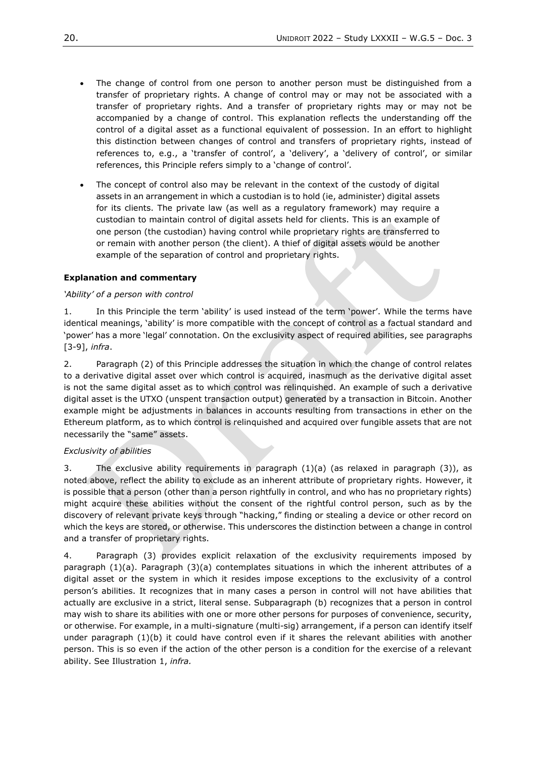- The change of control from one person to another person must be distinguished from a transfer of proprietary rights. A change of control may or may not be associated with a transfer of proprietary rights. And a transfer of proprietary rights may or may not be accompanied by a change of control. This explanation reflects the understanding off the control of a digital asset as a functional equivalent of possession. In an effort to highlight this distinction between changes of control and transfers of proprietary rights, instead of references to, e.g., a 'transfer of control', a 'delivery', a 'delivery of control', or similar references, this Principle refers simply to a 'change of control'.

- The concept of control also may be relevant in the context of the custody of digital assets in an arrangement in which a custodian is to hold (ie, administer) digital assets for its clients. The private law (as well as a regulatory framework) may require a custodian to maintain control of digital assets held for clients. This is an example of one person (the custodian) having control while proprietary rights are transferred to or remain with another person (the client). A thief of digital assets would be another example of the separation of control and proprietary rights.

**Explanation and commentary**

*'Ability' of a person with control*

1. In this Principle the term 'ability' is used instead of the term 'power'. While the terms have identical meanings, 'ability' is more compatible with the concept of control as a factual standard and 'power' has a more 'legal' connotation. On the exclusivity aspect of required abilities, see paragraphs [3-9], *infra*.

2. Paragraph (2) of this Principle addresses the situation in which the change of control relates to a derivative digital asset over which control is acquired, inasmuch as the derivative digital asset is not the same digital asset as to which control was relinquished. An example of such a derivative digital asset is the UTXO (unspent transaction output) generated by a transaction in Bitcoin. Another example might be adjustments in balances in accounts resulting from transactions in ether on the Ethereum platform, as to which control is relinquished and acquired over fungible assets that are not necessarily the "same" assets.

*Exclusivity of abilities*

3. The exclusive ability requirements in paragraph (1)(a) (as relaxed in paragraph (3)), as noted above, reflect the ability to exclude as an inherent attribute of proprietary rights. However, it is possible that a person (other than a person rightfully in control, and who has no proprietary rights) might acquire these abilities without the consent of the rightful control person, such as by the discovery of relevant private keys through "hacking," finding or stealing a device or other record on which the keys are stored, or otherwise. This underscores the distinction between a change in control and a transfer of proprietary rights.

4. Paragraph (3) provides explicit relaxation of the exclusivity requirements imposed by paragraph (1)(a). Paragraph (3)(a) contemplates situations in which the inherent attributes of a digital asset or the system in which it resides impose exceptions to the exclusivity of a control person's abilities. It recognizes that in many cases a person in control will not have abilities that actually are exclusive in a strict, literal sense. Subparagraph (b) recognizes that a person in control may wish to share its abilities with one or more other persons for purposes of convenience, security, or otherwise. For example, in a multi-signature (multi-sig) arrangement, if a person can identify itself under paragraph (1)(b) it could have control even if it shares the relevant abilities with another person. This is so even if the action of the other person is a condition for the exercise of a relevant ability. See Illustration 1, *infra.*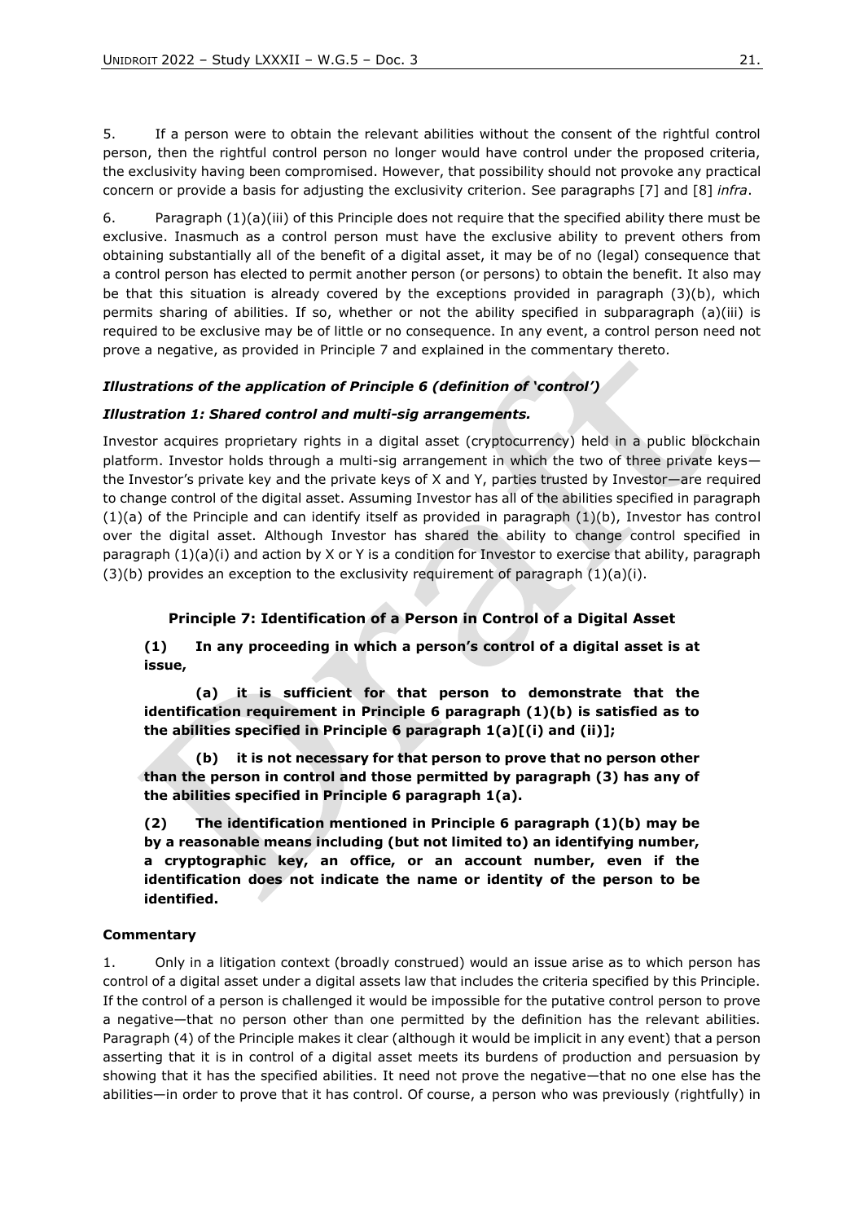5. If a person were to obtain the relevant abilities without the consent of the rightful control person, then the rightful control person no longer would have control under the proposed criteria, the exclusivity having been compromised. However, that possibility should not provoke any practical concern or provide a basis for adjusting the exclusivity criterion. See paragraphs [7] and [8] *infra*.

6. Paragraph (1)(a)(iii) of this Principle does not require that the specified ability there must be exclusive. Inasmuch as a control person must have the exclusive ability to prevent others from obtaining substantially all of the benefit of a digital asset, it may be of no (legal) consequence that a control person has elected to permit another person (or persons) to obtain the benefit. It also may be that this situation is already covered by the exceptions provided in paragraph (3)(b), which permits sharing of abilities. If so, whether or not the ability specified in subparagraph (a)(iii) is required to be exclusive may be of little or no consequence. In any event, a control person need not prove a negative, as provided in Principle 7 and explained in the commentary thereto.

***Illustrations of the application of Principle 6 (definition of 'control')***

***Illustration 1: Shared control and multi-sig arrangements.***

Investor acquires proprietary rights in a digital asset (cryptocurrency) held in a public blockchain platform. Investor holds through a multi-sig arrangement in which the two of three private keys—the Investor's private key and the private keys of X and Y, parties trusted by Investor—are required to change control of the digital asset. Assuming Investor has all of the abilities specified in paragraph (1)(a) of the Principle and can identify itself as provided in paragraph (1)(b), Investor has control over the digital asset. Although Investor has shared the ability to change control specified in paragraph (1)(a)(i) and action by X or Y is a condition for Investor to exercise that ability, paragraph (3)(b) provides an exception to the exclusivity requirement of paragraph (1)(a)(i).

### Principle 7: Identification of a Person in Control of a Digital Asset

**(1) In any proceeding in which a person's control of a digital asset is at issue,**

**(a) it is sufficient for that person to demonstrate that the identification requirement in Principle 6 paragraph (1)(b) is satisfied as to the abilities specified in Principle 6 paragraph 1(a)[(i) and (ii)];**

**(b) it is not necessary for that person to prove that no person other than the person in control and those permitted by paragraph (3) has any of the abilities specified in Principle 6 paragraph 1(a).**

**(2) The identification mentioned in Principle 6 paragraph (1)(b) may be by a reasonable means including (but not limited to) an identifying number, a cryptographic key, an office, or an account number, even if the identification does not indicate the name or identity of the person to be identified.**

**Commentary**

1. Only in a litigation context (broadly construed) would an issue arise as to which person has control of a digital asset under a digital assets law that includes the criteria specified by this Principle. If the control of a person is challenged it would be impossible for the putative control person to prove a negative—that no person other than one permitted by the definition has the relevant abilities. Paragraph (4) of the Principle makes it clear (although it would be implicit in any event) that a person asserting that it is in control of a digital asset meets its burdens of production and persuasion by showing that it has the specified abilities. It need not prove the negative—that no one else has the abilities—in order to prove that it has control. Of course, a person who was previously (rightfully) in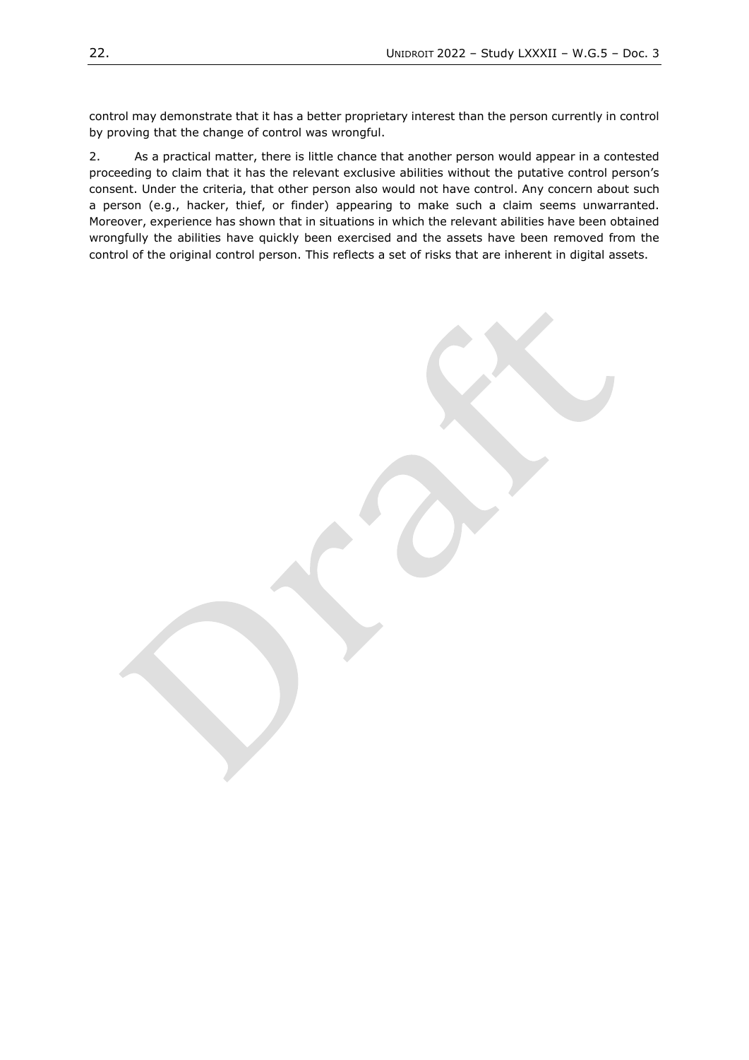control may demonstrate that it has a better proprietary interest than the person currently in control by proving that the change of control was wrongful.

2. As a practical matter, there is little chance that another person would appear in a contested proceeding to claim that it has the relevant exclusive abilities without the putative control person's consent. Under the criteria, that other person also would not have control. Any concern about such a person (e.g., hacker, thief, or finder) appearing to make such a claim seems unwarranted. Moreover, experience has shown that in situations in which the relevant abilities have been obtained wrongfully the abilities have quickly been exercised and the assets have been removed from the control of the original control person. This reflects a set of risks that are inherent in digital assets.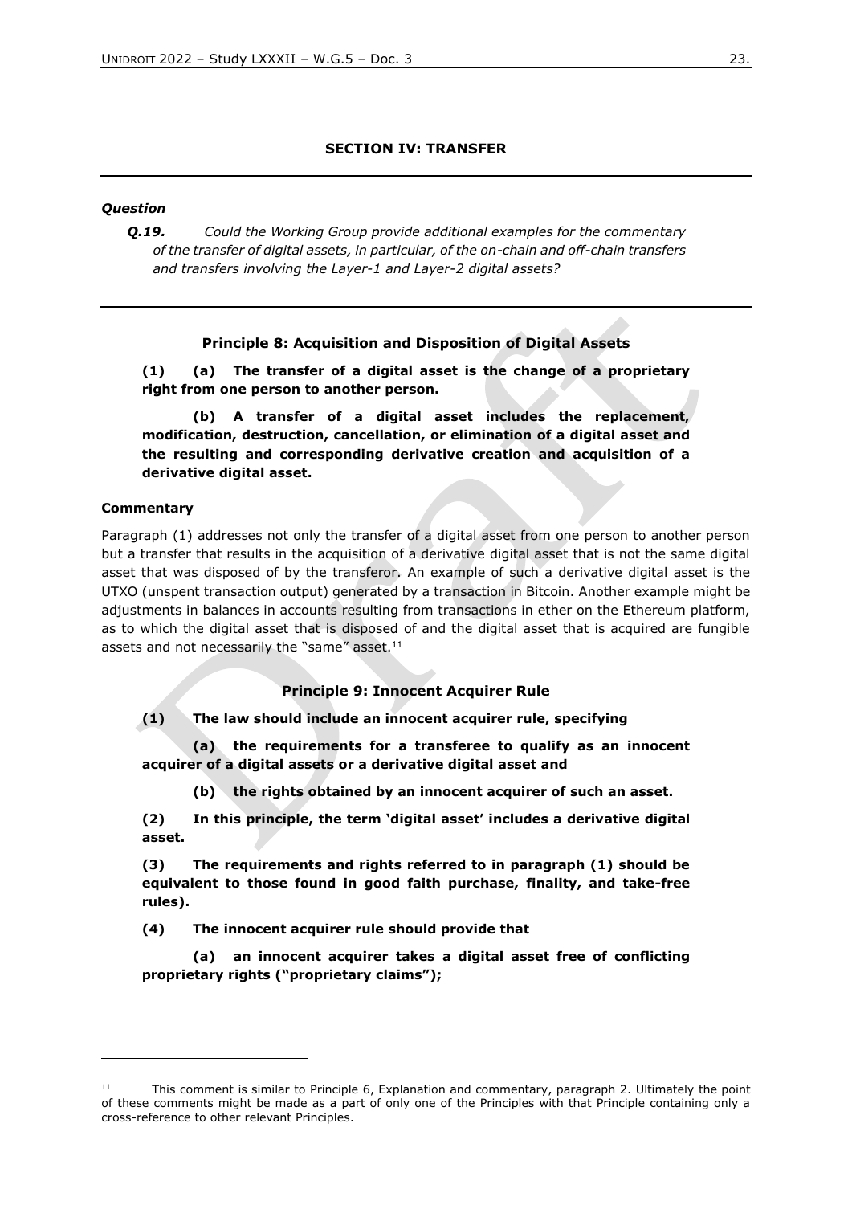## SECTION IV: TRANSFER

***Question***

***Q.19.*** *Could the Working Group provide additional examples for the commentary of the transfer of digital assets, in particular, of the on-chain and off-chain transfers and transfers involving the Layer-1 and Layer-2 digital assets?*

---

### Principle 8: Acquisition and Disposition of Digital Assets

**(1) (a) The transfer of a digital asset is the change of a proprietary right from one person to another person.**

**(b) A transfer of a digital asset includes the replacement, modification, destruction, cancellation, or elimination of a digital asset and the resulting and corresponding derivative creation and acquisition of a derivative digital asset.**

**Commentary**

Paragraph (1) addresses not only the transfer of a digital asset from one person to another person but a transfer that results in the acquisition of a derivative digital asset that is not the same digital asset that was disposed of by the transferor. An example of such a derivative digital asset is the UTXO (unspent transaction output) generated by a transaction in Bitcoin. Another example might be adjustments in balances in accounts resulting from transactions in ether on the Ethereum platform, as to which the digital asset that is disposed of and the digital asset that is acquired are fungible assets and not necessarily the "same" asset.[11]

### Principle 9: Innocent Acquirer Rule

**(1) The law should include an innocent acquirer rule, specifying**

**(a) the requirements for a transferee to qualify as an innocent acquirer of a digital assets or a derivative digital asset and**

**(b) the rights obtained by an innocent acquirer of such an asset.**

**(2) In this principle, the term 'digital asset' includes a derivative digital asset.**

**(3) The requirements and rights referred to in paragraph (1) should be equivalent to those found in good faith purchase, finality, and take-free rules).**

**(4) The innocent acquirer rule should provide that**

**(a) an innocent acquirer takes a digital asset free of conflicting proprietary rights ("proprietary claims");**

---

[11] This comment is similar to Principle 6, Explanation and commentary, paragraph 2. Ultimately the point of these comments might be made as a part of only one of the Principles with that Principle containing only a cross-reference to other relevant Principles.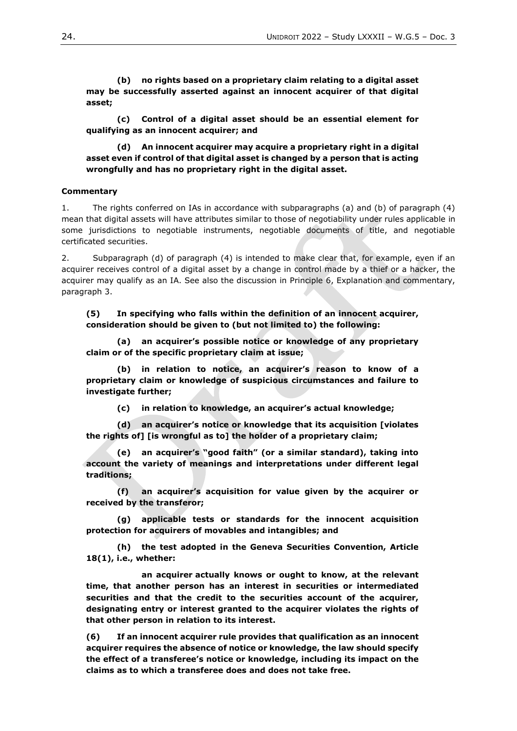**(b) no rights based on a proprietary claim relating to a digital asset may be successfully asserted against an innocent acquirer of that digital asset;**

**(c) Control of a digital asset should be an essential element for qualifying as an innocent acquirer; and**

**(d) An innocent acquirer may acquire a proprietary right in a digital asset even if control of that digital asset is changed by a person that is acting wrongfully and has no proprietary right in the digital asset.**

**Commentary**

1. The rights conferred on IAs in accordance with subparagraphs (a) and (b) of paragraph (4) mean that digital assets will have attributes similar to those of negotiability under rules applicable in some jurisdictions to negotiable instruments, negotiable documents of title, and negotiable certificated securities.

2. Subparagraph (d) of paragraph (4) is intended to make clear that, for example, even if an acquirer receives control of a digital asset by a change in control made by a thief or a hacker, the acquirer may qualify as an IA. See also the discussion in Principle 6, Explanation and commentary, paragraph 3.

**(5) In specifying who falls within the definition of an innocent acquirer, consideration should be given to (but not limited to) the following:**

**(a) an acquirer's possible notice or knowledge of any proprietary claim or of the specific proprietary claim at issue;**

**(b) in relation to notice, an acquirer's reason to know of a proprietary claim or knowledge of suspicious circumstances and failure to investigate further;**

**(c) in relation to knowledge, an acquirer's actual knowledge;**

**(d) an acquirer's notice or knowledge that its acquisition [violates the rights of] [is wrongful as to] the holder of a proprietary claim;**

**(e) an acquirer's "good faith" (or a similar standard), taking into account the variety of meanings and interpretations under different legal traditions;**

**(f) an acquirer's acquisition for value given by the acquirer or received by the transferor;**

**(g) applicable tests or standards for the innocent acquisition protection for acquirers of movables and intangibles; and**

**(h) the test adopted in the Geneva Securities Convention, Article 18(1), i.e., whether:**

**an acquirer actually knows or ought to know, at the relevant time, that another person has an interest in securities or intermediated securities and that the credit to the securities account of the acquirer, designating entry or interest granted to the acquirer violates the rights of that other person in relation to its interest.**

**(6) If an innocent acquirer rule provides that qualification as an innocent acquirer requires the absence of notice or knowledge, the law should specify the effect of a transferee's notice or knowledge, including its impact on the claims as to which a transferee does and does not take free.**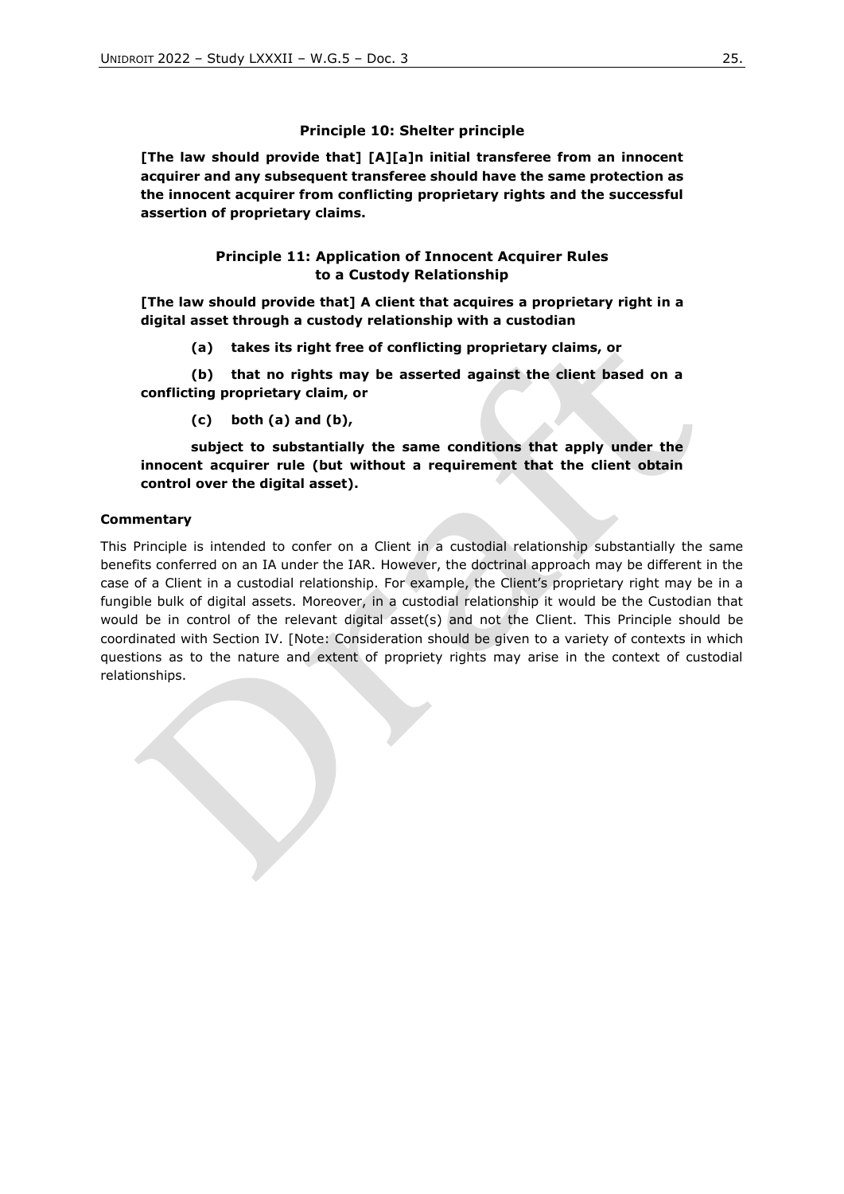### Principle 10: Shelter principle

**[The law should provide that] [A][a]n initial transferee from an innocent acquirer and any subsequent transferee should have the same protection as the innocent acquirer from conflicting proprietary rights and the successful assertion of proprietary claims.**

### Principle 11: Application of Innocent Acquirer Rules to a Custody Relationship

**[The law should provide that] A client that acquires a proprietary right in a digital asset through a custody relationship with a custodian**

**(a) takes its right free of conflicting proprietary claims, or**

**(b) that no rights may be asserted against the client based on a conflicting proprietary claim, or**

**(c) both (a) and (b),**

**subject to substantially the same conditions that apply under the innocent acquirer rule (but without a requirement that the client obtain control over the digital asset).**

#### Commentary

This Principle is intended to confer on a Client in a custodial relationship substantially the same benefits conferred on an IA under the IAR. However, the doctrinal approach may be different in the case of a Client in a custodial relationship. For example, the Client's proprietary right may be in a fungible bulk of digital assets. Moreover, in a custodial relationship it would be the Custodian that would be in control of the relevant digital asset(s) and not the Client. This Principle should be coordinated with Section IV. [Note: Consideration should be given to a variety of contexts in which questions as to the nature and extent of propriety rights may arise in the context of custodial relationships.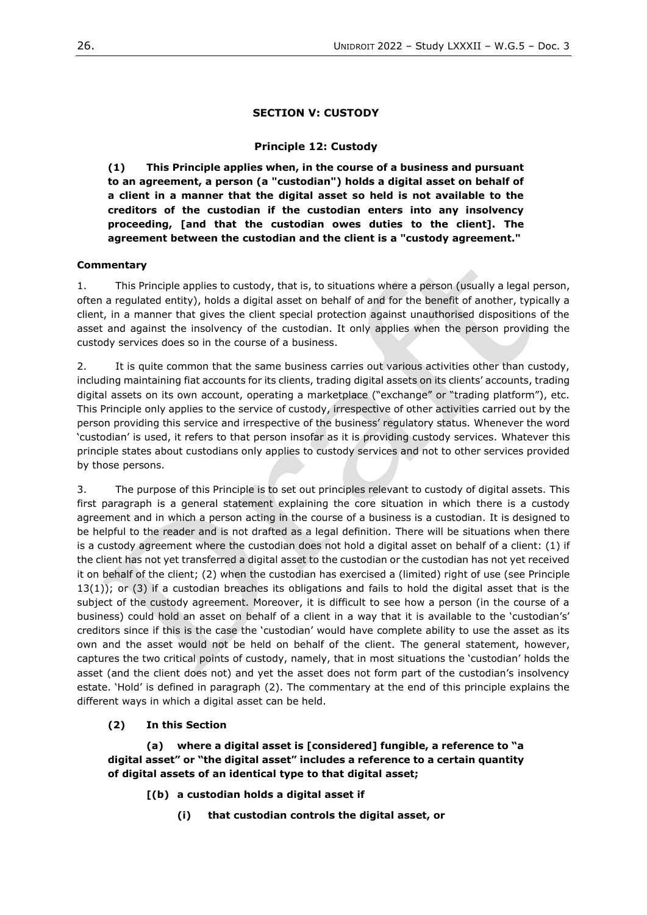## SECTION V: CUSTODY

### Principle 12: Custody

**(1) This Principle applies when, in the course of a business and pursuant to an agreement, a person (a "custodian") holds a digital asset on behalf of a client in a manner that the digital asset so held is not available to the creditors of the custodian if the custodian enters into any insolvency proceeding, [and that the custodian owes duties to the client]. The agreement between the custodian and the client is a "custody agreement."**

**Commentary**

1. This Principle applies to custody, that is, to situations where a person (usually a legal person, often a regulated entity), holds a digital asset on behalf of and for the benefit of another, typically a client, in a manner that gives the client special protection against unauthorised dispositions of the asset and against the insolvency of the custodian. It only applies when the person providing the custody services does so in the course of a business.

2. It is quite common that the same business carries out various activities other than custody, including maintaining fiat accounts for its clients, trading digital assets on its clients' accounts, trading digital assets on its own account, operating a marketplace ("exchange" or "trading platform"), etc. This Principle only applies to the service of custody, irrespective of other activities carried out by the person providing this service and irrespective of the business' regulatory status. Whenever the word 'custodian' is used, it refers to that person insofar as it is providing custody services. Whatever this principle states about custodians only applies to custody services and not to other services provided by those persons.

3. The purpose of this Principle is to set out principles relevant to custody of digital assets. This first paragraph is a general statement explaining the core situation in which there is a custody agreement and in which a person acting in the course of a business is a custodian. It is designed to be helpful to the reader and is not drafted as a legal definition. There will be situations when there is a custody agreement where the custodian does not hold a digital asset on behalf of a client: (1) if the client has not yet transferred a digital asset to the custodian or the custodian has not yet received it on behalf of the client; (2) when the custodian has exercised a (limited) right of use (see Principle 13(1)); or (3) if a custodian breaches its obligations and fails to hold the digital asset that is the subject of the custody agreement. Moreover, it is difficult to see how a person (in the course of a business) could hold an asset on behalf of a client in a way that it is available to the 'custodian's' creditors since if this is the case the 'custodian' would have complete ability to use the asset as its own and the asset would not be held on behalf of the client. The general statement, however, captures the two critical points of custody, namely, that in most situations the 'custodian' holds the asset (and the client does not) and yet the asset does not form part of the custodian's insolvency estate. 'Hold' is defined in paragraph (2). The commentary at the end of this principle explains the different ways in which a digital asset can be held.

**(2) In this Section**

**(a) where a digital asset is [considered] fungible, a reference to "a digital asset" or "the digital asset" includes a reference to a certain quantity of digital assets of an identical type to that digital asset;**

**[(b) a custodian holds a digital asset if**

**(i) that custodian controls the digital asset, or**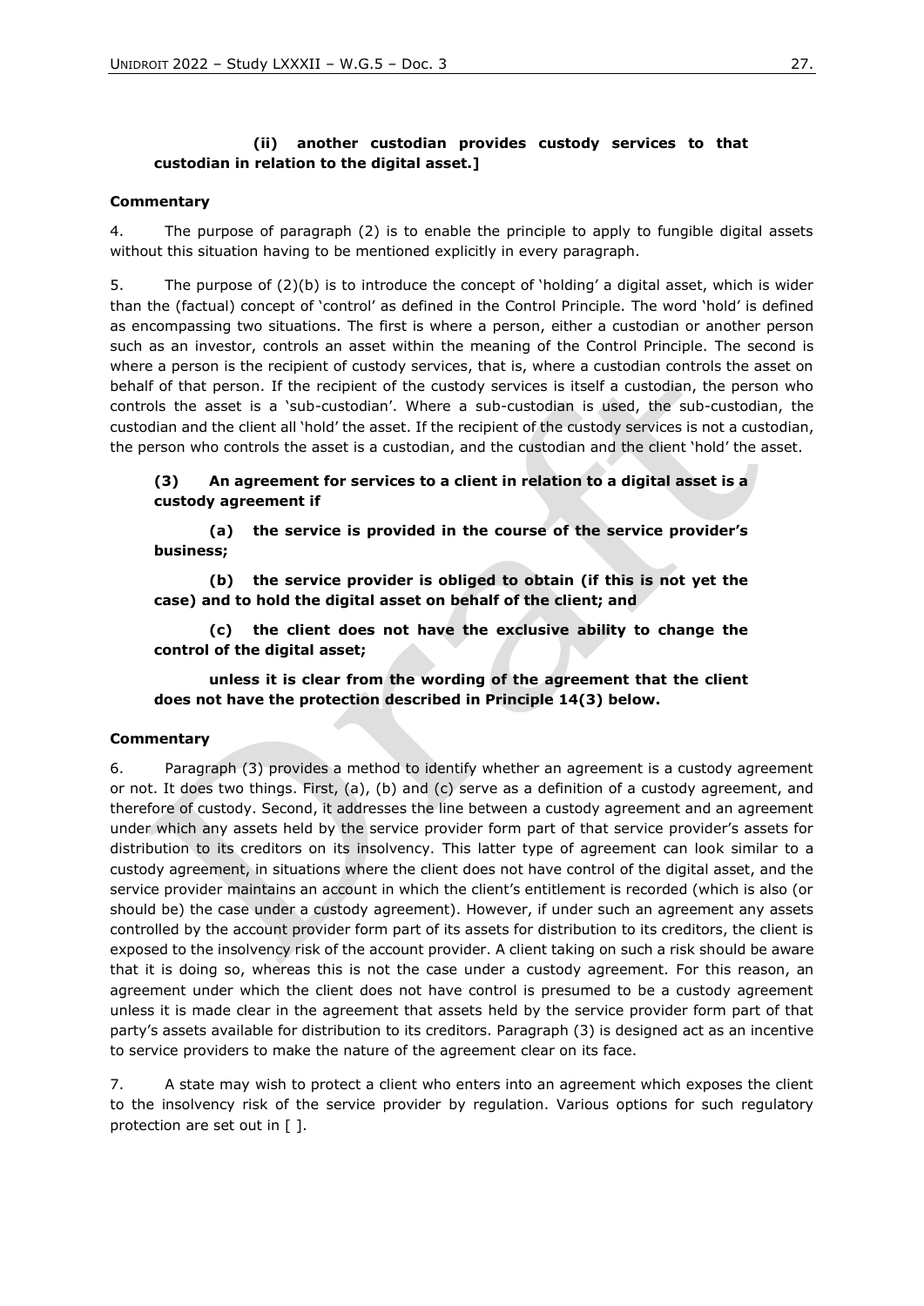**(ii) another custodian provides custody services to that custodian in relation to the digital asset.]**

**Commentary**

4. The purpose of paragraph (2) is to enable the principle to apply to fungible digital assets without this situation having to be mentioned explicitly in every paragraph.

5. The purpose of (2)(b) is to introduce the concept of 'holding' a digital asset, which is wider than the (factual) concept of 'control' as defined in the Control Principle. The word 'hold' is defined as encompassing two situations. The first is where a person, either a custodian or another person such as an investor, controls an asset within the meaning of the Control Principle. The second is where a person is the recipient of custody services, that is, where a custodian controls the asset on behalf of that person. If the recipient of the custody services is itself a custodian, the person who controls the asset is a 'sub-custodian'. Where a sub-custodian is used, the sub-custodian, the custodian and the client all 'hold' the asset. If the recipient of the custody services is not a custodian, the person who controls the asset is a custodian, and the custodian and the client 'hold' the asset.

**(3) An agreement for services to a client in relation to a digital asset is a custody agreement if**

**(a) the service is provided in the course of the service provider's business;**

**(b) the service provider is obliged to obtain (if this is not yet the case) and to hold the digital asset on behalf of the client; and**

**(c) the client does not have the exclusive ability to change the control of the digital asset;**

**unless it is clear from the wording of the agreement that the client does not have the protection described in Principle 14(3) below.**

**Commentary**

6. Paragraph (3) provides a method to identify whether an agreement is a custody agreement or not. It does two things. First, (a), (b) and (c) serve as a definition of a custody agreement, and therefore of custody. Second, it addresses the line between a custody agreement and an agreement under which any assets held by the service provider form part of that service provider's assets for distribution to its creditors on its insolvency. This latter type of agreement can look similar to a custody agreement, in situations where the client does not have control of the digital asset, and the service provider maintains an account in which the client's entitlement is recorded (which is also (or should be) the case under a custody agreement). However, if under such an agreement any assets controlled by the account provider form part of its assets for distribution to its creditors, the client is exposed to the insolvency risk of the account provider. A client taking on such a risk should be aware that it is doing so, whereas this is not the case under a custody agreement. For this reason, an agreement under which the client does not have control is presumed to be a custody agreement unless it is made clear in the agreement that assets held by the service provider form part of that party's assets available for distribution to its creditors. Paragraph (3) is designed act as an incentive to service providers to make the nature of the agreement clear on its face.

7. A state may wish to protect a client who enters into an agreement which exposes the client to the insolvency risk of the service provider by regulation. Various options for such regulatory protection are set out in [ ].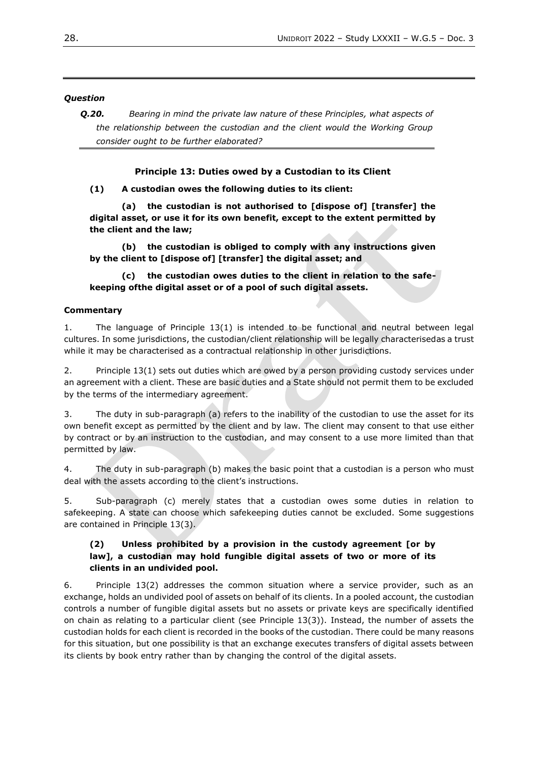***Question***

***Q.20.*** *Bearing in mind the private law nature of these Principles, what aspects of the relationship between the custodian and the client would the Working Group consider ought to be further elaborated?*

---

**Principle 13: Duties owed by a Custodian to its Client**

**(1) A custodian owes the following duties to its client:**

**(a) the custodian is not authorised to [dispose of] [transfer] the digital asset, or use it for its own benefit, except to the extent permitted by the client and the law;**

**(b) the custodian is obliged to comply with any instructions given by the client to [dispose of] [transfer] the digital asset; and**

**(c) the custodian owes duties to the client in relation to the safe-keeping ofthe digital asset or of a pool of such digital assets.**

**Commentary**

1. The language of Principle 13(1) is intended to be functional and neutral between legal cultures. In some jurisdictions, the custodian/client relationship will be legally characterisedas a trust while it may be characterised as a contractual relationship in other jurisdictions.

2. Principle 13(1) sets out duties which are owed by a person providing custody services under an agreement with a client. These are basic duties and a State should not permit them to be excluded by the terms of the intermediary agreement.

3. The duty in sub-paragraph (a) refers to the inability of the custodian to use the asset for its own benefit except as permitted by the client and by law. The client may consent to that use either by contract or by an instruction to the custodian, and may consent to a use more limited than that permitted by law.

4. The duty in sub-paragraph (b) makes the basic point that a custodian is a person who must deal with the assets according to the client's instructions.

5. Sub-paragraph (c) merely states that a custodian owes some duties in relation to safekeeping. A state can choose which safekeeping duties cannot be excluded. Some suggestions are contained in Principle 13(3).

**(2) Unless prohibited by a provision in the custody agreement [or by law], a custodian may hold fungible digital assets of two or more of its clients in an undivided pool.**

6. Principle 13(2) addresses the common situation where a service provider, such as an exchange, holds an undivided pool of assets on behalf of its clients. In a pooled account, the custodian controls a number of fungible digital assets but no assets or private keys are specifically identified on chain as relating to a particular client (see Principle 13(3)). Instead, the number of assets the custodian holds for each client is recorded in the books of the custodian. There could be many reasons for this situation, but one possibility is that an exchange executes transfers of digital assets between its clients by book entry rather than by changing the control of the digital assets.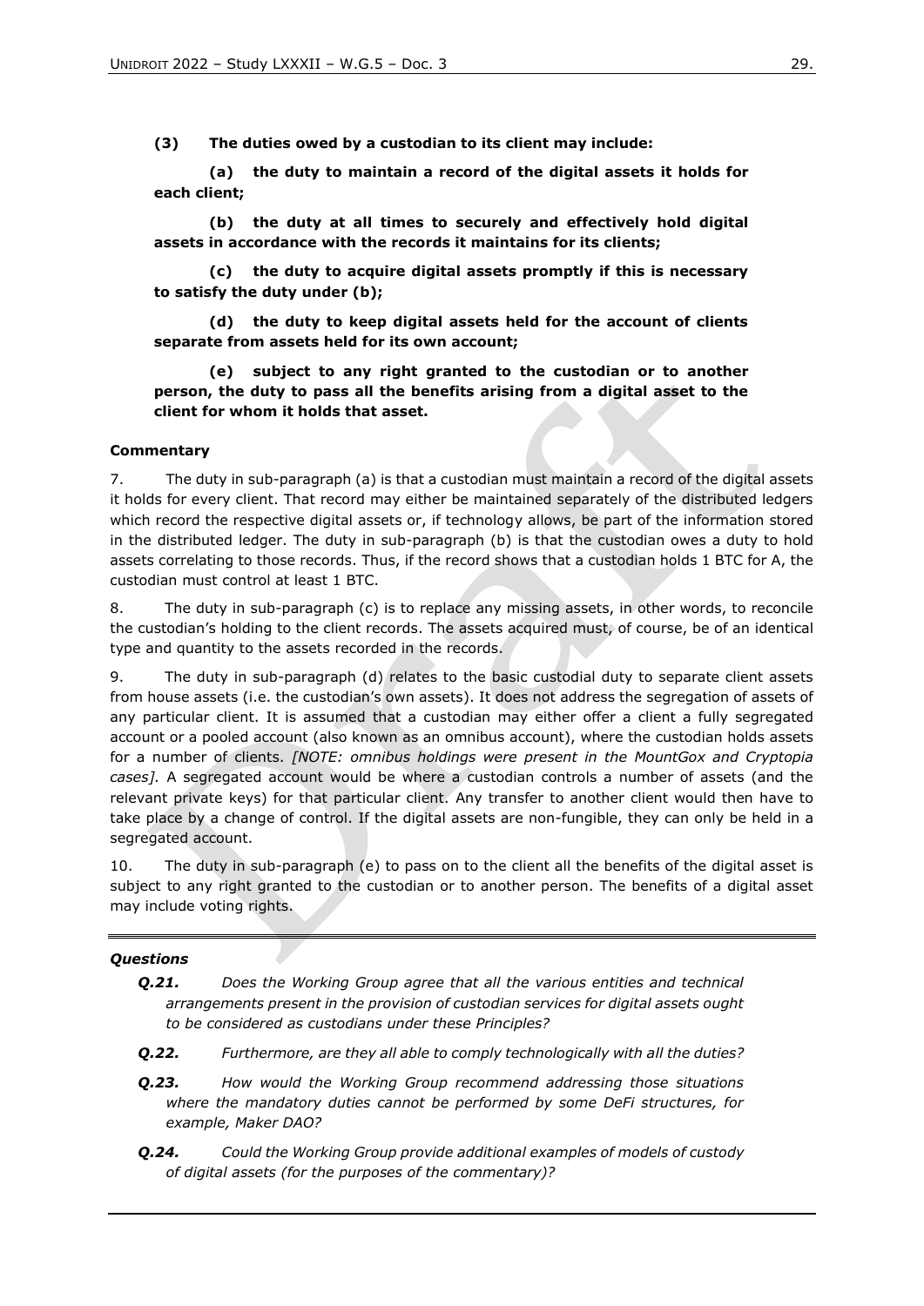**(3) The duties owed by a custodian to its client may include:**

**(a) the duty to maintain a record of the digital assets it holds for each client;**

**(b) the duty at all times to securely and effectively hold digital assets in accordance with the records it maintains for its clients;**

**(c) the duty to acquire digital assets promptly if this is necessary to satisfy the duty under (b);**

**(d) the duty to keep digital assets held for the account of clients separate from assets held for its own account;**

**(e) subject to any right granted to the custodian or to another person, the duty to pass all the benefits arising from a digital asset to the client for whom it holds that asset.**

**Commentary**

7. The duty in sub-paragraph (a) is that a custodian must maintain a record of the digital assets it holds for every client. That record may either be maintained separately of the distributed ledgers which record the respective digital assets or, if technology allows, be part of the information stored in the distributed ledger. The duty in sub-paragraph (b) is that the custodian owes a duty to hold assets correlating to those records. Thus, if the record shows that a custodian holds 1 BTC for A, the custodian must control at least 1 BTC.

8. The duty in sub-paragraph (c) is to replace any missing assets, in other words, to reconcile the custodian's holding to the client records. The assets acquired must, of course, be of an identical type and quantity to the assets recorded in the records.

9. The duty in sub-paragraph (d) relates to the basic custodial duty to separate client assets from house assets (i.e. the custodian's own assets). It does not address the segregation of assets of any particular client. It is assumed that a custodian may either offer a client a fully segregated account or a pooled account (also known as an omnibus account), where the custodian holds assets for a number of clients. *[NOTE: omnibus holdings were present in the MountGox and Cryptopia cases].* A segregated account would be where a custodian controls a number of assets (and the relevant private keys) for that particular client. Any transfer to another client would then have to take place by a change of control. If the digital assets are non-fungible, they can only be held in a segregated account.

10. The duty in sub-paragraph (e) to pass on to the client all the benefits of the digital asset is subject to any right granted to the custodian or to another person. The benefits of a digital asset may include voting rights.

***Questions***

- ***Q.21.*** *Does the Working Group agree that all the various entities and technical arrangements present in the provision of custodian services for digital assets ought to be considered as custodians under these Principles?*
- ***Q.22.*** *Furthermore, are they all able to comply technologically with all the duties?*
- ***Q.23.*** *How would the Working Group recommend addressing those situations where the mandatory duties cannot be performed by some DeFi structures, for example, Maker DAO?*
- ***Q.24.*** *Could the Working Group provide additional examples of models of custody of digital assets (for the purposes of the commentary)?*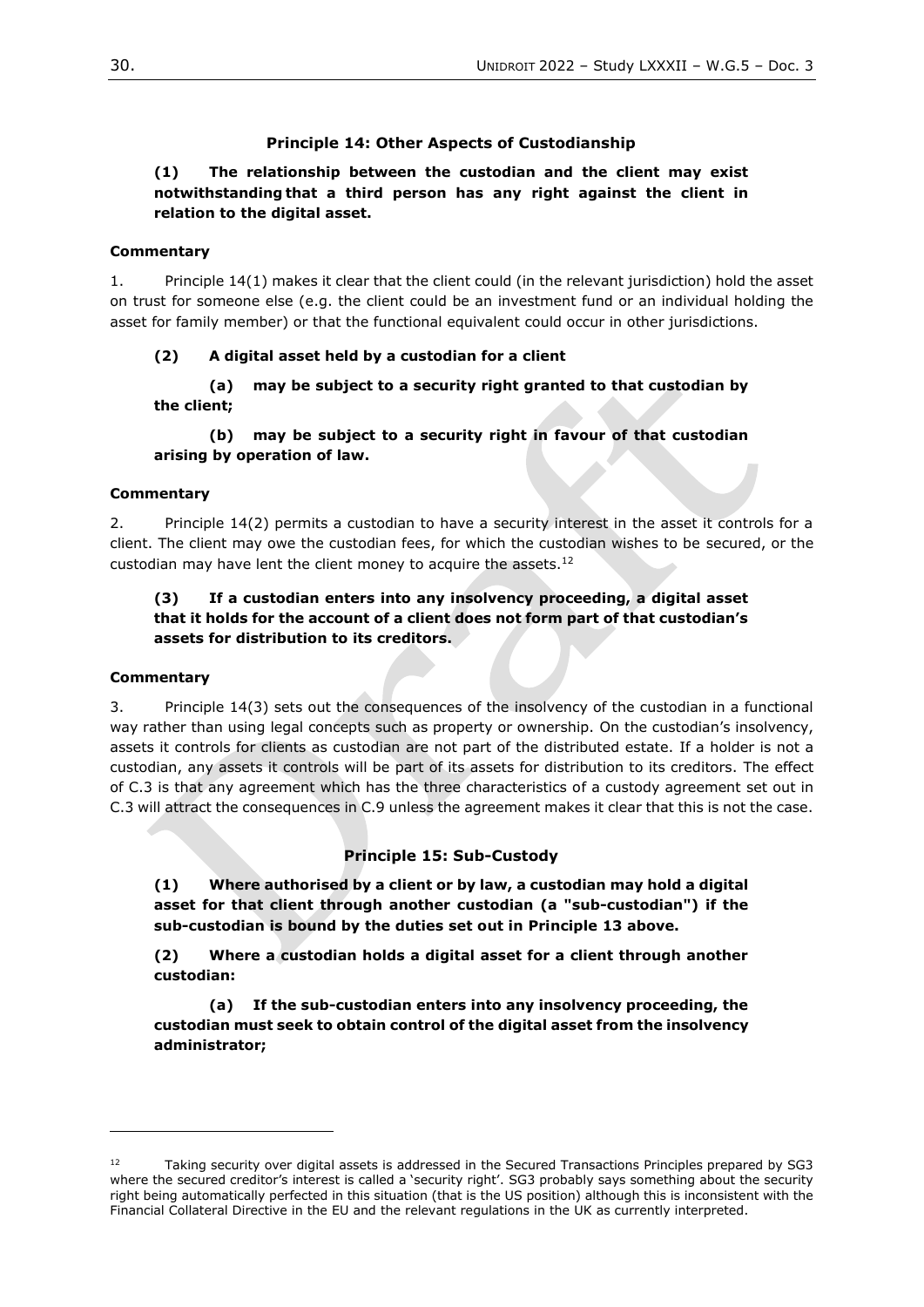### Principle 14: Other Aspects of Custodianship

**(1) The relationship between the custodian and the client may exist notwithstanding that a third person has any right against the client in relation to the digital asset.**

**Commentary**

1. Principle 14(1) makes it clear that the client could (in the relevant jurisdiction) hold the asset on trust for someone else (e.g. the client could be an investment fund or an individual holding the asset for family member) or that the functional equivalent could occur in other jurisdictions.

**(2) A digital asset held by a custodian for a client**

**(a) may be subject to a security right granted to that custodian by the client;**

**(b) may be subject to a security right in favour of that custodian arising by operation of law.**

**Commentary**

2. Principle 14(2) permits a custodian to have a security interest in the asset it controls for a client. The client may owe the custodian fees, for which the custodian wishes to be secured, or the custodian may have lent the client money to acquire the assets.[12]

**(3) If a custodian enters into any insolvency proceeding, a digital asset that it holds for the account of a client does not form part of that custodian's assets for distribution to its creditors.**

**Commentary**

3. Principle 14(3) sets out the consequences of the insolvency of the custodian in a functional way rather than using legal concepts such as property or ownership. On the custodian's insolvency, assets it controls for clients as custodian are not part of the distributed estate. If a holder is not a custodian, any assets it controls will be part of its assets for distribution to its creditors. The effect of C.3 is that any agreement which has the three characteristics of a custody agreement set out in C.3 will attract the consequences in C.9 unless the agreement makes it clear that this is not the case.

### Principle 15: Sub-Custody

**(1) Where authorised by a client or by law, a custodian may hold a digital asset for that client through another custodian (a "sub-custodian") if the sub-custodian is bound by the duties set out in Principle 13 above.**

**(2) Where a custodian holds a digital asset for a client through another custodian:**

**(a) If the sub-custodian enters into any insolvency proceeding, the custodian must seek to obtain control of the digital asset from the insolvency administrator;**

---

[12] Taking security over digital assets is addressed in the Secured Transactions Principles prepared by SG3 where the secured creditor's interest is called a 'security right'. SG3 probably says something about the security right being automatically perfected in this situation (that is the US position) although this is inconsistent with the Financial Collateral Directive in the EU and the relevant regulations in the UK as currently interpreted.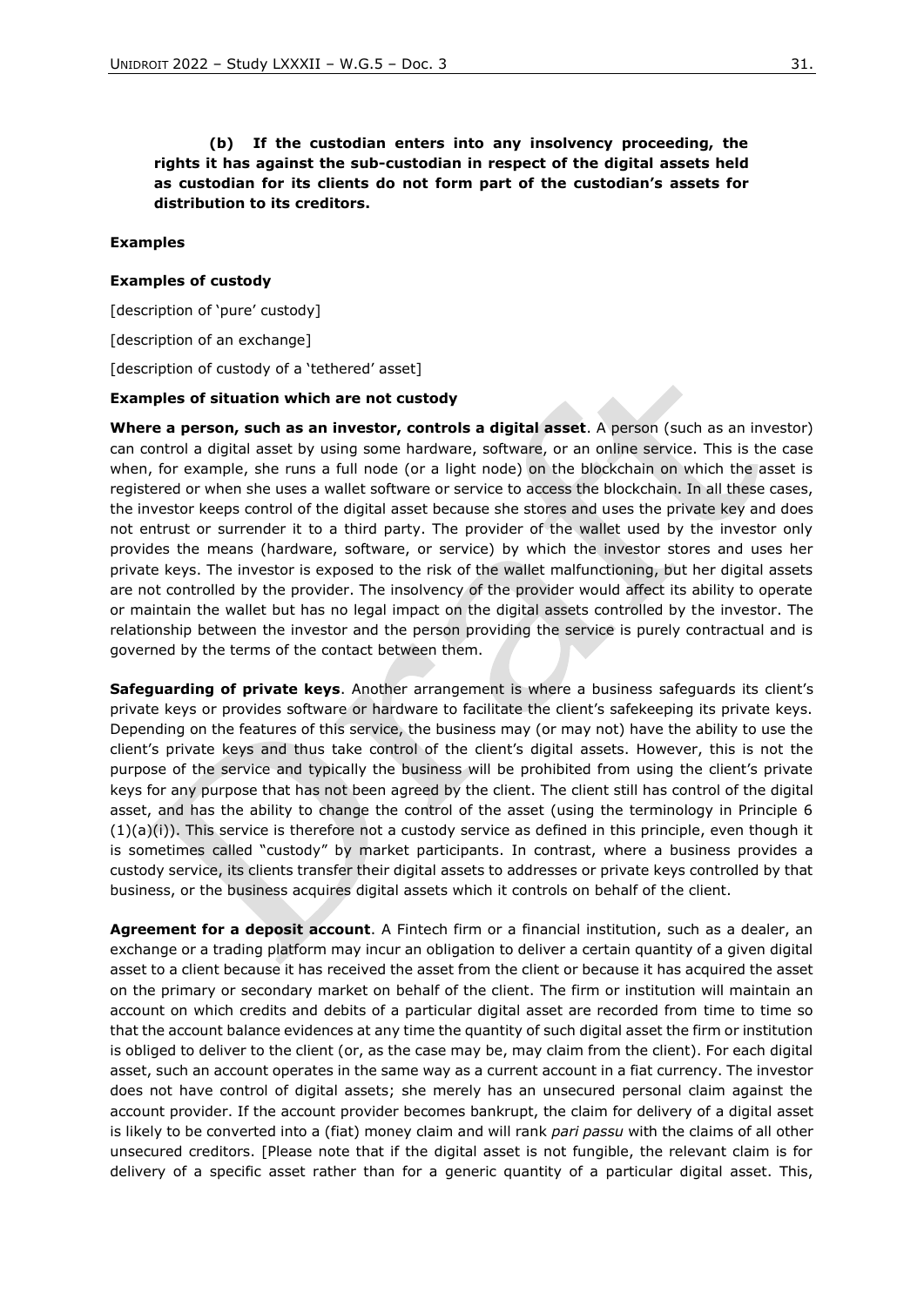**(b) If the custodian enters into any insolvency proceeding, the rights it has against the sub-custodian in respect of the digital assets held as custodian for its clients do not form part of the custodian's assets for distribution to its creditors.**

**Examples**

**Examples of custody**

[description of 'pure' custody]

[description of an exchange]

[description of custody of a 'tethered' asset]

**Examples of situation which are not custody**

**Where a person, such as an investor, controls a digital asset**. A person (such as an investor) can control a digital asset by using some hardware, software, or an online service. This is the case when, for example, she runs a full node (or a light node) on the blockchain on which the asset is registered or when she uses a wallet software or service to access the blockchain. In all these cases, the investor keeps control of the digital asset because she stores and uses the private key and does not entrust or surrender it to a third party. The provider of the wallet used by the investor only provides the means (hardware, software, or service) by which the investor stores and uses her private keys. The investor is exposed to the risk of the wallet malfunctioning, but her digital assets are not controlled by the provider. The insolvency of the provider would affect its ability to operate or maintain the wallet but has no legal impact on the digital assets controlled by the investor. The relationship between the investor and the person providing the service is purely contractual and is governed by the terms of the contact between them.

**Safeguarding of private keys**. Another arrangement is where a business safeguards its client's private keys or provides software or hardware to facilitate the client's safekeeping its private keys. Depending on the features of this service, the business may (or may not) have the ability to use the client's private keys and thus take control of the client's digital assets. However, this is not the purpose of the service and typically the business will be prohibited from using the client's private keys for any purpose that has not been agreed by the client. The client still has control of the digital asset, and has the ability to change the control of the asset (using the terminology in Principle 6 (1)(a)(i)). This service is therefore not a custody service as defined in this principle, even though it is sometimes called "custody" by market participants. In contrast, where a business provides a custody service, its clients transfer their digital assets to addresses or private keys controlled by that business, or the business acquires digital assets which it controls on behalf of the client.

**Agreement for a deposit account**. A Fintech firm or a financial institution, such as a dealer, an exchange or a trading platform may incur an obligation to deliver a certain quantity of a given digital asset to a client because it has received the asset from the client or because it has acquired the asset on the primary or secondary market on behalf of the client. The firm or institution will maintain an account on which credits and debits of a particular digital asset are recorded from time to time so that the account balance evidences at any time the quantity of such digital asset the firm or institution is obliged to deliver to the client (or, as the case may be, may claim from the client). For each digital asset, such an account operates in the same way as a current account in a fiat currency. The investor does not have control of digital assets; she merely has an unsecured personal claim against the account provider. If the account provider becomes bankrupt, the claim for delivery of a digital asset is likely to be converted into a (fiat) money claim and will rank *pari passu* with the claims of all other unsecured creditors. [Please note that if the digital asset is not fungible, the relevant claim is for delivery of a specific asset rather than for a generic quantity of a particular digital asset. This,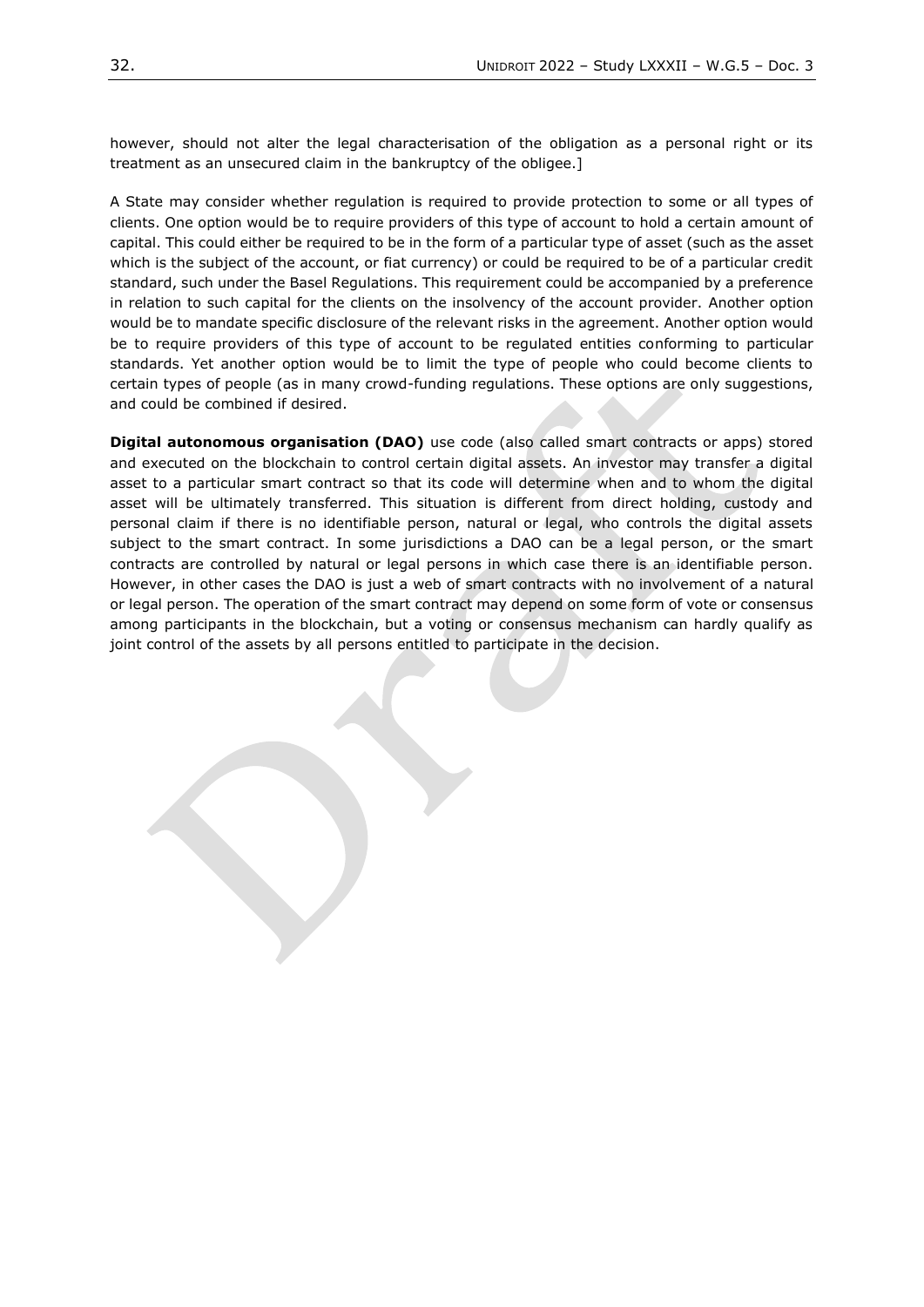however, should not alter the legal characterisation of the obligation as a personal right or its treatment as an unsecured claim in the bankruptcy of the obligee.]

A State may consider whether regulation is required to provide protection to some or all types of clients. One option would be to require providers of this type of account to hold a certain amount of capital. This could either be required to be in the form of a particular type of asset (such as the asset which is the subject of the account, or fiat currency) or could be required to be of a particular credit standard, such under the Basel Regulations. This requirement could be accompanied by a preference in relation to such capital for the clients on the insolvency of the account provider. Another option would be to mandate specific disclosure of the relevant risks in the agreement. Another option would be to require providers of this type of account to be regulated entities conforming to particular standards. Yet another option would be to limit the type of people who could become clients to certain types of people (as in many crowd-funding regulations. These options are only suggestions, and could be combined if desired.

**Digital autonomous organisation (DAO)** use code (also called smart contracts or apps) stored and executed on the blockchain to control certain digital assets. An investor may transfer a digital asset to a particular smart contract so that its code will determine when and to whom the digital asset will be ultimately transferred. This situation is different from direct holding, custody and personal claim if there is no identifiable person, natural or legal, who controls the digital assets subject to the smart contract. In some jurisdictions a DAO can be a legal person, or the smart contracts are controlled by natural or legal persons in which case there is an identifiable person. However, in other cases the DAO is just a web of smart contracts with no involvement of a natural or legal person. The operation of the smart contract may depend on some form of vote or consensus among participants in the blockchain, but a voting or consensus mechanism can hardly qualify as joint control of the assets by all persons entitled to participate in the decision.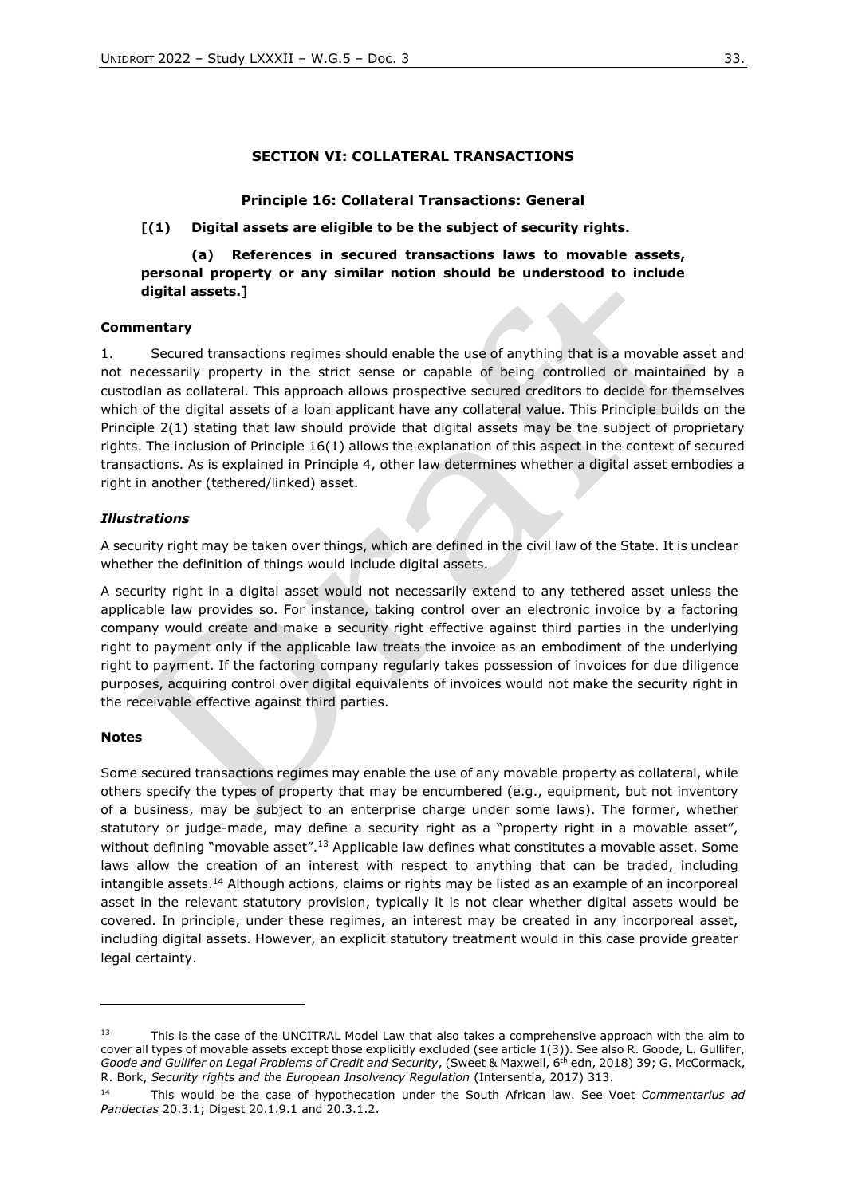## SECTION VI: COLLATERAL TRANSACTIONS

### Principle 16: Collateral Transactions: General

**[(1) Digital assets are eligible to be the subject of security rights.**

**(a) References in secured transactions laws to movable assets, personal property or any similar notion should be understood to include digital assets.]**

**Commentary**

1. Secured transactions regimes should enable the use of anything that is a movable asset and not necessarily property in the strict sense or capable of being controlled or maintained by a custodian as collateral. This approach allows prospective secured creditors to decide for themselves which of the digital assets of a loan applicant have any collateral value. This Principle builds on the Principle 2(1) stating that law should provide that digital assets may be the subject of proprietary rights. The inclusion of Principle 16(1) allows the explanation of this aspect in the context of secured transactions. As is explained in Principle 4, other law determines whether a digital asset embodies a right in another (tethered/linked) asset.

***Illustrations***

A security right may be taken over things, which are defined in the civil law of the State. It is unclear whether the definition of things would include digital assets.

A security right in a digital asset would not necessarily extend to any tethered asset unless the applicable law provides so. For instance, taking control over an electronic invoice by a factoring company would create and make a security right effective against third parties in the underlying right to payment only if the applicable law treats the invoice as an embodiment of the underlying right to payment. If the factoring company regularly takes possession of invoices for due diligence purposes, acquiring control over digital equivalents of invoices would not make the security right in the receivable effective against third parties.

**Notes**

Some secured transactions regimes may enable the use of any movable property as collateral, while others specify the types of property that may be encumbered (e.g., equipment, but not inventory of a business, may be subject to an enterprise charge under some laws). The former, whether statutory or judge-made, may define a security right as a "property right in a movable asset", without defining "movable asset".[13] Applicable law defines what constitutes a movable asset. Some laws allow the creation of an interest with respect to anything that can be traded, including intangible assets.[14] Although actions, claims or rights may be listed as an example of an incorporeal asset in the relevant statutory provision, typically it is not clear whether digital assets would be covered. In principle, under these regimes, an interest may be created in any incorporeal asset, including digital assets. However, an explicit statutory treatment would in this case provide greater legal certainty.

---

[13] This is the case of the UNCITRAL Model Law that also takes a comprehensive approach with the aim to cover all types of movable assets except those explicitly excluded (see article 1(3)). See also R. Goode, L. Gullifer, *Goode and Gullifer on Legal Problems of Credit and Security*, (Sweet & Maxwell, 6th edn, 2018) 39; G. McCormack, R. Bork, *Security rights and the European Insolvency Regulation* (Intersentia, 2017) 313.

[14] This would be the case of hypothecation under the South African law. See Voet *Commentarius ad Pandectas* 20.3.1; Digest 20.1.9.1 and 20.3.1.2.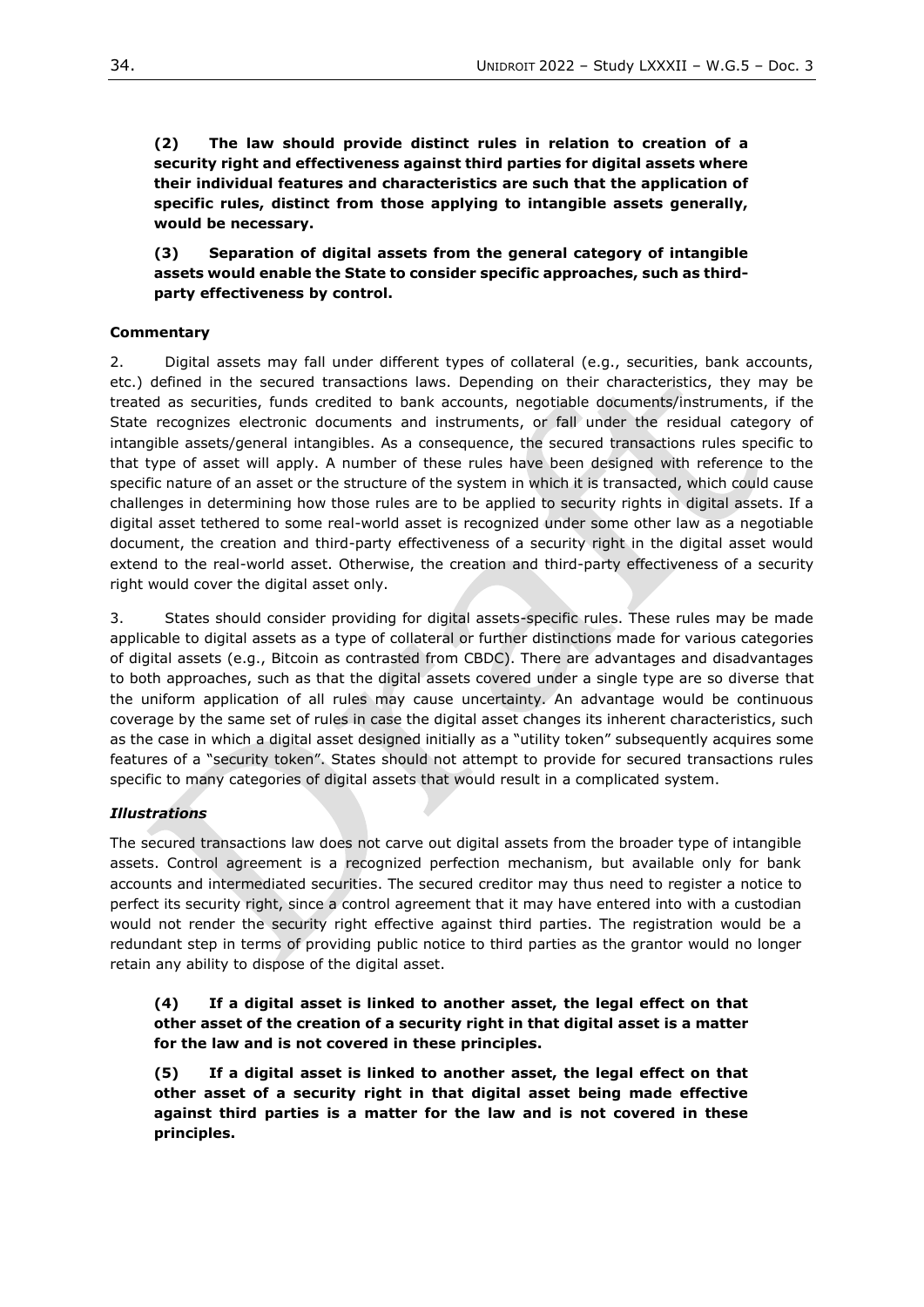**(2) The law should provide distinct rules in relation to creation of a security right and effectiveness against third parties for digital assets where their individual features and characteristics are such that the application of specific rules, distinct from those applying to intangible assets generally, would be necessary.**

**(3) Separation of digital assets from the general category of intangible assets would enable the State to consider specific approaches, such as third-party effectiveness by control.**

**Commentary**

2. Digital assets may fall under different types of collateral (e.g., securities, bank accounts, etc.) defined in the secured transactions laws. Depending on their characteristics, they may be treated as securities, funds credited to bank accounts, negotiable documents/instruments, if the State recognizes electronic documents and instruments, or fall under the residual category of intangible assets/general intangibles. As a consequence, the secured transactions rules specific to that type of asset will apply. A number of these rules have been designed with reference to the specific nature of an asset or the structure of the system in which it is transacted, which could cause challenges in determining how those rules are to be applied to security rights in digital assets. If a digital asset tethered to some real-world asset is recognized under some other law as a negotiable document, the creation and third-party effectiveness of a security right in the digital asset would extend to the real-world asset. Otherwise, the creation and third-party effectiveness of a security right would cover the digital asset only.

3. States should consider providing for digital assets-specific rules. These rules may be made applicable to digital assets as a type of collateral or further distinctions made for various categories of digital assets (e.g., Bitcoin as contrasted from CBDC). There are advantages and disadvantages to both approaches, such as that the digital assets covered under a single type are so diverse that the uniform application of all rules may cause uncertainty. An advantage would be continuous coverage by the same set of rules in case the digital asset changes its inherent characteristics, such as the case in which a digital asset designed initially as a "utility token" subsequently acquires some features of a "security token". States should not attempt to provide for secured transactions rules specific to many categories of digital assets that would result in a complicated system.

***Illustrations***

The secured transactions law does not carve out digital assets from the broader type of intangible assets. Control agreement is a recognized perfection mechanism, but available only for bank accounts and intermediated securities. The secured creditor may thus need to register a notice to perfect its security right, since a control agreement that it may have entered into with a custodian would not render the security right effective against third parties. The registration would be a redundant step in terms of providing public notice to third parties as the grantor would no longer retain any ability to dispose of the digital asset.

**(4) If a digital asset is linked to another asset, the legal effect on that other asset of the creation of a security right in that digital asset is a matter for the law and is not covered in these principles.**

**(5) If a digital asset is linked to another asset, the legal effect on that other asset of a security right in that digital asset being made effective against third parties is a matter for the law and is not covered in these principles.**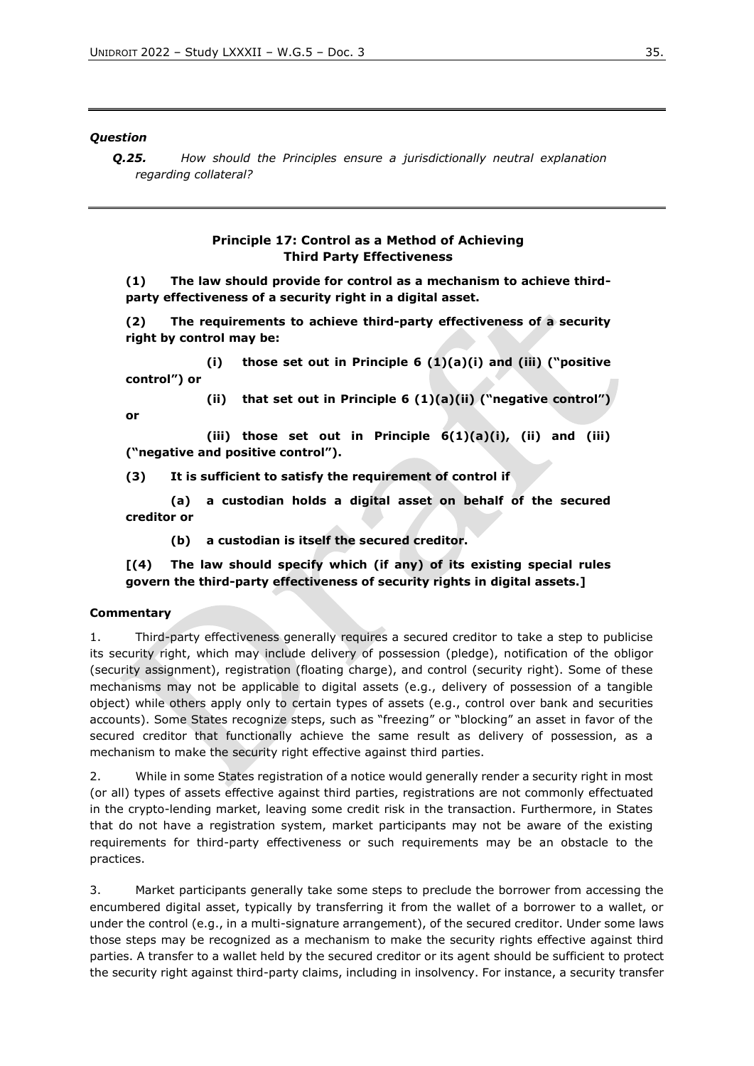---

***Question***

> ***Q.25.*** *How should the Principles ensure a jurisdictionally neutral explanation regarding collateral?*

---

### Principle 17: Control as a Method of Achieving Third Party Effectiveness

**(1) The law should provide for control as a mechanism to achieve third-party effectiveness of a security right in a digital asset.**

**(2) The requirements to achieve third-party effectiveness of a security right by control may be:**

> **(i) those set out in Principle 6 (1)(a)(i) and (iii) ("positive control") or**
>
> **(ii) that set out in Principle 6 (1)(a)(ii) ("negative control") or**
>
> **(iii) those set out in Principle 6(1)(a)(i), (ii) and (iii) ("negative and positive control").**

**(3) It is sufficient to satisfy the requirement of control if**

> **(a) a custodian holds a digital asset on behalf of the secured creditor or**
>
> **(b) a custodian is itself the secured creditor.**

**[(4) The law should specify which (if any) of its existing special rules govern the third-party effectiveness of security rights in digital assets.]**

**Commentary**

1. Third-party effectiveness generally requires a secured creditor to take a step to publicise its security right, which may include delivery of possession (pledge), notification of the obligor (security assignment), registration (floating charge), and control (security right). Some of these mechanisms may not be applicable to digital assets (e.g., delivery of possession of a tangible object) while others apply only to certain types of assets (e.g., control over bank and securities accounts). Some States recognize steps, such as "freezing" or "blocking" an asset in favor of the secured creditor that functionally achieve the same result as delivery of possession, as a mechanism to make the security right effective against third parties.

2. While in some States registration of a notice would generally render a security right in most (or all) types of assets effective against third parties, registrations are not commonly effectuated in the crypto-lending market, leaving some credit risk in the transaction. Furthermore, in States that do not have a registration system, market participants may not be aware of the existing requirements for third-party effectiveness or such requirements may be an obstacle to the practices.

3. Market participants generally take some steps to preclude the borrower from accessing the encumbered digital asset, typically by transferring it from the wallet of a borrower to a wallet, or under the control (e.g., in a multi-signature arrangement), of the secured creditor. Under some laws those steps may be recognized as a mechanism to make the security rights effective against third parties. A transfer to a wallet held by the secured creditor or its agent should be sufficient to protect the security right against third-party claims, including in insolvency. For instance, a security transfer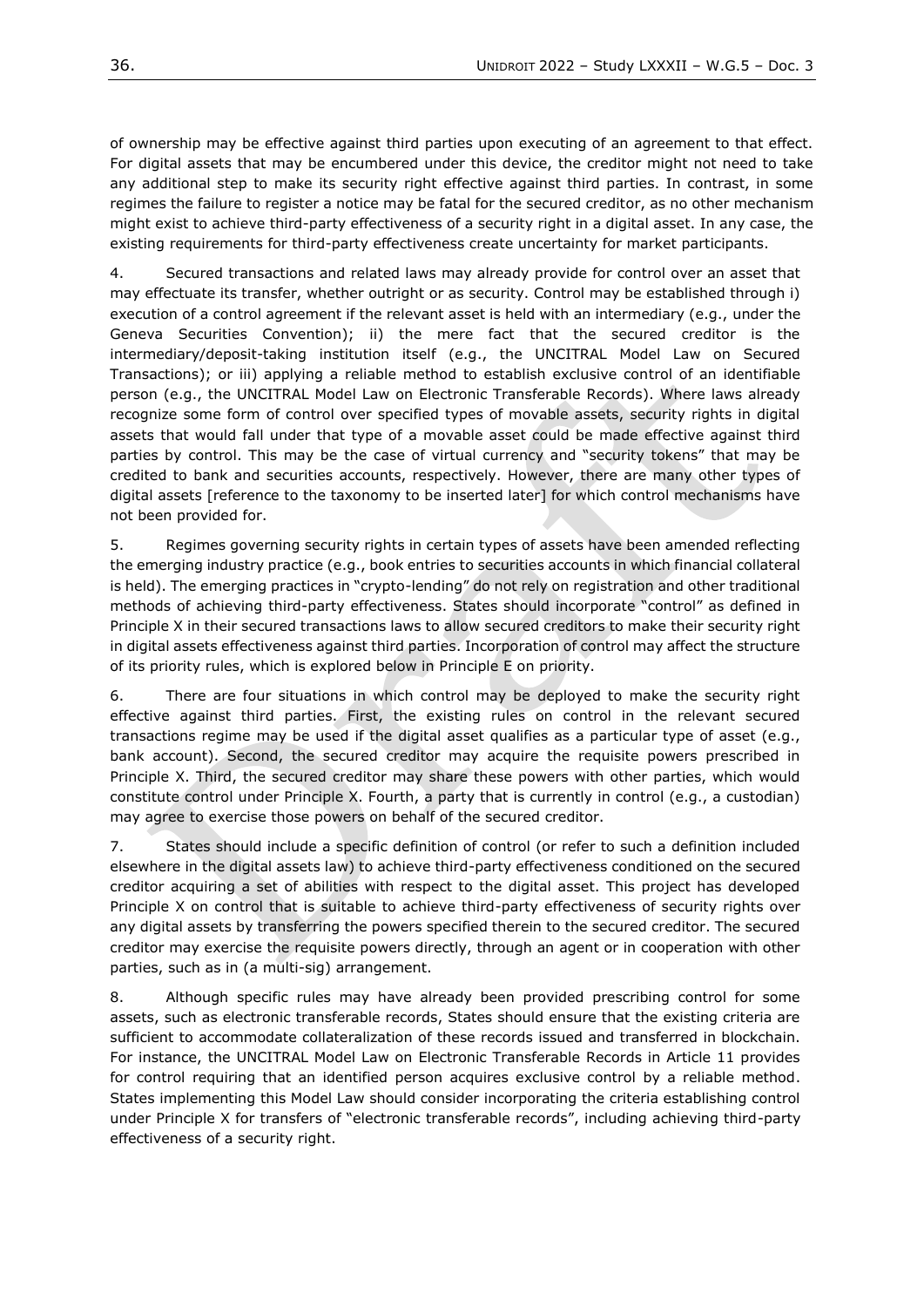of ownership may be effective against third parties upon executing of an agreement to that effect. For digital assets that may be encumbered under this device, the creditor might not need to take any additional step to make its security right effective against third parties. In contrast, in some regimes the failure to register a notice may be fatal for the secured creditor, as no other mechanism might exist to achieve third-party effectiveness of a security right in a digital asset. In any case, the existing requirements for third-party effectiveness create uncertainty for market participants.

4. Secured transactions and related laws may already provide for control over an asset that may effectuate its transfer, whether outright or as security. Control may be established through i) execution of a control agreement if the relevant asset is held with an intermediary (e.g., under the Geneva Securities Convention); ii) the mere fact that the secured creditor is the intermediary/deposit-taking institution itself (e.g., the UNCITRAL Model Law on Secured Transactions); or iii) applying a reliable method to establish exclusive control of an identifiable person (e.g., the UNCITRAL Model Law on Electronic Transferable Records). Where laws already recognize some form of control over specified types of movable assets, security rights in digital assets that would fall under that type of a movable asset could be made effective against third parties by control. This may be the case of virtual currency and "security tokens" that may be credited to bank and securities accounts, respectively. However, there are many other types of digital assets [reference to the taxonomy to be inserted later] for which control mechanisms have not been provided for.

5. Regimes governing security rights in certain types of assets have been amended reflecting the emerging industry practice (e.g., book entries to securities accounts in which financial collateral is held). The emerging practices in "crypto-lending" do not rely on registration and other traditional methods of achieving third-party effectiveness. States should incorporate "control" as defined in Principle X in their secured transactions laws to allow secured creditors to make their security right in digital assets effectiveness against third parties. Incorporation of control may affect the structure of its priority rules, which is explored below in Principle E on priority.

6. There are four situations in which control may be deployed to make the security right effective against third parties. First, the existing rules on control in the relevant secured transactions regime may be used if the digital asset qualifies as a particular type of asset (e.g., bank account). Second, the secured creditor may acquire the requisite powers prescribed in Principle X. Third, the secured creditor may share these powers with other parties, which would constitute control under Principle X. Fourth, a party that is currently in control (e.g., a custodian) may agree to exercise those powers on behalf of the secured creditor.

7. States should include a specific definition of control (or refer to such a definition included elsewhere in the digital assets law) to achieve third-party effectiveness conditioned on the secured creditor acquiring a set of abilities with respect to the digital asset. This project has developed Principle X on control that is suitable to achieve third-party effectiveness of security rights over any digital assets by transferring the powers specified therein to the secured creditor. The secured creditor may exercise the requisite powers directly, through an agent or in cooperation with other parties, such as in (a multi-sig) arrangement.

8. Although specific rules may have already been provided prescribing control for some assets, such as electronic transferable records, States should ensure that the existing criteria are sufficient to accommodate collateralization of these records issued and transferred in blockchain. For instance, the UNCITRAL Model Law on Electronic Transferable Records in Article 11 provides for control requiring that an identified person acquires exclusive control by a reliable method. States implementing this Model Law should consider incorporating the criteria establishing control under Principle X for transfers of "electronic transferable records", including achieving third-party effectiveness of a security right.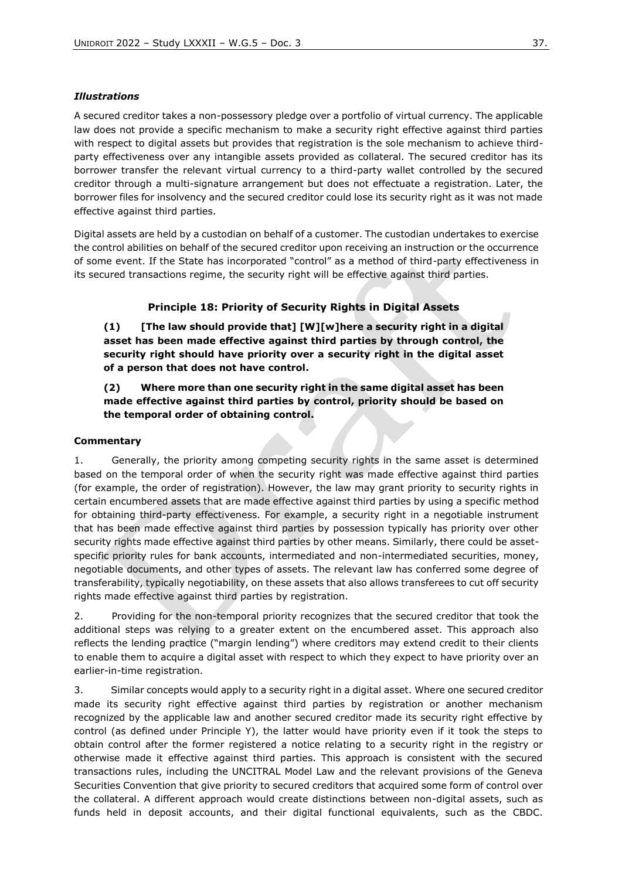### *Illustrations*

A secured creditor takes a non-possessory pledge over a portfolio of virtual currency. The applicable law does not provide a specific mechanism to make a security right effective against third parties with respect to digital assets but provides that registration is the sole mechanism to achieve third-party effectiveness over any intangible assets provided as collateral. The secured creditor has its borrower transfer the relevant virtual currency to a third-party wallet controlled by the secured creditor through a multi-signature arrangement but does not effectuate a registration. Later, the borrower files for insolvency and the secured creditor could lose its security right as it was not made effective against third parties.

Digital assets are held by a custodian on behalf of a customer. The custodian undertakes to exercise the control abilities on behalf of the secured creditor upon receiving an instruction or the occurrence of some event. If the State has incorporated "control" as a method of third-party effectiveness in its secured transactions regime, the security right will be effective against third parties.

### Principle 18: Priority of Security Rights in Digital Assets

**(1) [The law should provide that] [W][w]here a security right in a digital asset has been made effective against third parties by through control, the security right should have priority over a security right in the digital asset of a person that does not have control.**

**(2) Where more than one security right in the same digital asset has been made effective against third parties by control, priority should be based on the temporal order of obtaining control.**

#### Commentary

1. Generally, the priority among competing security rights in the same asset is determined based on the temporal order of when the security right was made effective against third parties (for example, the order of registration). However, the law may grant priority to security rights in certain encumbered assets that are made effective against third parties by using a specific method for obtaining third-party effectiveness. For example, a security right in a negotiable instrument that has been made effective against third parties by possession typically has priority over other security rights made effective against third parties by other means. Similarly, there could be asset-specific priority rules for bank accounts, intermediated and non-intermediated securities, money, negotiable documents, and other types of assets. The relevant law has conferred some degree of transferability, typically negotiability, on these assets that also allows transferees to cut off security rights made effective against third parties by registration.

2. Providing for the non-temporal priority recognizes that the secured creditor that took the additional steps was relying to a greater extent on the encumbered asset. This approach also reflects the lending practice ("margin lending") where creditors may extend credit to their clients to enable them to acquire a digital asset with respect to which they expect to have priority over an earlier-in-time registration.

3. Similar concepts would apply to a security right in a digital asset. Where one secured creditor made its security right effective against third parties by registration or another mechanism recognized by the applicable law and another secured creditor made its security right effective by control (as defined under Principle Y), the latter would have priority even if it took the steps to obtain control after the former registered a notice relating to a security right in the registry or otherwise made it effective against third parties. This approach is consistent with the secured transactions rules, including the UNCITRAL Model Law and the relevant provisions of the Geneva Securities Convention that give priority to secured creditors that acquired some form of control over the collateral. A different approach would create distinctions between non-digital assets, such as funds held in deposit accounts, and their digital functional equivalents, such as the CBDC.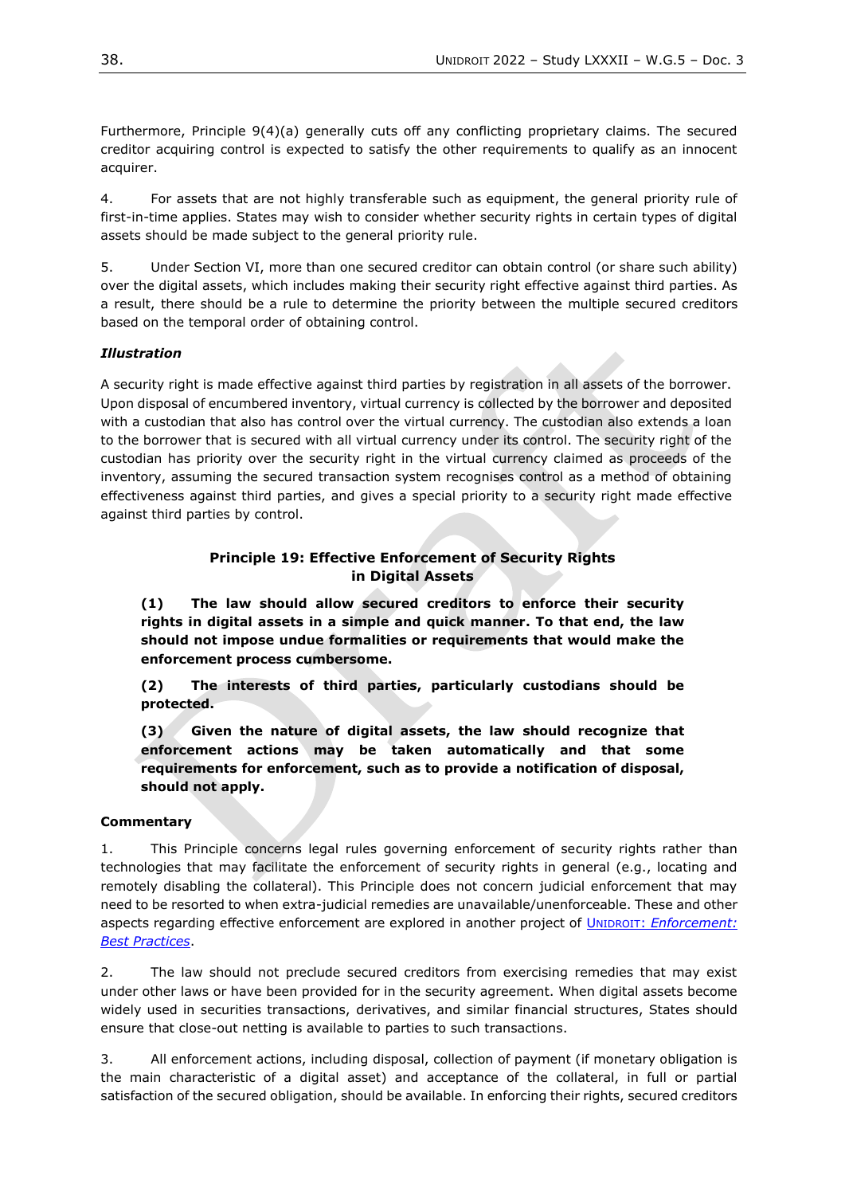Furthermore, Principle 9(4)(a) generally cuts off any conflicting proprietary claims. The secured creditor acquiring control is expected to satisfy the other requirements to qualify as an innocent acquirer.

4. For assets that are not highly transferable such as equipment, the general priority rule of first-in-time applies. States may wish to consider whether security rights in certain types of digital assets should be made subject to the general priority rule.

5. Under Section VI, more than one secured creditor can obtain control (or share such ability) over the digital assets, which includes making their security right effective against third parties. As a result, there should be a rule to determine the priority between the multiple secured creditors based on the temporal order of obtaining control.

***Illustration***

A security right is made effective against third parties by registration in all assets of the borrower. Upon disposal of encumbered inventory, virtual currency is collected by the borrower and deposited with a custodian that also has control over the virtual currency. The custodian also extends a loan to the borrower that is secured with all virtual currency under its control. The security right of the custodian has priority over the security right in the virtual currency claimed as proceeds of the inventory, assuming the secured transaction system recognises control as a method of obtaining effectiveness against third parties, and gives a special priority to a security right made effective against third parties by control.

### Principle 19: Effective Enforcement of Security Rights in Digital Assets

**(1) The law should allow secured creditors to enforce their security rights in digital assets in a simple and quick manner. To that end, the law should not impose undue formalities or requirements that would make the enforcement process cumbersome.**

**(2) The interests of third parties, particularly custodians should be protected.**

**(3) Given the nature of digital assets, the law should recognize that enforcement actions may be taken automatically and that some requirements for enforcement, such as to provide a notification of disposal, should not apply.**

**Commentary**

1. This Principle concerns legal rules governing enforcement of security rights rather than technologies that may facilitate the enforcement of security rights in general (e.g., locating and remotely disabling the collateral). This Principle does not concern judicial enforcement that may need to be resorted to when extra-judicial remedies are unavailable/unenforceable. These and other aspects regarding effective enforcement are explored in another project of UNIDROIT: *Enforcement: Best Practices*.

2. The law should not preclude secured creditors from exercising remedies that may exist under other laws or have been provided for in the security agreement. When digital assets become widely used in securities transactions, derivatives, and similar financial structures, States should ensure that close-out netting is available to parties to such transactions.

3. All enforcement actions, including disposal, collection of payment (if monetary obligation is the main characteristic of a digital asset) and acceptance of the collateral, in full or partial satisfaction of the secured obligation, should be available. In enforcing their rights, secured creditors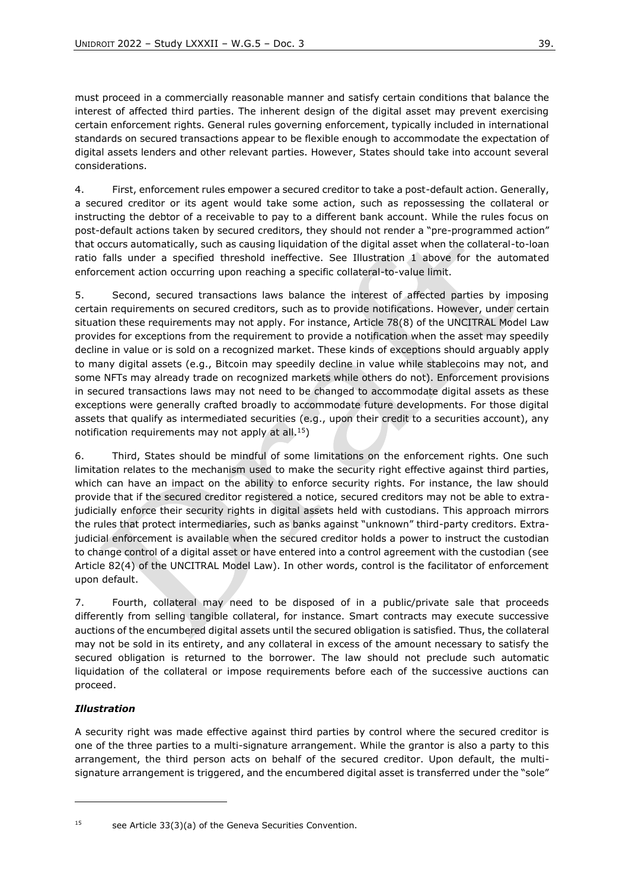must proceed in a commercially reasonable manner and satisfy certain conditions that balance the interest of affected third parties. The inherent design of the digital asset may prevent exercising certain enforcement rights. General rules governing enforcement, typically included in international standards on secured transactions appear to be flexible enough to accommodate the expectation of digital assets lenders and other relevant parties. However, States should take into account several considerations.

4. First, enforcement rules empower a secured creditor to take a post-default action. Generally, a secured creditor or its agent would take some action, such as repossessing the collateral or instructing the debtor of a receivable to pay to a different bank account. While the rules focus on post-default actions taken by secured creditors, they should not render a "pre-programmed action" that occurs automatically, such as causing liquidation of the digital asset when the collateral-to-loan ratio falls under a specified threshold ineffective. See Illustration 1 above for the automated enforcement action occurring upon reaching a specific collateral-to-value limit.

5. Second, secured transactions laws balance the interest of affected parties by imposing certain requirements on secured creditors, such as to provide notifications. However, under certain situation these requirements may not apply. For instance, Article 78(8) of the UNCITRAL Model Law provides for exceptions from the requirement to provide a notification when the asset may speedily decline in value or is sold on a recognized market. These kinds of exceptions should arguably apply to many digital assets (e.g., Bitcoin may speedily decline in value while stablecoins may not, and some NFTs may already trade on recognized markets while others do not). Enforcement provisions in secured transactions laws may not need to be changed to accommodate digital assets as these exceptions were generally crafted broadly to accommodate future developments. For those digital assets that qualify as intermediated securities (e.g., upon their credit to a securities account), any notification requirements may not apply at all.[15])

6. Third, States should be mindful of some limitations on the enforcement rights. One such limitation relates to the mechanism used to make the security right effective against third parties, which can have an impact on the ability to enforce security rights. For instance, the law should provide that if the secured creditor registered a notice, secured creditors may not be able to extra-judicially enforce their security rights in digital assets held with custodians. This approach mirrors the rules that protect intermediaries, such as banks against "unknown" third-party creditors. Extra-judicial enforcement is available when the secured creditor holds a power to instruct the custodian to change control of a digital asset or have entered into a control agreement with the custodian (see Article 82(4) of the UNCITRAL Model Law). In other words, control is the facilitator of enforcement upon default.

7. Fourth, collateral may need to be disposed of in a public/private sale that proceeds differently from selling tangible collateral, for instance. Smart contracts may execute successive auctions of the encumbered digital assets until the secured obligation is satisfied. Thus, the collateral may not be sold in its entirety, and any collateral in excess of the amount necessary to satisfy the secured obligation is returned to the borrower. The law should not preclude such automatic liquidation of the collateral or impose requirements before each of the successive auctions can proceed.

***Illustration***

A security right was made effective against third parties by control where the secured creditor is one of the three parties to a multi-signature arrangement. While the grantor is also a party to this arrangement, the third person acts on behalf of the secured creditor. Upon default, the multi-signature arrangement is triggered, and the encumbered digital asset is transferred under the "sole"

---

[15] see Article 33(3)(a) of the Geneva Securities Convention.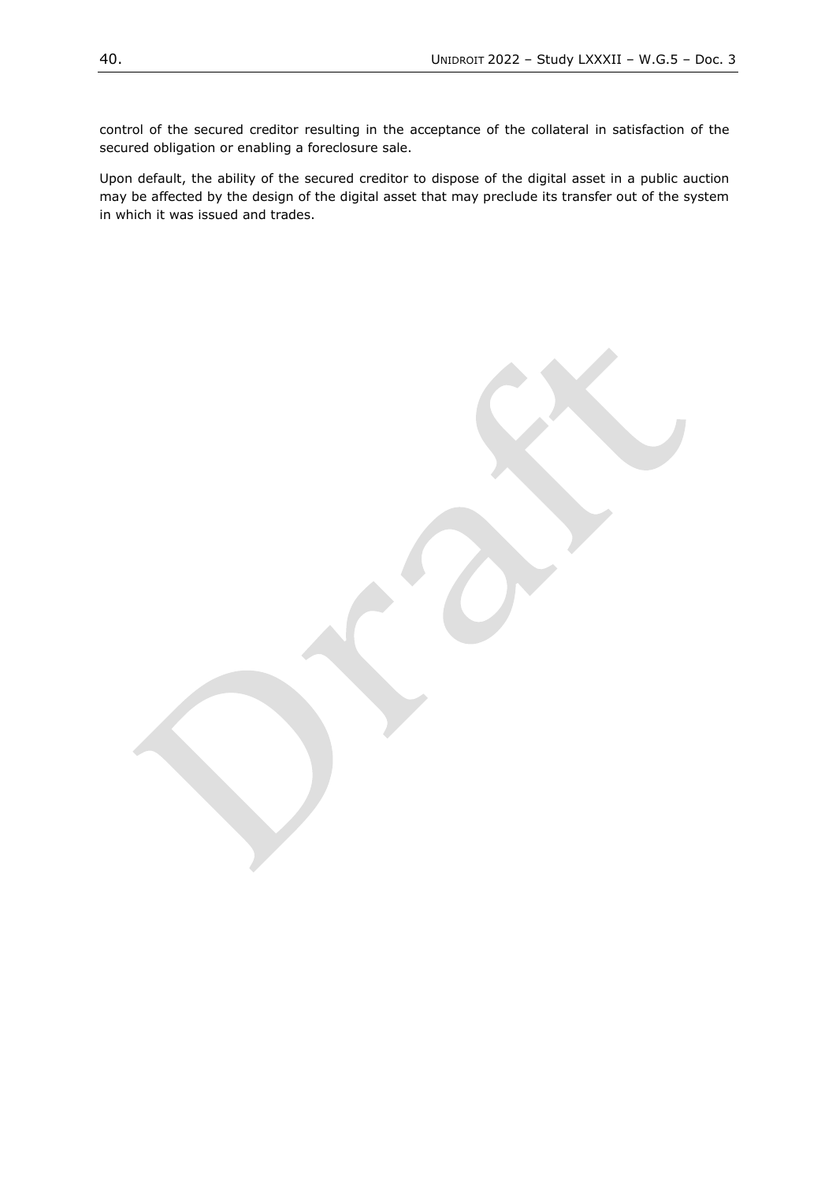control of the secured creditor resulting in the acceptance of the collateral in satisfaction of the secured obligation or enabling a foreclosure sale.

Upon default, the ability of the secured creditor to dispose of the digital asset in a public auction may be affected by the design of the digital asset that may preclude its transfer out of the system in which it was issued and trades.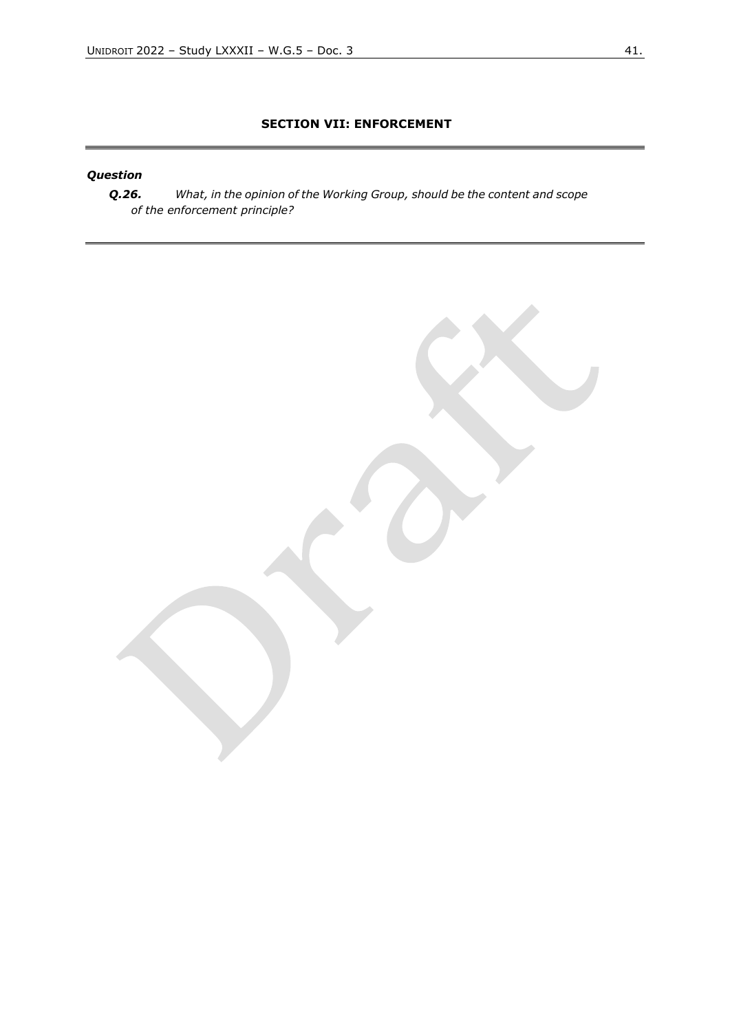## SECTION VII: ENFORCEMENT

***Question***

***Q.26.*** *What, in the opinion of the Working Group, should be the content and scope of the enforcement principle?*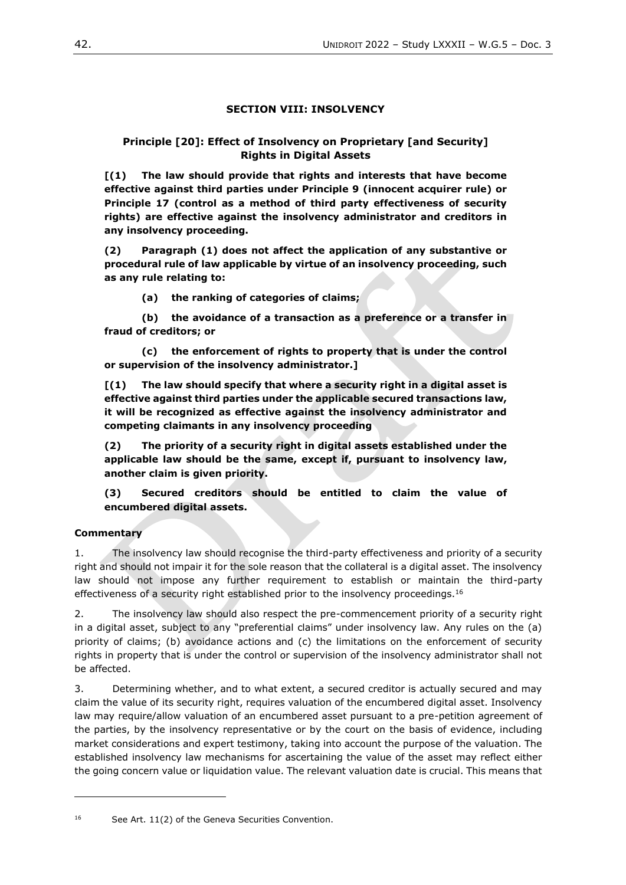## SECTION VIII: INSOLVENCY

### Principle [20]: Effect of Insolvency on Proprietary [and Security] Rights in Digital Assets

**[(1) The law should provide that rights and interests that have become effective against third parties under Principle 9 (innocent acquirer rule) or Principle 17 (control as a method of third party effectiveness of security rights) are effective against the insolvency administrator and creditors in any insolvency proceeding.**

**(2) Paragraph (1) does not affect the application of any substantive or procedural rule of law applicable by virtue of an insolvency proceeding, such as any rule relating to:**

**(a) the ranking of categories of claims;**

**(b) the avoidance of a transaction as a preference or a transfer in fraud of creditors; or**

**(c) the enforcement of rights to property that is under the control or supervision of the insolvency administrator.]**

**[(1) The law should specify that where a security right in a digital asset is effective against third parties under the applicable secured transactions law, it will be recognized as effective against the insolvency administrator and competing claimants in any insolvency proceeding**

**(2) The priority of a security right in digital assets established under the applicable law should be the same, except if, pursuant to insolvency law, another claim is given priority.**

**(3) Secured creditors should be entitled to claim the value of encumbered digital assets.**

**Commentary**

1. The insolvency law should recognise the third-party effectiveness and priority of a security right and should not impair it for the sole reason that the collateral is a digital asset. The insolvency law should not impose any further requirement to establish or maintain the third-party effectiveness of a security right established prior to the insolvency proceedings.[16]

2. The insolvency law should also respect the pre-commencement priority of a security right in a digital asset, subject to any "preferential claims" under insolvency law. Any rules on the (a) priority of claims; (b) avoidance actions and (c) the limitations on the enforcement of security rights in property that is under the control or supervision of the insolvency administrator shall not be affected.

3. Determining whether, and to what extent, a secured creditor is actually secured and may claim the value of its security right, requires valuation of the encumbered digital asset. Insolvency law may require/allow valuation of an encumbered asset pursuant to a pre-petition agreement of the parties, by the insolvency representative or by the court on the basis of evidence, including market considerations and expert testimony, taking into account the purpose of the valuation. The established insolvency law mechanisms for ascertaining the value of the asset may reflect either the going concern value or liquidation value. The relevant valuation date is crucial. This means that

[16] See Art. 11(2) of the Geneva Securities Convention.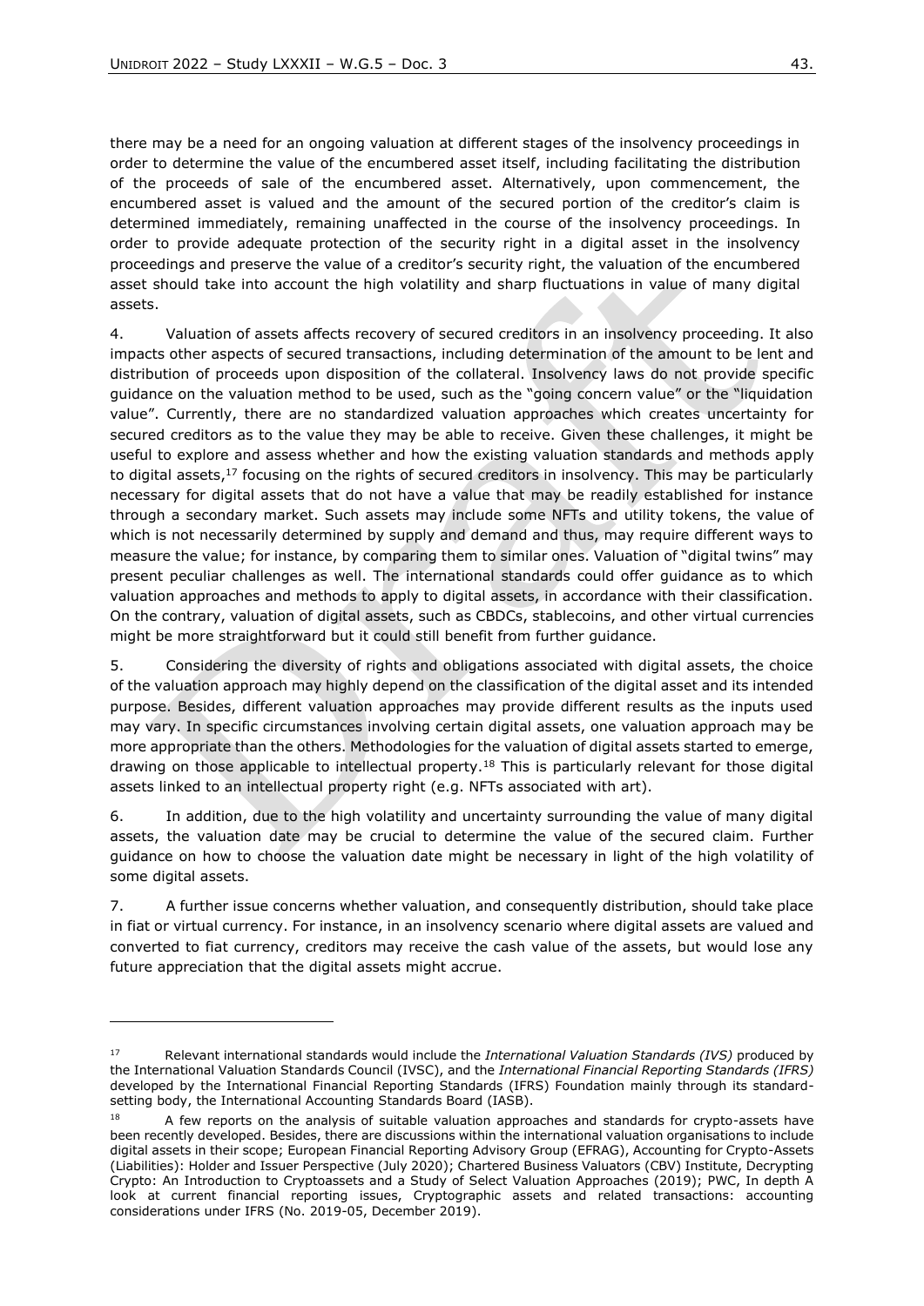there may be a need for an ongoing valuation at different stages of the insolvency proceedings in order to determine the value of the encumbered asset itself, including facilitating the distribution of the proceeds of sale of the encumbered asset. Alternatively, upon commencement, the encumbered asset is valued and the amount of the secured portion of the creditor's claim is determined immediately, remaining unaffected in the course of the insolvency proceedings. In order to provide adequate protection of the security right in a digital asset in the insolvency proceedings and preserve the value of a creditor's security right, the valuation of the encumbered asset should take into account the high volatility and sharp fluctuations in value of many digital assets.

4. Valuation of assets affects recovery of secured creditors in an insolvency proceeding. It also impacts other aspects of secured transactions, including determination of the amount to be lent and distribution of proceeds upon disposition of the collateral. Insolvency laws do not provide specific guidance on the valuation method to be used, such as the "going concern value" or the "liquidation value". Currently, there are no standardized valuation approaches which creates uncertainty for secured creditors as to the value they may be able to receive. Given these challenges, it might be useful to explore and assess whether and how the existing valuation standards and methods apply to digital assets,[17] focusing on the rights of secured creditors in insolvency. This may be particularly necessary for digital assets that do not have a value that may be readily established for instance through a secondary market. Such assets may include some NFTs and utility tokens, the value of which is not necessarily determined by supply and demand and thus, may require different ways to measure the value; for instance, by comparing them to similar ones. Valuation of "digital twins" may present peculiar challenges as well. The international standards could offer guidance as to which valuation approaches and methods to apply to digital assets, in accordance with their classification. On the contrary, valuation of digital assets, such as CBDCs, stablecoins, and other virtual currencies might be more straightforward but it could still benefit from further guidance.

5. Considering the diversity of rights and obligations associated with digital assets, the choice of the valuation approach may highly depend on the classification of the digital asset and its intended purpose. Besides, different valuation approaches may provide different results as the inputs used may vary. In specific circumstances involving certain digital assets, one valuation approach may be more appropriate than the others. Methodologies for the valuation of digital assets started to emerge, drawing on those applicable to intellectual property.[18] This is particularly relevant for those digital assets linked to an intellectual property right (e.g. NFTs associated with art).

6. In addition, due to the high volatility and uncertainty surrounding the value of many digital assets, the valuation date may be crucial to determine the value of the secured claim. Further guidance on how to choose the valuation date might be necessary in light of the high volatility of some digital assets.

7. A further issue concerns whether valuation, and consequently distribution, should take place in fiat or virtual currency. For instance, in an insolvency scenario where digital assets are valued and converted to fiat currency, creditors may receive the cash value of the assets, but would lose any future appreciation that the digital assets might accrue.

---

[17] Relevant international standards would include the *International Valuation Standards (IVS)* produced by the International Valuation Standards Council (IVSC), and the *International Financial Reporting Standards (IFRS)* developed by the International Financial Reporting Standards (IFRS) Foundation mainly through its standard-setting body, the International Accounting Standards Board (IASB).

[18] A few reports on the analysis of suitable valuation approaches and standards for crypto-assets have been recently developed. Besides, there are discussions within the international valuation organisations to include digital assets in their scope; European Financial Reporting Advisory Group (EFRAG), Accounting for Crypto-Assets (Liabilities): Holder and Issuer Perspective (July 2020); Chartered Business Valuators (CBV) Institute, Decrypting Crypto: An Introduction to Cryptoassets and a Study of Select Valuation Approaches (2019); PWC, In depth A look at current financial reporting issues, Cryptographic assets and related transactions: accounting considerations under IFRS (No. 2019-05, December 2019).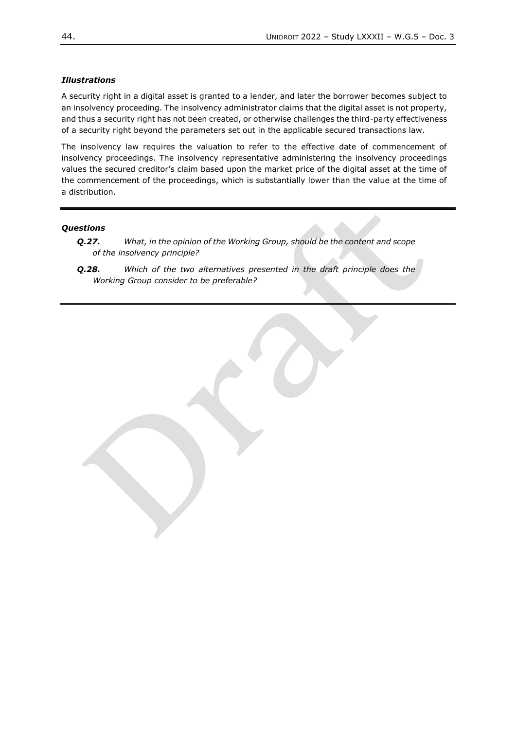***Illustrations***

A security right in a digital asset is granted to a lender, and later the borrower becomes subject to an insolvency proceeding. The insolvency administrator claims that the digital asset is not property, and thus a security right has not been created, or otherwise challenges the third-party effectiveness of a security right beyond the parameters set out in the applicable secured transactions law.

The insolvency law requires the valuation to refer to the effective date of commencement of insolvency proceedings. The insolvency representative administering the insolvency proceedings values the secured creditor's claim based upon the market price of the digital asset at the time of the commencement of the proceedings, which is substantially lower than the value at the time of a distribution.

***Questions***

- ***Q.27.*** *What, in the opinion of the Working Group, should be the content and scope of the insolvency principle?*
- ***Q.28.*** *Which of the two alternatives presented in the draft principle does the Working Group consider to be preferable?*